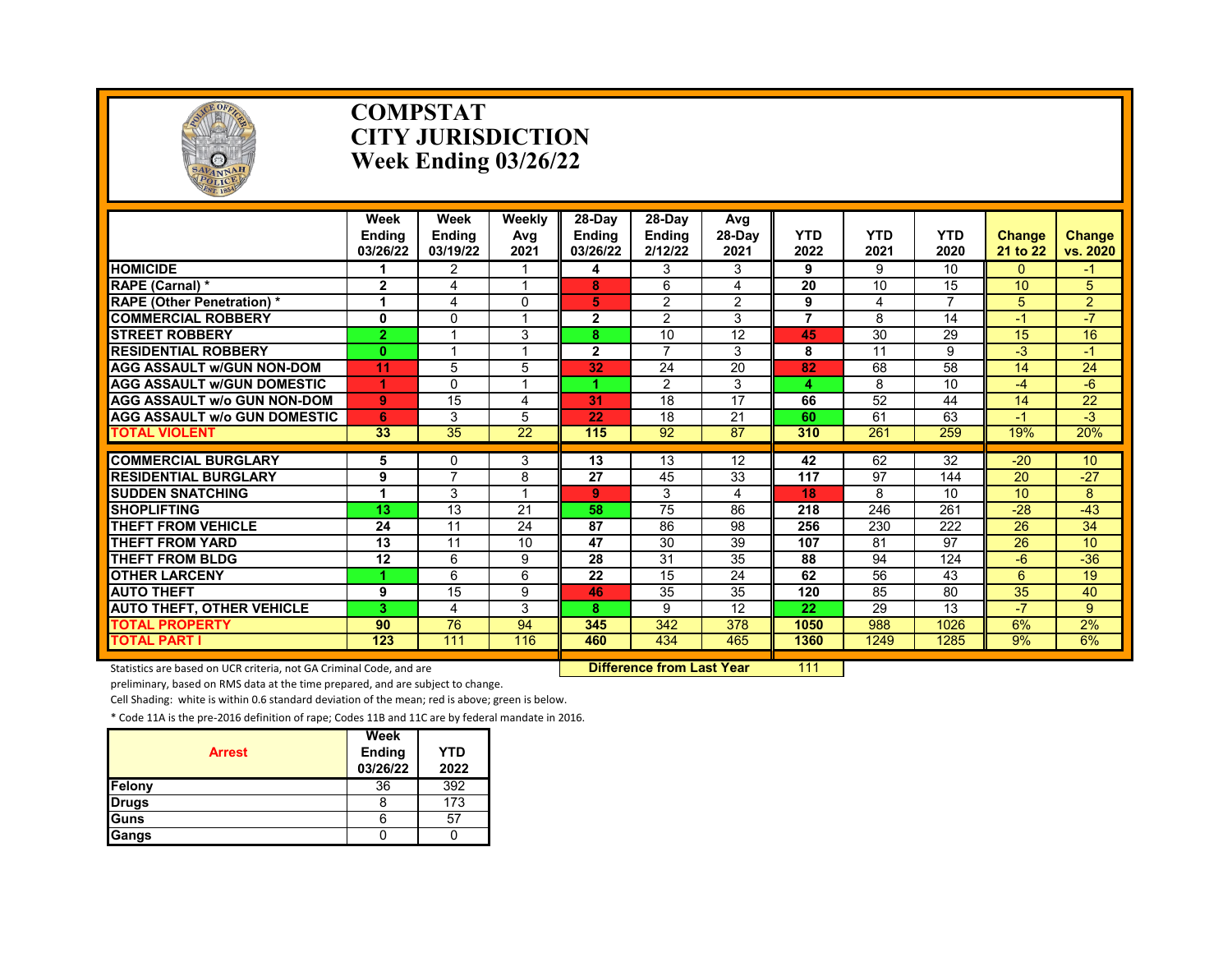# COMPSTAT
# CITY JURISDICTION
# Week Ending 03/26/22

| | Week Ending 03/26/22 | Week Ending 03/19/22 | Weekly Avg 2021 | 28-Day Ending 03/26/22 | 28-Day Ending 2/12/22 | Avg 28-Day 2021 | YTD 2022 | YTD 2021 | YTD 2020 | Change 21 to 22 | Change vs. 2020 |
|---|---|---|---|---|---|---|---|---|---|---|---|
| HOMICIDE | 1 | 2 | 1 | 4 | 3 | 3 | 9 | 9 | 10 | 0 | -1 |
| RAPE (Carnal) * | 2 | 4 | 1 | 8 | 6 | 4 | 20 | 10 | 15 | 10 | 5 |
| RAPE (Other Penetration) * | 1 | 4 | 0 | 5 | 2 | 2 | 9 | 4 | 7 | 5 | 2 |
| COMMERCIAL ROBBERY | 0 | 0 | 1 | 2 | 2 | 3 | 7 | 8 | 14 | -1 | -7 |
| STREET ROBBERY | 2 | 1 | 3 | 8 | 10 | 12 | 45 | 30 | 29 | 15 | 16 |
| RESIDENTIAL ROBBERY | 0 | 1 | 1 | 2 | 7 | 3 | 8 | 11 | 9 | -3 | -1 |
| AGG ASSAULT w/GUN NON-DOM | 11 | 5 | 5 | 32 | 24 | 20 | 82 | 68 | 58 | 14 | 24 |
| AGG ASSAULT w/GUN DOMESTIC | 1 | 0 | 1 | 1 | 2 | 3 | 4 | 8 | 10 | -4 | -6 |
| AGG ASSAULT w/o GUN NON-DOM | 9 | 15 | 4 | 31 | 18 | 17 | 66 | 52 | 44 | 14 | 22 |
| AGG ASSAULT w/o GUN DOMESTIC | 6 | 3 | 5 | 22 | 18 | 21 | 60 | 61 | 63 | -1 | -3 |
| TOTAL VIOLENT | 33 | 35 | 22 | 115 | 92 | 87 | 310 | 261 | 259 | 19% | 20% |
| COMMERCIAL BURGLARY | 5 | 0 | 3 | 13 | 13 | 12 | 42 | 62 | 32 | -20 | 10 |
| RESIDENTIAL BURGLARY | 9 | 7 | 8 | 27 | 45 | 33 | 117 | 97 | 144 | 20 | -27 |
| SUDDEN SNATCHING | 1 | 3 | 1 | 9 | 3 | 4 | 18 | 8 | 10 | 10 | 8 |
| SHOPLIFTING | 13 | 13 | 21 | 58 | 75 | 86 | 218 | 246 | 261 | -28 | -43 |
| THEFT FROM VEHICLE | 24 | 11 | 24 | 87 | 86 | 98 | 256 | 230 | 222 | 26 | 34 |
| THEFT FROM YARD | 13 | 11 | 10 | 47 | 30 | 39 | 107 | 81 | 97 | 26 | 10 |
| THEFT FROM BLDG | 12 | 6 | 9 | 28 | 31 | 35 | 88 | 94 | 124 | -6 | -36 |
| OTHER LARCENY | 1 | 6 | 6 | 22 | 15 | 24 | 62 | 56 | 43 | 6 | 19 |
| AUTO THEFT | 9 | 15 | 9 | 46 | 35 | 35 | 120 | 85 | 80 | 35 | 40 |
| AUTO THEFT, OTHER VEHICLE | 3 | 4 | 3 | 8 | 9 | 12 | 22 | 29 | 13 | -7 | 9 |
| TOTAL PROPERTY | 90 | 76 | 94 | 345 | 342 | 378 | 1050 | 988 | 1026 | 6% | 2% |
| TOTAL PART I | 123 | 111 | 116 | 460 | 434 | 465 | 1360 | 1249 | 1285 | 9% | 6% |

Difference from Last Year: 111

Statistics are based on UCR criteria, not GA Criminal Code, and are preliminary, based on RMS data at the time prepared, and are subject to change.

Cell Shading: white is within 0.6 standard deviation of the mean; red is above; green is below.

* Code 11A is the pre-2016 definition of rape; Codes 11B and 11C are by federal mandate in 2016.

| Arrest | Week Ending 03/26/22 | YTD 2022 |
|---|---|---|
| Felony | 36 | 392 |
| Drugs | 8 | 173 |
| Guns | 6 | 57 |
| Gangs | 0 | 0 |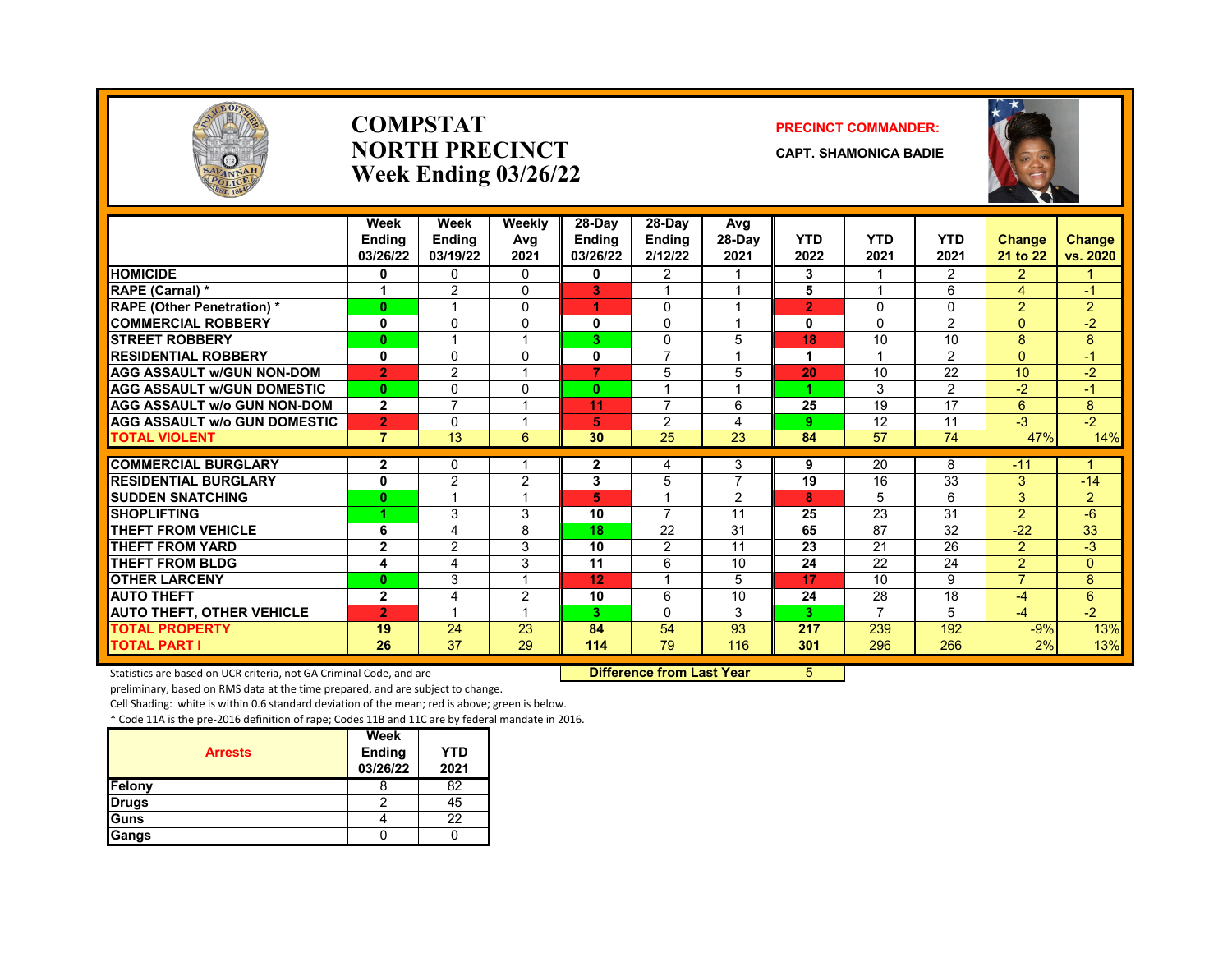# COMPSTAT NORTH PRECINCT Week Ending 03/26/22

**PRECINCT COMMANDER:**

**CAPT. SHAMONICA BADIE**

| | Week Ending 03/26/22 | Week Ending 03/19/22 | Weekly Avg 2021 | 28-Day Ending 03/26/22 | 28-Day Ending 2/12/22 | Avg 28-Day 2021 | YTD 2022 | YTD 2021 | YTD 2021 | Change 21 to 22 | Change vs. 2020 |
|---|---|---|---|---|---|---|---|---|---|---|---|
| HOMICIDE | 0 | 0 | 0 | 0 | 2 | 1 | 3 | 1 | 2 | 2 | 1 |
| RAPE (Carnal) * | 1 | 2 | 0 | 3 | 1 | 1 | 5 | 1 | 6 | 4 | -1 |
| RAPE (Other Penetration) * | 0 | 1 | 0 | 1 | 0 | 1 | 2 | 0 | 0 | 2 | 2 |
| COMMERCIAL ROBBERY | 0 | 0 | 0 | 0 | 0 | 1 | 0 | 0 | 2 | 0 | -2 |
| STREET ROBBERY | 0 | 1 | 1 | 3 | 0 | 5 | 18 | 10 | 10 | 8 | 8 |
| RESIDENTIAL ROBBERY | 0 | 0 | 0 | 0 | 7 | 1 | 1 | 1 | 2 | 0 | -1 |
| AGG ASSAULT w/GUN NON-DOM | 2 | 2 | 1 | 7 | 5 | 5 | 20 | 10 | 22 | 10 | -2 |
| AGG ASSAULT w/GUN DOMESTIC | 0 | 0 | 0 | 0 | 1 | 1 | 1 | 3 | 2 | -2 | -1 |
| AGG ASSAULT w/o GUN NON-DOM | 2 | 7 | 1 | 11 | 7 | 6 | 25 | 19 | 17 | 6 | 8 |
| AGG ASSAULT w/o GUN DOMESTIC | 2 | 0 | 1 | 5 | 2 | 4 | 9 | 12 | 11 | -3 | -2 |
| TOTAL VIOLENT | 7 | 13 | 6 | 30 | 25 | 23 | 84 | 57 | 74 | 47% | 14% |
| COMMERCIAL BURGLARY | 2 | 0 | 1 | 2 | 4 | 3 | 9 | 20 | 8 | -11 | 1 |
| RESIDENTIAL BURGLARY | 0 | 2 | 2 | 3 | 5 | 7 | 19 | 16 | 33 | 3 | -14 |
| SUDDEN SNATCHING | 0 | 1 | 1 | 5 | 1 | 2 | 8 | 5 | 6 | 3 | 2 |
| SHOPLIFTING | 1 | 3 | 3 | 10 | 7 | 11 | 25 | 23 | 31 | 2 | -6 |
| THEFT FROM VEHICLE | 6 | 4 | 8 | 18 | 22 | 31 | 65 | 87 | 32 | -22 | 33 |
| THEFT FROM YARD | 2 | 2 | 3 | 10 | 2 | 11 | 23 | 21 | 26 | 2 | -3 |
| THEFT FROM BLDG | 4 | 4 | 3 | 11 | 6 | 10 | 24 | 22 | 24 | 2 | 0 |
| OTHER LARCENY | 0 | 3 | 1 | 12 | 1 | 5 | 17 | 10 | 9 | 7 | 8 |
| AUTO THEFT | 2 | 4 | 2 | 10 | 6 | 10 | 24 | 28 | 18 | -4 | 6 |
| AUTO THEFT, OTHER VEHICLE | 2 | 1 | 1 | 3 | 0 | 3 | 3 | 7 | 5 | -4 | -2 |
| TOTAL PROPERTY | 19 | 24 | 23 | 84 | 54 | 93 | 217 | 239 | 192 | -9% | 13% |
| TOTAL PART I | 26 | 37 | 29 | 114 | 79 | 116 | 301 | 296 | 266 | 2% | 13% |

**Difference from Last Year** 5

Statistics are based on UCR criteria, not GA Criminal Code, and are preliminary, based on RMS data at the time prepared, and are subject to change.

Cell Shading: white is within 0.6 standard deviation of the mean; red is above; green is below.

* Code 11A is the pre-2016 definition of rape; Codes 11B and 11C are by federal mandate in 2016.

| Arrests | Week Ending 03/26/22 | YTD 2021 |
|---|---|---|
| Felony | 8 | 82 |
| Drugs | 2 | 45 |
| Guns | 4 | 22 |
| Gangs | 0 | 0 |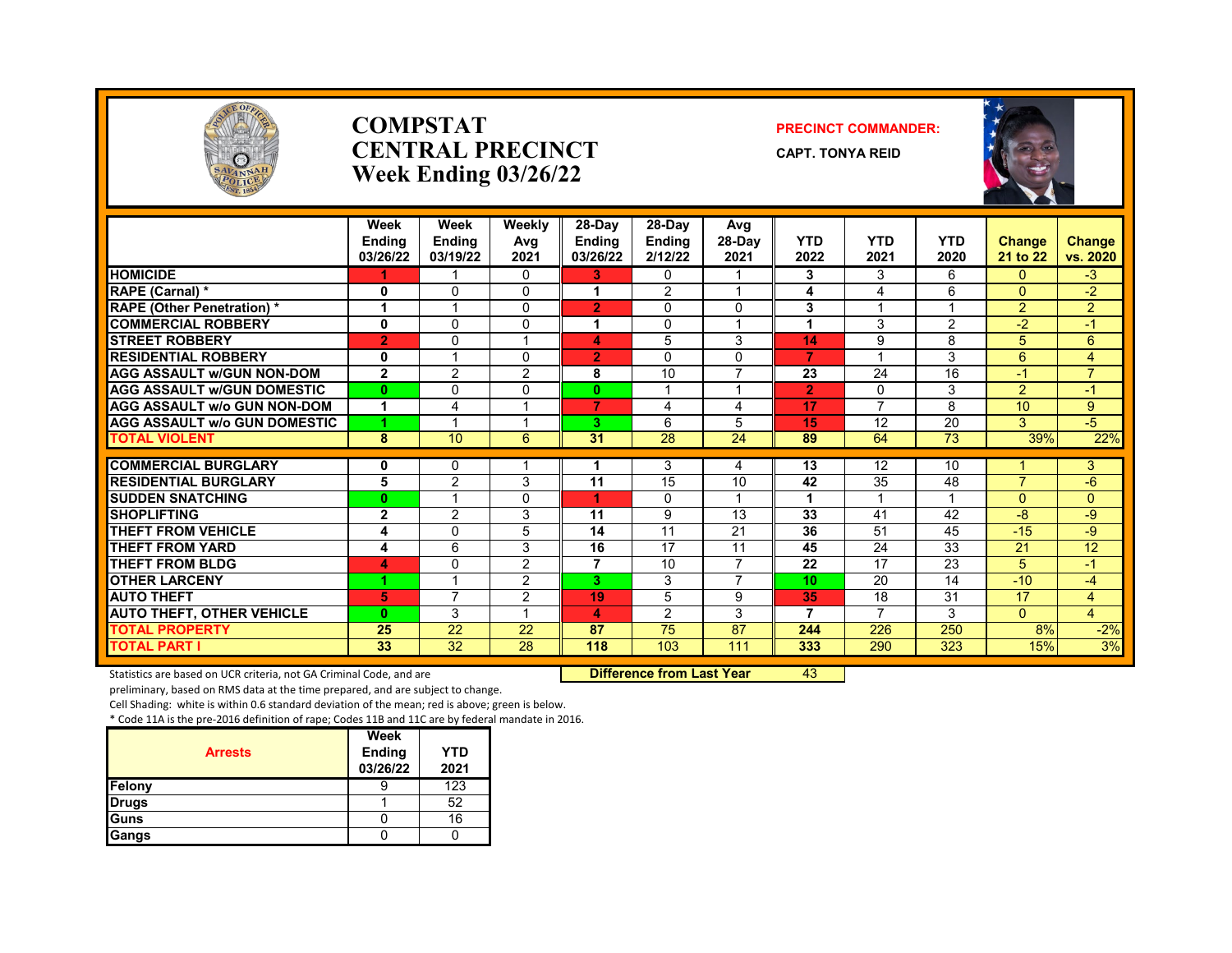# COMPSTAT
# CENTRAL PRECINCT
# Week Ending 03/26/22

**PRECINCT COMMANDER:**

**CAPT. TONYA REID**

| | Week Ending 03/26/22 | Week Ending 03/19/22 | Weekly Avg 2021 | 28-Day Ending 03/26/22 | 28-Day Ending 2/12/22 | Avg 28-Day 2021 | YTD 2022 | YTD 2021 | YTD 2020 | Change 21 to 22 | Change vs. 2020 |
|---|---|---|---|---|---|---|---|---|---|---|---|
| HOMICIDE | 1 | 1 | 0 | 3 | 0 | 1 | 3 | 3 | 6 | 0 | -3 |
| RAPE (Carnal) * | 0 | 0 | 0 | 1 | 2 | 1 | 4 | 4 | 6 | 0 | -2 |
| RAPE (Other Penetration) * | 1 | 1 | 0 | 2 | 0 | 0 | 3 | 1 | 1 | 2 | 2 |
| COMMERCIAL ROBBERY | 0 | 0 | 0 | 1 | 0 | 1 | 1 | 3 | 2 | -2 | -1 |
| STREET ROBBERY | 2 | 0 | 1 | 4 | 5 | 3 | 14 | 9 | 8 | 5 | 6 |
| RESIDENTIAL ROBBERY | 0 | 1 | 0 | 2 | 0 | 0 | 7 | 1 | 3 | 6 | 4 |
| AGG ASSAULT w/GUN NON-DOM | 2 | 2 | 2 | 8 | 10 | 7 | 23 | 24 | 16 | -1 | 7 |
| AGG ASSAULT w/GUN DOMESTIC | 0 | 0 | 0 | 0 | 1 | 1 | 2 | 0 | 3 | 2 | -1 |
| AGG ASSAULT w/o GUN NON-DOM | 1 | 4 | 1 | 7 | 4 | 4 | 17 | 7 | 8 | 10 | 9 |
| AGG ASSAULT w/o GUN DOMESTIC | 1 | 1 | 1 | 3 | 6 | 5 | 15 | 12 | 20 | 3 | -5 |
| TOTAL VIOLENT | 8 | 10 | 6 | 31 | 28 | 24 | 89 | 64 | 73 | 39% | 22% |
| COMMERCIAL BURGLARY | 0 | 0 | 1 | 1 | 3 | 4 | 13 | 12 | 10 | 1 | 3 |
| RESIDENTIAL BURGLARY | 5 | 2 | 3 | 11 | 15 | 10 | 42 | 35 | 48 | 7 | -6 |
| SUDDEN SNATCHING | 0 | 1 | 0 | 1 | 0 | 1 | 1 | 1 | 1 | 0 | 0 |
| SHOPLIFTING | 2 | 2 | 3 | 11 | 9 | 13 | 33 | 41 | 42 | -8 | -9 |
| THEFT FROM VEHICLE | 4 | 0 | 5 | 14 | 11 | 21 | 36 | 51 | 45 | -15 | -9 |
| THEFT FROM YARD | 4 | 6 | 3 | 16 | 17 | 11 | 45 | 24 | 33 | 21 | 12 |
| THEFT FROM BLDG | 4 | 0 | 2 | 7 | 10 | 7 | 22 | 17 | 23 | 5 | -1 |
| OTHER LARCENY | 1 | 1 | 2 | 3 | 3 | 7 | 10 | 20 | 14 | -10 | -4 |
| AUTO THEFT | 5 | 7 | 2 | 19 | 5 | 9 | 35 | 18 | 31 | 17 | 4 |
| AUTO THEFT, OTHER VEHICLE | 0 | 3 | 1 | 4 | 2 | 3 | 7 | 7 | 3 | 0 | 4 |
| TOTAL PROPERTY | 25 | 22 | 22 | 87 | 75 | 87 | 244 | 226 | 250 | 8% | -2% |
| TOTAL PART I | 33 | 32 | 28 | 118 | 103 | 111 | 333 | 290 | 323 | 15% | 3% |

**Difference from Last Year** 43

Statistics are based on UCR criteria, not GA Criminal Code, and are preliminary, based on RMS data at the time prepared, and are subject to change.

Cell Shading: white is within 0.6 standard deviation of the mean; red is above; green is below.

* Code 11A is the pre-2016 definition of rape; Codes 11B and 11C are by federal mandate in 2016.

| Arrests | Week Ending 03/26/22 | YTD 2021 |
|---|---|---|
| Felony | 9 | 123 |
| Drugs | 1 | 52 |
| Guns | 0 | 16 |
| Gangs | 0 | 0 |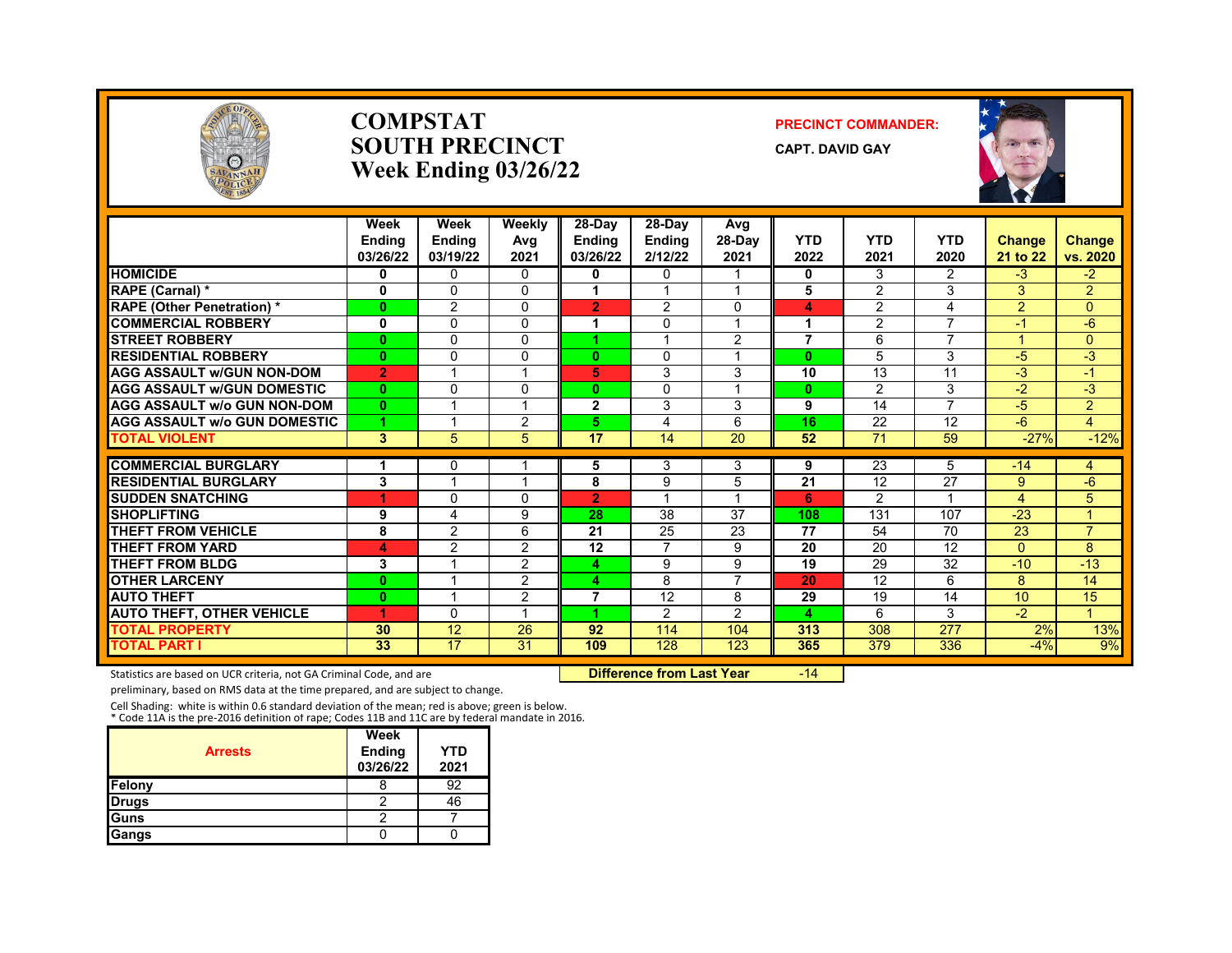# COMPSTAT
# SOUTH PRECINCT
# Week Ending 03/26/22

**PRECINCT COMMANDER:**

**CAPT. DAVID GAY**

| | Week Ending 03/26/22 | Week Ending 03/19/22 | Weekly Avg 2021 | 28-Day Ending 03/26/22 | 28-Day Ending 2/12/22 | Avg 28-Day 2021 | YTD 2022 | YTD 2021 | YTD 2020 | Change 21 to 22 | Change vs. 2020 |
|---|---|---|---|---|---|---|---|---|---|---|---|
| HOMICIDE | 0 | 0 | 0 | 0 | 0 | 1 | 0 | 3 | 2 | -3 | -2 |
| RAPE (Carnal) * | 0 | 0 | 0 | 1 | 1 | 1 | 5 | 2 | 3 | 3 | 2 |
| RAPE (Other Penetration) * | 0 | 2 | 0 | 2 | 2 | 0 | 4 | 2 | 4 | 2 | 0 |
| COMMERCIAL ROBBERY | 0 | 0 | 0 | 1 | 0 | 1 | 1 | 2 | 7 | -1 | -6 |
| STREET ROBBERY | 0 | 0 | 0 | 1 | 1 | 2 | 7 | 6 | 7 | 1 | 0 |
| RESIDENTIAL ROBBERY | 0 | 0 | 0 | 0 | 0 | 1 | 0 | 5 | 3 | -5 | -3 |
| AGG ASSAULT w/GUN NON-DOM | 2 | 1 | 1 | 5 | 3 | 3 | 10 | 13 | 11 | -3 | -1 |
| AGG ASSAULT w/GUN DOMESTIC | 0 | 0 | 0 | 0 | 0 | 1 | 0 | 2 | 3 | -2 | -3 |
| AGG ASSAULT w/o GUN NON-DOM | 0 | 1 | 1 | 2 | 3 | 3 | 9 | 14 | 7 | -5 | 2 |
| AGG ASSAULT w/o GUN DOMESTIC | 1 | 1 | 2 | 5 | 4 | 6 | 16 | 22 | 12 | -6 | 4 |
| TOTAL VIOLENT | 3 | 5 | 5 | 17 | 14 | 20 | 52 | 71 | 59 | -27% | -12% |
| COMMERCIAL BURGLARY | 1 | 0 | 1 | 5 | 3 | 3 | 9 | 23 | 5 | -14 | 4 |
| RESIDENTIAL BURGLARY | 3 | 1 | 1 | 8 | 9 | 5 | 21 | 12 | 27 | 9 | -6 |
| SUDDEN SNATCHING | 1 | 0 | 0 | 2 | 1 | 1 | 6 | 2 | 1 | 4 | 5 |
| SHOPLIFTING | 9 | 4 | 9 | 28 | 38 | 37 | 108 | 131 | 107 | -23 | 1 |
| THEFT FROM VEHICLE | 8 | 2 | 6 | 21 | 25 | 23 | 77 | 54 | 70 | 23 | 7 |
| THEFT FROM YARD | 4 | 2 | 2 | 12 | 7 | 9 | 20 | 20 | 12 | 0 | 8 |
| THEFT FROM BLDG | 3 | 1 | 2 | 4 | 9 | 9 | 19 | 29 | 32 | -10 | -13 |
| OTHER LARCENY | 0 | 1 | 2 | 4 | 8 | 7 | 20 | 12 | 6 | 8 | 14 |
| AUTO THEFT | 0 | 1 | 2 | 7 | 12 | 8 | 29 | 19 | 14 | 10 | 15 |
| AUTO THEFT, OTHER VEHICLE | 1 | 0 | 1 | 1 | 2 | 2 | 4 | 6 | 3 | -2 | 1 |
| TOTAL PROPERTY | 30 | 12 | 26 | 92 | 114 | 104 | 313 | 308 | 277 | 2% | 13% |
| TOTAL PART I | 33 | 17 | 31 | 109 | 128 | 123 | 365 | 379 | 336 | -4% | 9% |

Statistics are based on UCR criteria, not GA Criminal Code, and are preliminary, based on RMS data at the time prepared, and are subject to change.

**Difference from Last Year** -14

Cell Shading: white is within 0.6 standard deviation of the mean; red is above; green is below.
* Code 11A is the pre-2016 definition of rape; Codes 11B and 11C are by federal mandate in 2016.

| Arrests | Week Ending 03/26/22 | YTD 2021 |
|---|---|---|
| Felony | 8 | 92 |
| Drugs | 2 | 46 |
| Guns | 2 | 7 |
| Gangs | 0 | 0 |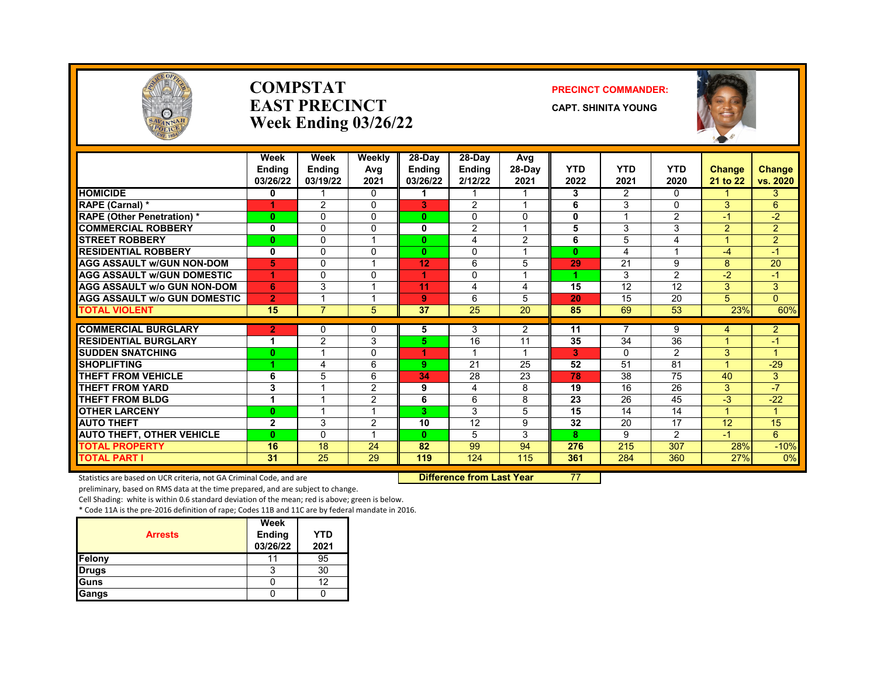# COMPSTAT
# EAST PRECINCT
# Week Ending 03/26/22

**PRECINCT COMMANDER:**

**CAPT. SHINITA YOUNG**

| | Week Ending 03/26/22 | Week Ending 03/19/22 | Weekly Avg 2021 | 28-Day Ending 03/26/22 | 28-Day Ending 2/12/22 | Avg 28-Day 2021 | YTD 2022 | YTD 2021 | YTD 2020 | Change 21 to 22 | Change vs. 2020 |
|---|---|---|---|---|---|---|---|---|---|---|---|
| HOMICIDE | 0 | 1 | 0 | 1 | 1 | 1 | 3 | 2 | 0 | 1 | 3 |
| RAPE (Carnal) * | 1 | 2 | 0 | 3 | 2 | 1 | 6 | 3 | 0 | 3 | 6 |
| RAPE (Other Penetration) * | 0 | 0 | 0 | 0 | 0 | 0 | 0 | 1 | 2 | -1 | -2 |
| COMMERCIAL ROBBERY | 0 | 0 | 0 | 0 | 2 | 1 | 5 | 3 | 3 | 2 | 2 |
| STREET ROBBERY | 0 | 0 | 1 | 0 | 4 | 2 | 6 | 5 | 4 | 1 | 2 |
| RESIDENTIAL ROBBERY | 0 | 0 | 0 | 0 | 0 | 1 | 0 | 4 | 1 | -4 | -1 |
| AGG ASSAULT w/GUN NON-DOM | 5 | 0 | 1 | 12 | 6 | 5 | 29 | 21 | 9 | 8 | 20 |
| AGG ASSAULT w/GUN DOMESTIC | 1 | 0 | 0 | 1 | 0 | 1 | 1 | 3 | 2 | -2 | -1 |
| AGG ASSAULT w/o GUN NON-DOM | 6 | 3 | 1 | 11 | 4 | 4 | 15 | 12 | 12 | 3 | 3 |
| AGG ASSAULT w/o GUN DOMESTIC | 2 | 1 | 1 | 9 | 6 | 5 | 20 | 15 | 20 | 5 | 0 |
| TOTAL VIOLENT | 15 | 7 | 5 | 37 | 25 | 20 | 85 | 69 | 53 | 23% | 60% |
| COMMERCIAL BURGLARY | 2 | 0 | 0 | 5 | 3 | 2 | 11 | 7 | 9 | 4 | 2 |
| RESIDENTIAL BURGLARY | 1 | 2 | 3 | 5 | 16 | 11 | 35 | 34 | 36 | 1 | -1 |
| SUDDEN SNATCHING | 0 | 1 | 0 | 1 | 1 | 1 | 3 | 0 | 2 | 3 | 1 |
| SHOPLIFTING | 1 | 4 | 6 | 9 | 21 | 25 | 52 | 51 | 81 | 1 | -29 |
| THEFT FROM VEHICLE | 6 | 5 | 6 | 34 | 28 | 23 | 78 | 38 | 75 | 40 | 3 |
| THEFT FROM YARD | 3 | 1 | 2 | 9 | 4 | 8 | 19 | 16 | 26 | 3 | -7 |
| THEFT FROM BLDG | 1 | 1 | 2 | 6 | 6 | 8 | 23 | 26 | 45 | -3 | -22 |
| OTHER LARCENY | 0 | 1 | 1 | 3 | 3 | 5 | 15 | 14 | 14 | 1 | 1 |
| AUTO THEFT | 2 | 3 | 2 | 10 | 12 | 9 | 32 | 20 | 17 | 12 | 15 |
| AUTO THEFT, OTHER VEHICLE | 0 | 0 | 1 | 0 | 5 | 3 | 8 | 9 | 2 | -1 | 6 |
| TOTAL PROPERTY | 16 | 18 | 24 | 82 | 99 | 94 | 276 | 215 | 307 | 28% | -10% |
| TOTAL PART I | 31 | 25 | 29 | 119 | 124 | 115 | 361 | 284 | 360 | 27% | 0% |

**Difference from Last Year** 77

Statistics are based on UCR criteria, not GA Criminal Code, and are preliminary, based on RMS data at the time prepared, and are subject to change.

Cell Shading: white is within 0.6 standard deviation of the mean; red is above; green is below.

* Code 11A is the pre-2016 definition of rape; Codes 11B and 11C are by federal mandate in 2016.

| Arrests | Week Ending 03/26/22 | YTD 2021 |
|---|---|---|
| Felony | 11 | 95 |
| Drugs | 3 | 30 |
| Guns | 0 | 12 |
| Gangs | 0 | 0 |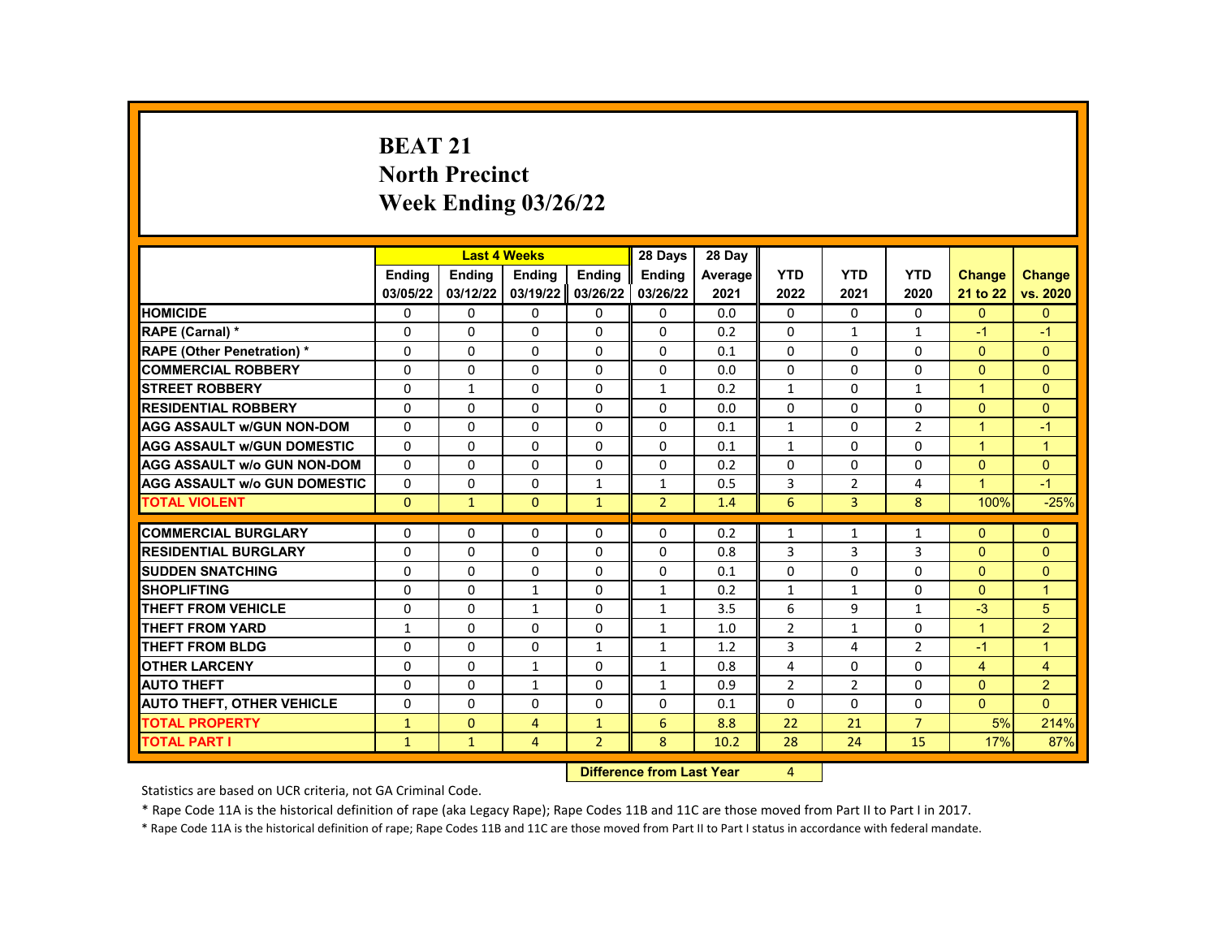# BEAT 21
# North Precinct
# Week Ending 03/26/22

| | Last 4 Weeks | | | | 28 Days | 28 Day | | | | | |
|---|---|---|---|---|---|---|---|---|---|---|---|
| | Ending 03/05/22 | Ending 03/12/22 | Ending 03/19/22 | Ending 03/26/22 | Ending 03/26/22 | Average 2021 | YTD 2022 | YTD 2021 | YTD 2020 | Change 21 to 22 | Change vs. 2020 |
| HOMICIDE | 0 | 0 | 0 | 0 | 0 | 0.0 | 0 | 0 | 0 | 0 | 0 |
| RAPE (Carnal) * | 0 | 0 | 0 | 0 | 0 | 0.2 | 0 | 1 | 1 | -1 | -1 |
| RAPE (Other Penetration) * | 0 | 0 | 0 | 0 | 0 | 0.1 | 0 | 0 | 0 | 0 | 0 |
| COMMERCIAL ROBBERY | 0 | 0 | 0 | 0 | 0 | 0.0 | 0 | 0 | 0 | 0 | 0 |
| STREET ROBBERY | 0 | 1 | 0 | 0 | 1 | 0.2 | 1 | 0 | 1 | 1 | 0 |
| RESIDENTIAL ROBBERY | 0 | 0 | 0 | 0 | 0 | 0.0 | 0 | 0 | 0 | 0 | 0 |
| AGG ASSAULT w/GUN NON-DOM | 0 | 0 | 0 | 0 | 0 | 0.1 | 1 | 0 | 2 | 1 | -1 |
| AGG ASSAULT w/GUN DOMESTIC | 0 | 0 | 0 | 0 | 0 | 0.1 | 1 | 0 | 0 | 1 | 1 |
| AGG ASSAULT w/o GUN NON-DOM | 0 | 0 | 0 | 0 | 0 | 0.2 | 0 | 0 | 0 | 0 | 0 |
| AGG ASSAULT w/o GUN DOMESTIC | 0 | 0 | 0 | 1 | 1 | 0.5 | 3 | 2 | 4 | 1 | -1 |
| TOTAL VIOLENT | 0 | 1 | 0 | 1 | 2 | 1.4 | 6 | 3 | 8 | 100% | -25% |
| COMMERCIAL BURGLARY | 0 | 0 | 0 | 0 | 0 | 0.2 | 1 | 1 | 1 | 0 | 0 |
| RESIDENTIAL BURGLARY | 0 | 0 | 0 | 0 | 0 | 0.8 | 3 | 3 | 3 | 0 | 0 |
| SUDDEN SNATCHING | 0 | 0 | 0 | 0 | 0 | 0.1 | 0 | 0 | 0 | 0 | 0 |
| SHOPLIFTING | 0 | 0 | 1 | 0 | 1 | 0.2 | 1 | 1 | 0 | 0 | 1 |
| THEFT FROM VEHICLE | 0 | 0 | 1 | 0 | 1 | 3.5 | 6 | 9 | 1 | -3 | 5 |
| THEFT FROM YARD | 1 | 0 | 0 | 0 | 1 | 1.0 | 2 | 1 | 0 | 1 | 2 |
| THEFT FROM BLDG | 0 | 0 | 0 | 1 | 1 | 1.2 | 3 | 4 | 2 | -1 | 1 |
| OTHER LARCENY | 0 | 0 | 1 | 0 | 1 | 0.8 | 4 | 0 | 0 | 4 | 4 |
| AUTO THEFT | 0 | 0 | 1 | 0 | 1 | 0.9 | 2 | 2 | 0 | 0 | 2 |
| AUTO THEFT, OTHER VEHICLE | 0 | 0 | 0 | 0 | 0 | 0.1 | 0 | 0 | 0 | 0 | 0 |
| TOTAL PROPERTY | 1 | 0 | 4 | 1 | 6 | 8.8 | 22 | 21 | 7 | 5% | 214% |
| TOTAL PART I | 1 | 1 | 4 | 2 | 8 | 10.2 | 28 | 24 | 15 | 17% | 87% |

**Difference from Last Year** 4

Statistics are based on UCR criteria, not GA Criminal Code.

* Rape Code 11A is the historical definition of rape (aka Legacy Rape); Rape Codes 11B and 11C are those moved from Part II to Part I in 2017.

* Rape Code 11A is the historical definition of rape; Rape Codes 11B and 11C are those moved from Part II to Part I status in accordance with federal mandate.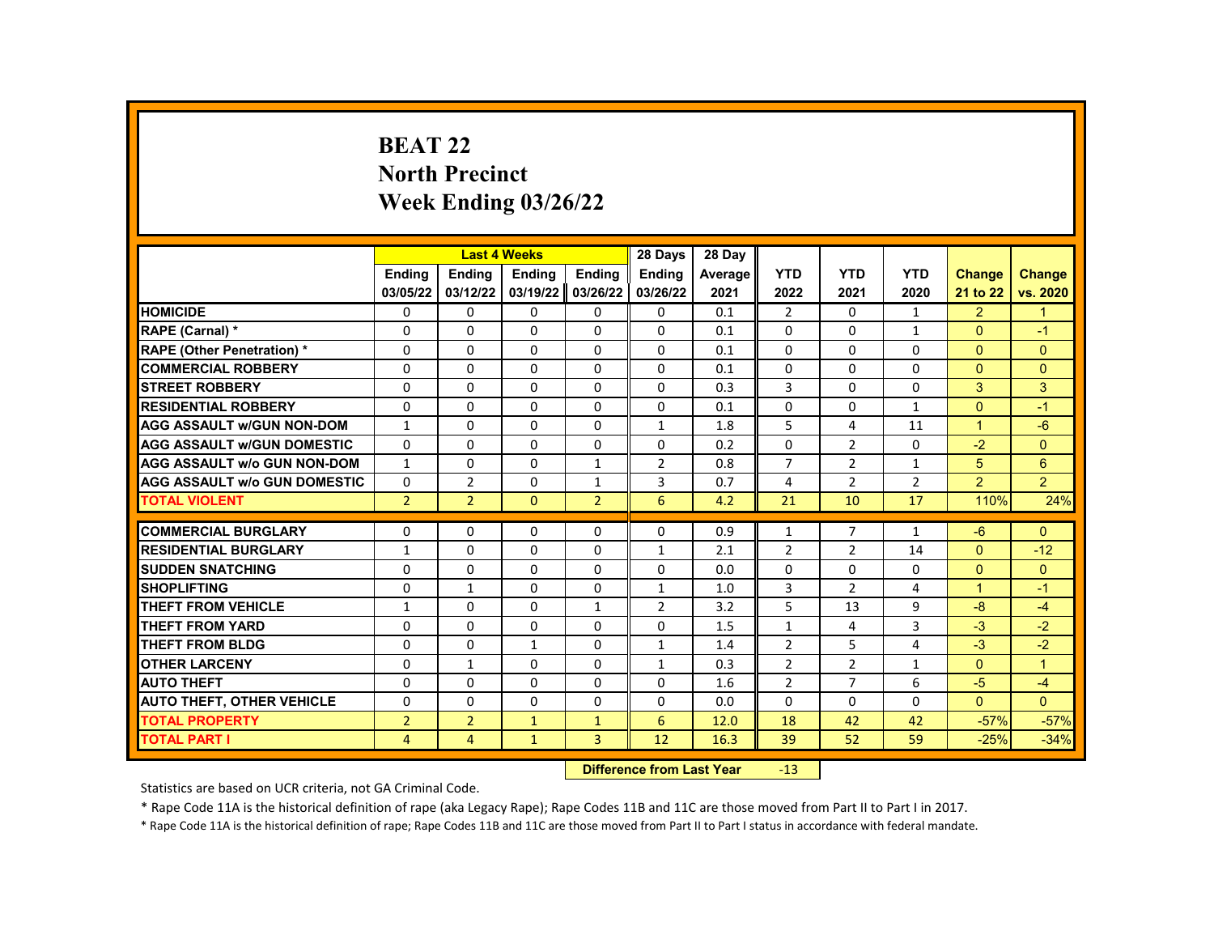# BEAT 22
## North Precinct
## Week Ending 03/26/22

| | Last 4 Weeks | | | | 28 Days | 28 Day | | | | | |
|---|---|---|---|---|---|---|---|---|---|---|---|
| | Ending 03/05/22 | Ending 03/12/22 | Ending 03/19/22 | Ending 03/26/22 | Ending 03/26/22 | Average 2021 | YTD 2022 | YTD 2021 | YTD 2020 | Change 21 to 22 | Change vs. 2020 |
| HOMICIDE | 0 | 0 | 0 | 0 | 0 | 0.1 | 2 | 0 | 1 | 2 | 1 |
| RAPE (Carnal) * | 0 | 0 | 0 | 0 | 0 | 0.1 | 0 | 0 | 1 | 0 | -1 |
| RAPE (Other Penetration) * | 0 | 0 | 0 | 0 | 0 | 0.1 | 0 | 0 | 0 | 0 | 0 |
| COMMERCIAL ROBBERY | 0 | 0 | 0 | 0 | 0 | 0.1 | 0 | 0 | 0 | 0 | 0 |
| STREET ROBBERY | 0 | 0 | 0 | 0 | 0 | 0.3 | 3 | 0 | 0 | 3 | 3 |
| RESIDENTIAL ROBBERY | 0 | 0 | 0 | 0 | 0 | 0.1 | 0 | 0 | 1 | 0 | -1 |
| AGG ASSAULT w/GUN NON-DOM | 1 | 0 | 0 | 0 | 1 | 1.8 | 5 | 4 | 11 | 1 | -6 |
| AGG ASSAULT w/GUN DOMESTIC | 0 | 0 | 0 | 0 | 0 | 0.2 | 0 | 2 | 0 | -2 | 0 |
| AGG ASSAULT w/o GUN NON-DOM | 1 | 0 | 0 | 1 | 2 | 0.8 | 7 | 2 | 1 | 5 | 6 |
| AGG ASSAULT w/o GUN DOMESTIC | 0 | 2 | 0 | 1 | 3 | 0.7 | 4 | 2 | 2 | 2 | 2 |
| TOTAL VIOLENT | 2 | 2 | 0 | 2 | 6 | 4.2 | 21 | 10 | 17 | 110% | 24% |
| COMMERCIAL BURGLARY | 0 | 0 | 0 | 0 | 0 | 0.9 | 1 | 7 | 1 | -6 | 0 |
| RESIDENTIAL BURGLARY | 1 | 0 | 0 | 0 | 1 | 2.1 | 2 | 2 | 14 | 0 | -12 |
| SUDDEN SNATCHING | 0 | 0 | 0 | 0 | 0 | 0.0 | 0 | 0 | 0 | 0 | 0 |
| SHOPLIFTING | 0 | 1 | 0 | 0 | 1 | 1.0 | 3 | 2 | 4 | 1 | -1 |
| THEFT FROM VEHICLE | 1 | 0 | 0 | 1 | 2 | 3.2 | 5 | 13 | 9 | -8 | -4 |
| THEFT FROM YARD | 0 | 0 | 0 | 0 | 0 | 1.5 | 1 | 4 | 3 | -3 | -2 |
| THEFT FROM BLDG | 0 | 0 | 1 | 0 | 1 | 1.4 | 2 | 5 | 4 | -3 | -2 |
| OTHER LARCENY | 0 | 1 | 0 | 0 | 1 | 0.3 | 2 | 2 | 1 | 0 | 1 |
| AUTO THEFT | 0 | 0 | 0 | 0 | 0 | 1.6 | 2 | 7 | 6 | -5 | -4 |
| AUTO THEFT, OTHER VEHICLE | 0 | 0 | 0 | 0 | 0 | 0.0 | 0 | 0 | 0 | 0 | 0 |
| TOTAL PROPERTY | 2 | 2 | 1 | 1 | 6 | 12.0 | 18 | 42 | 42 | -57% | -57% |
| TOTAL PART I | 4 | 4 | 1 | 3 | 12 | 16.3 | 39 | 52 | 59 | -25% | -34% |

**Difference from Last Year** -13

Statistics are based on UCR criteria, not GA Criminal Code.

* Rape Code 11A is the historical definition of rape (aka Legacy Rape); Rape Codes 11B and 11C are those moved from Part II to Part I in 2017.

* Rape Code 11A is the historical definition of rape; Rape Codes 11B and 11C are those moved from Part II to Part I status in accordance with federal mandate.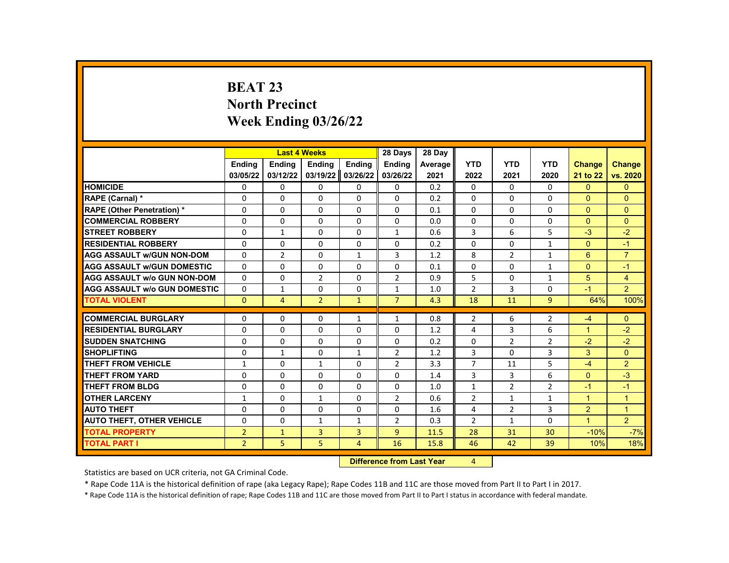# BEAT 23
# North Precinct
# Week Ending 03/26/22

| | Last 4 Weeks | | | | 28 Days | 28 Day | | | | | |
|---|---|---|---|---|---|---|---|---|---|---|---|
| | Ending 03/05/22 | Ending 03/12/22 | Ending 03/19/22 | Ending 03/26/22 | Ending 03/26/22 | Average 2021 | YTD 2022 | YTD 2021 | YTD 2020 | Change 21 to 22 | Change vs. 2020 |
| **HOMICIDE** | 0 | 0 | 0 | 0 | 0 | 0.2 | 0 | 0 | 0 | 0 | 0 |
| **RAPE (Carnal) *** | 0 | 0 | 0 | 0 | 0 | 0.2 | 0 | 0 | 0 | 0 | 0 |
| **RAPE (Other Penetration) *** | 0 | 0 | 0 | 0 | 0 | 0.1 | 0 | 0 | 0 | 0 | 0 |
| **COMMERCIAL ROBBERY** | 0 | 0 | 0 | 0 | 0 | 0.0 | 0 | 0 | 0 | 0 | 0 |
| **STREET ROBBERY** | 0 | 1 | 0 | 0 | 1 | 0.6 | 3 | 6 | 5 | -3 | -2 |
| **RESIDENTIAL ROBBERY** | 0 | 0 | 0 | 0 | 0 | 0.2 | 0 | 0 | 1 | 0 | -1 |
| **AGG ASSAULT w/GUN NON-DOM** | 0 | 2 | 0 | 1 | 3 | 1.2 | 8 | 2 | 1 | 6 | 7 |
| **AGG ASSAULT w/GUN DOMESTIC** | 0 | 0 | 0 | 0 | 0 | 0.1 | 0 | 0 | 1 | 0 | -1 |
| **AGG ASSAULT w/o GUN NON-DOM** | 0 | 0 | 2 | 0 | 2 | 0.9 | 5 | 0 | 1 | 5 | 4 |
| **AGG ASSAULT w/o GUN DOMESTIC** | 0 | 1 | 0 | 0 | 1 | 1.0 | 2 | 3 | 0 | -1 | 2 |
| **TOTAL VIOLENT** | 0 | 4 | 2 | 1 | 7 | 4.3 | 18 | 11 | 9 | 64% | 100% |
| **COMMERCIAL BURGLARY** | 0 | 0 | 0 | 1 | 1 | 0.8 | 2 | 6 | 2 | -4 | 0 |
| **RESIDENTIAL BURGLARY** | 0 | 0 | 0 | 0 | 0 | 1.2 | 4 | 3 | 6 | 1 | -2 |
| **SUDDEN SNATCHING** | 0 | 0 | 0 | 0 | 0 | 0.2 | 0 | 2 | 2 | -2 | -2 |
| **SHOPLIFTING** | 0 | 1 | 0 | 1 | 2 | 1.2 | 3 | 0 | 3 | 3 | 0 |
| **THEFT FROM VEHICLE** | 1 | 0 | 1 | 0 | 2 | 3.3 | 7 | 11 | 5 | -4 | 2 |
| **THEFT FROM YARD** | 0 | 0 | 0 | 0 | 0 | 1.4 | 3 | 3 | 6 | 0 | -3 |
| **THEFT FROM BLDG** | 0 | 0 | 0 | 0 | 0 | 1.0 | 1 | 2 | 2 | -1 | -1 |
| **OTHER LARCENY** | 1 | 0 | 1 | 0 | 2 | 0.6 | 2 | 1 | 1 | 1 | 1 |
| **AUTO THEFT** | 0 | 0 | 0 | 0 | 0 | 1.6 | 4 | 2 | 3 | 2 | 1 |
| **AUTO THEFT, OTHER VEHICLE** | 0 | 0 | 1 | 1 | 2 | 0.3 | 2 | 1 | 0 | 1 | 2 |
| **TOTAL PROPERTY** | 2 | 1 | 3 | 3 | 9 | 11.5 | 28 | 31 | 30 | -10% | -7% |
| **TOTAL PART I** | 2 | 5 | 5 | 4 | 16 | 15.8 | 46 | 42 | 39 | 10% | 18% |

| Difference from Last Year | 4 |
|---|---|

Statistics are based on UCR criteria, not GA Criminal Code.

* Rape Code 11A is the historical definition of rape (aka Legacy Rape); Rape Codes 11B and 11C are those moved from Part II to Part I in 2017.

* Rape Code 11A is the historical definition of rape; Rape Codes 11B and 11C are those moved from Part II to Part I status in accordance with federal mandate.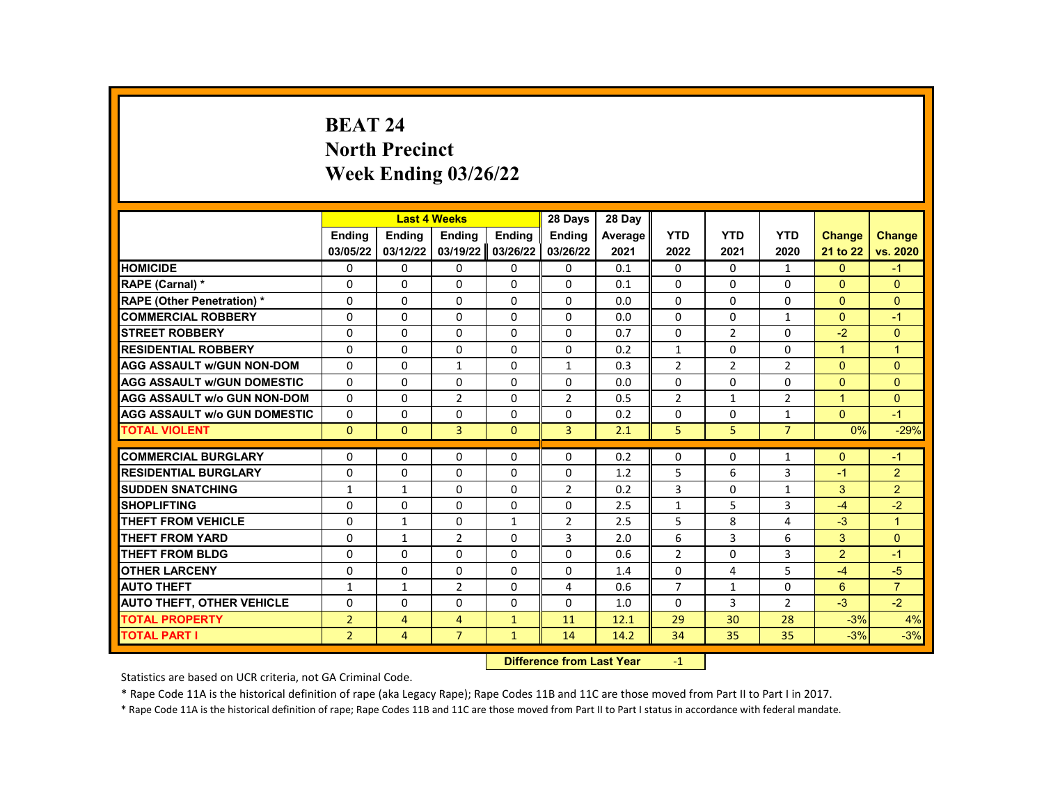# BEAT 24
## North Precinct
## Week Ending 03/26/22

| | Last 4 Weeks | | | | 28 Days | 28 Day | | | | | |
|---|---|---|---|---|---|---|---|---|---|---|---|
| | Ending 03/05/22 | Ending 03/12/22 | Ending 03/19/22 | Ending 03/26/22 | Ending 03/26/22 | Average 2021 | YTD 2022 | YTD 2021 | YTD 2020 | Change 21 to 22 | Change vs. 2020 |
| HOMICIDE | 0 | 0 | 0 | 0 | 0 | 0.1 | 0 | 0 | 1 | 0 | -1 |
| RAPE (Carnal) * | 0 | 0 | 0 | 0 | 0 | 0.1 | 0 | 0 | 0 | 0 | 0 |
| RAPE (Other Penetration) * | 0 | 0 | 0 | 0 | 0 | 0.0 | 0 | 0 | 0 | 0 | 0 |
| COMMERCIAL ROBBERY | 0 | 0 | 0 | 0 | 0 | 0.0 | 0 | 0 | 1 | 0 | -1 |
| STREET ROBBERY | 0 | 0 | 0 | 0 | 0 | 0.7 | 0 | 2 | 0 | -2 | 0 |
| RESIDENTIAL ROBBERY | 0 | 0 | 0 | 0 | 0 | 0.2 | 1 | 0 | 0 | 1 | 1 |
| AGG ASSAULT w/GUN NON-DOM | 0 | 0 | 1 | 0 | 1 | 0.3 | 2 | 2 | 2 | 0 | 0 |
| AGG ASSAULT w/GUN DOMESTIC | 0 | 0 | 0 | 0 | 0 | 0.0 | 0 | 0 | 0 | 0 | 0 |
| AGG ASSAULT w/o GUN NON-DOM | 0 | 0 | 2 | 0 | 2 | 0.5 | 2 | 1 | 2 | 1 | 0 |
| AGG ASSAULT w/o GUN DOMESTIC | 0 | 0 | 0 | 0 | 0 | 0.2 | 0 | 0 | 1 | 0 | -1 |
| TOTAL VIOLENT | 0 | 0 | 3 | 0 | 3 | 2.1 | 5 | 5 | 7 | 0% | -29% |
| COMMERCIAL BURGLARY | 0 | 0 | 0 | 0 | 0 | 0.2 | 0 | 0 | 1 | 0 | -1 |
| RESIDENTIAL BURGLARY | 0 | 0 | 0 | 0 | 0 | 1.2 | 5 | 6 | 3 | -1 | 2 |
| SUDDEN SNATCHING | 1 | 1 | 0 | 0 | 2 | 0.2 | 3 | 0 | 1 | 3 | 2 |
| SHOPLIFTING | 0 | 0 | 0 | 0 | 0 | 2.5 | 1 | 5 | 3 | -4 | -2 |
| THEFT FROM VEHICLE | 0 | 1 | 0 | 1 | 2 | 2.5 | 5 | 8 | 4 | -3 | 1 |
| THEFT FROM YARD | 0 | 1 | 2 | 0 | 3 | 2.0 | 6 | 3 | 6 | 3 | 0 |
| THEFT FROM BLDG | 0 | 0 | 0 | 0 | 0 | 0.6 | 2 | 0 | 3 | 2 | -1 |
| OTHER LARCENY | 0 | 0 | 0 | 0 | 0 | 1.4 | 0 | 4 | 5 | -4 | -5 |
| AUTO THEFT | 1 | 1 | 2 | 0 | 4 | 0.6 | 7 | 1 | 0 | 6 | 7 |
| AUTO THEFT, OTHER VEHICLE | 0 | 0 | 0 | 0 | 0 | 1.0 | 0 | 3 | 2 | -3 | -2 |
| TOTAL PROPERTY | 2 | 4 | 4 | 1 | 11 | 12.1 | 29 | 30 | 28 | -3% | 4% |
| TOTAL PART I | 2 | 4 | 7 | 1 | 14 | 14.2 | 34 | 35 | 35 | -3% | -3% |

**Difference from Last Year** -1

Statistics are based on UCR criteria, not GA Criminal Code.

* Rape Code 11A is the historical definition of rape (aka Legacy Rape); Rape Codes 11B and 11C are those moved from Part II to Part I in 2017.

* Rape Code 11A is the historical definition of rape; Rape Codes 11B and 11C are those moved from Part II to Part I status in accordance with federal mandate.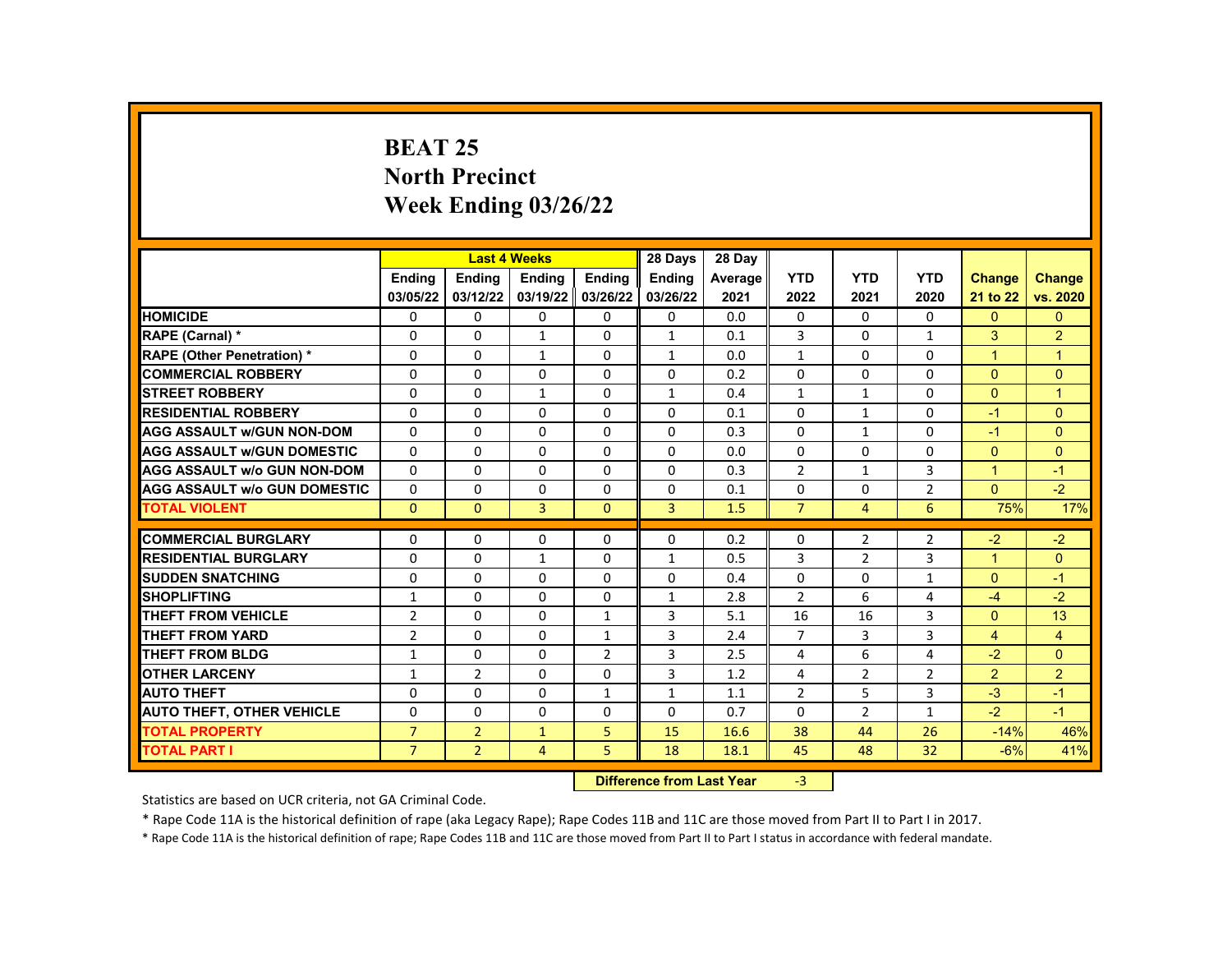# BEAT 25
## North Precinct
## Week Ending 03/26/22

| | Last 4 Weeks | | | | 28 Days | 28 Day | | | | | |
|---|---|---|---|---|---|---|---|---|---|---|---|
| | Ending 03/05/22 | Ending 03/12/22 | Ending 03/19/22 | Ending 03/26/22 | Ending 03/26/22 | Average 2021 | YTD 2022 | YTD 2021 | YTD 2020 | Change 21 to 22 | Change vs. 2020 |
| HOMICIDE | 0 | 0 | 0 | 0 | 0 | 0.0 | 0 | 0 | 0 | 0 | 0 |
| RAPE (Carnal) * | 0 | 0 | 1 | 0 | 1 | 0.1 | 3 | 0 | 1 | 3 | 2 |
| RAPE (Other Penetration) * | 0 | 0 | 1 | 0 | 1 | 0.0 | 1 | 0 | 0 | 1 | 1 |
| COMMERCIAL ROBBERY | 0 | 0 | 0 | 0 | 0 | 0.2 | 0 | 0 | 0 | 0 | 0 |
| STREET ROBBERY | 0 | 0 | 1 | 0 | 1 | 0.4 | 1 | 1 | 0 | 0 | 1 |
| RESIDENTIAL ROBBERY | 0 | 0 | 0 | 0 | 0 | 0.1 | 0 | 1 | 0 | -1 | 0 |
| AGG ASSAULT w/GUN NON-DOM | 0 | 0 | 0 | 0 | 0 | 0.3 | 0 | 1 | 0 | -1 | 0 |
| AGG ASSAULT w/GUN DOMESTIC | 0 | 0 | 0 | 0 | 0 | 0.0 | 0 | 0 | 0 | 0 | 0 |
| AGG ASSAULT w/o GUN NON-DOM | 0 | 0 | 0 | 0 | 0 | 0.3 | 2 | 1 | 3 | 1 | -1 |
| AGG ASSAULT w/o GUN DOMESTIC | 0 | 0 | 0 | 0 | 0 | 0.1 | 0 | 0 | 2 | 0 | -2 |
| TOTAL VIOLENT | 0 | 0 | 3 | 0 | 3 | 1.5 | 7 | 4 | 6 | 75% | 17% |
| COMMERCIAL BURGLARY | 0 | 0 | 0 | 0 | 0 | 0.2 | 0 | 2 | 2 | -2 | -2 |
| RESIDENTIAL BURGLARY | 0 | 0 | 1 | 0 | 1 | 0.5 | 3 | 2 | 3 | 1 | 0 |
| SUDDEN SNATCHING | 0 | 0 | 0 | 0 | 0 | 0.4 | 0 | 0 | 1 | 0 | -1 |
| SHOPLIFTING | 1 | 0 | 0 | 0 | 1 | 2.8 | 2 | 6 | 4 | -4 | -2 |
| THEFT FROM VEHICLE | 2 | 0 | 0 | 1 | 3 | 5.1 | 16 | 16 | 3 | 0 | 13 |
| THEFT FROM YARD | 2 | 0 | 0 | 1 | 3 | 2.4 | 7 | 3 | 3 | 4 | 4 |
| THEFT FROM BLDG | 1 | 0 | 0 | 2 | 3 | 2.5 | 4 | 6 | 4 | -2 | 0 |
| OTHER LARCENY | 1 | 2 | 0 | 0 | 3 | 1.2 | 4 | 2 | 2 | 2 | 2 |
| AUTO THEFT | 0 | 0 | 0 | 1 | 1 | 1.1 | 2 | 5 | 3 | -3 | -1 |
| AUTO THEFT, OTHER VEHICLE | 0 | 0 | 0 | 0 | 0 | 0.7 | 0 | 2 | 1 | -2 | -1 |
| TOTAL PROPERTY | 7 | 2 | 1 | 5 | 15 | 16.6 | 38 | 44 | 26 | -14% | 46% |
| TOTAL PART I | 7 | 2 | 4 | 5 | 18 | 18.1 | 45 | 48 | 32 | -6% | 41% |

**Difference from Last Year** -3

Statistics are based on UCR criteria, not GA Criminal Code.

* Rape Code 11A is the historical definition of rape (aka Legacy Rape); Rape Codes 11B and 11C are those moved from Part II to Part I in 2017.

* Rape Code 11A is the historical definition of rape; Rape Codes 11B and 11C are those moved from Part II to Part I status in accordance with federal mandate.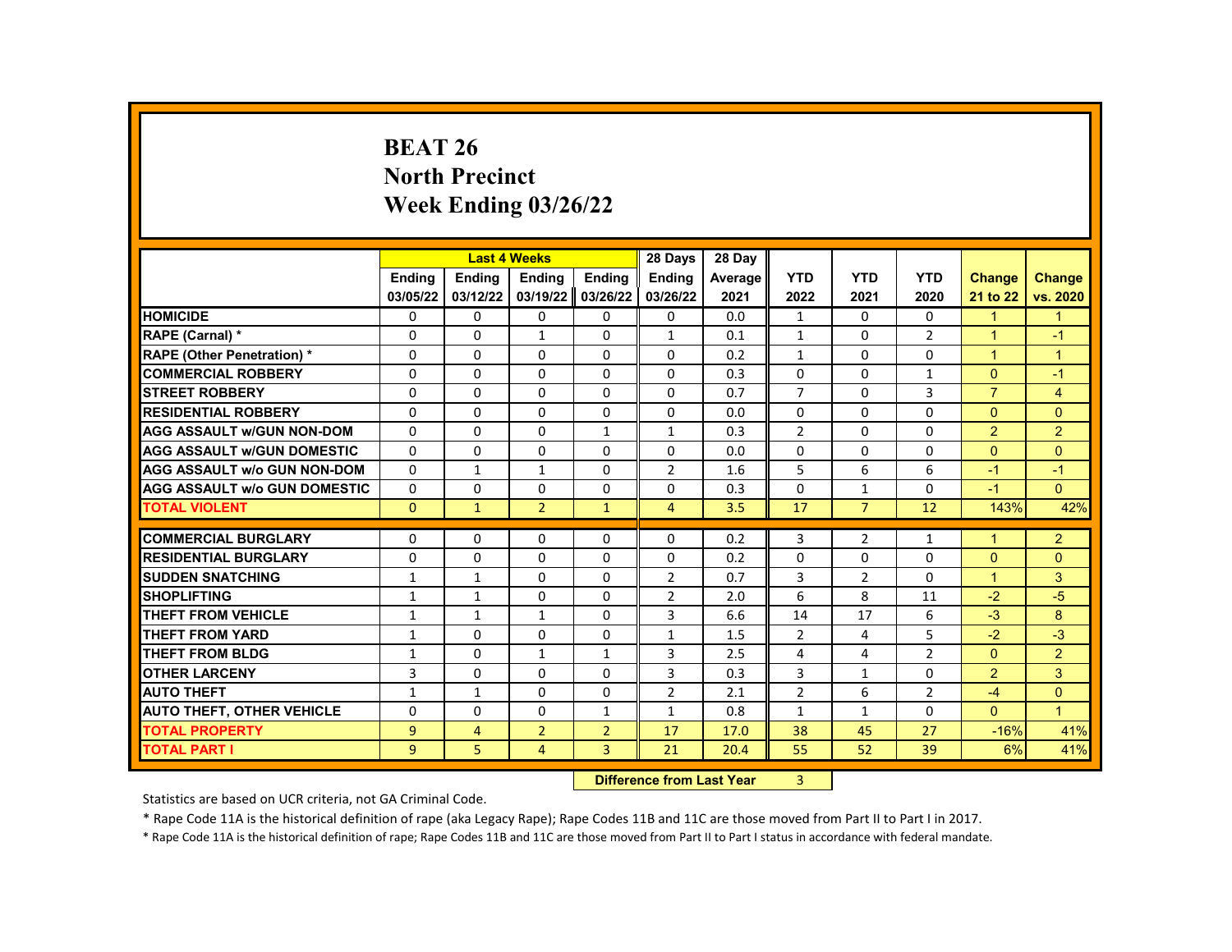# BEAT 26
# North Precinct
# Week Ending 03/26/22

| | Last 4 Weeks | | | | 28 Days | 28 Day | | | | | |
|---|---|---|---|---|---|---|---|---|---|---|---|
| | Ending 03/05/22 | Ending 03/12/22 | Ending 03/19/22 | Ending 03/26/22 | Ending 03/26/22 | Average 2021 | YTD 2022 | YTD 2021 | YTD 2020 | Change 21 to 22 | Change vs. 2020 |
| HOMICIDE | 0 | 0 | 0 | 0 | 0 | 0.0 | 1 | 0 | 0 | 1 | 1 |
| RAPE (Carnal) * | 0 | 0 | 1 | 0 | 1 | 0.1 | 1 | 0 | 2 | 1 | -1 |
| RAPE (Other Penetration) * | 0 | 0 | 0 | 0 | 0 | 0.2 | 1 | 0 | 0 | 1 | 1 |
| COMMERCIAL ROBBERY | 0 | 0 | 0 | 0 | 0 | 0.3 | 0 | 0 | 1 | 0 | -1 |
| STREET ROBBERY | 0 | 0 | 0 | 0 | 0 | 0.7 | 7 | 0 | 3 | 7 | 4 |
| RESIDENTIAL ROBBERY | 0 | 0 | 0 | 0 | 0 | 0.0 | 0 | 0 | 0 | 0 | 0 |
| AGG ASSAULT w/GUN NON-DOM | 0 | 0 | 0 | 1 | 1 | 0.3 | 2 | 0 | 0 | 2 | 2 |
| AGG ASSAULT w/GUN DOMESTIC | 0 | 0 | 0 | 0 | 0 | 0.0 | 0 | 0 | 0 | 0 | 0 |
| AGG ASSAULT w/o GUN NON-DOM | 0 | 1 | 1 | 0 | 2 | 1.6 | 5 | 6 | 6 | -1 | -1 |
| AGG ASSAULT w/o GUN DOMESTIC | 0 | 0 | 0 | 0 | 0 | 0.3 | 0 | 1 | 0 | -1 | 0 |
| TOTAL VIOLENT | 0 | 1 | 2 | 1 | 4 | 3.5 | 17 | 7 | 12 | 143% | 42% |
| COMMERCIAL BURGLARY | 0 | 0 | 0 | 0 | 0 | 0.2 | 3 | 2 | 1 | 1 | 2 |
| RESIDENTIAL BURGLARY | 0 | 0 | 0 | 0 | 0 | 0.2 | 0 | 0 | 0 | 0 | 0 |
| SUDDEN SNATCHING | 1 | 1 | 0 | 0 | 2 | 0.7 | 3 | 2 | 0 | 1 | 3 |
| SHOPLIFTING | 1 | 1 | 0 | 0 | 2 | 2.0 | 6 | 8 | 11 | -2 | -5 |
| THEFT FROM VEHICLE | 1 | 1 | 1 | 0 | 3 | 6.6 | 14 | 17 | 6 | -3 | 8 |
| THEFT FROM YARD | 1 | 0 | 0 | 0 | 1 | 1.5 | 2 | 4 | 5 | -2 | -3 |
| THEFT FROM BLDG | 1 | 0 | 1 | 1 | 3 | 2.5 | 4 | 4 | 2 | 0 | 2 |
| OTHER LARCENY | 3 | 0 | 0 | 0 | 3 | 0.3 | 3 | 1 | 0 | 2 | 3 |
| AUTO THEFT | 1 | 1 | 0 | 0 | 2 | 2.1 | 2 | 6 | 2 | -4 | 0 |
| AUTO THEFT, OTHER VEHICLE | 0 | 0 | 0 | 1 | 1 | 0.8 | 1 | 1 | 0 | 0 | 1 |
| TOTAL PROPERTY | 9 | 4 | 2 | 2 | 17 | 17.0 | 38 | 45 | 27 | -16% | 41% |
| TOTAL PART I | 9 | 5 | 4 | 3 | 21 | 20.4 | 55 | 52 | 39 | 6% | 41% |

**Difference from Last Year** 3

Statistics are based on UCR criteria, not GA Criminal Code.

* Rape Code 11A is the historical definition of rape (aka Legacy Rape); Rape Codes 11B and 11C are those moved from Part II to Part I in 2017.

* Rape Code 11A is the historical definition of rape; Rape Codes 11B and 11C are those moved from Part II to Part I status in accordance with federal mandate.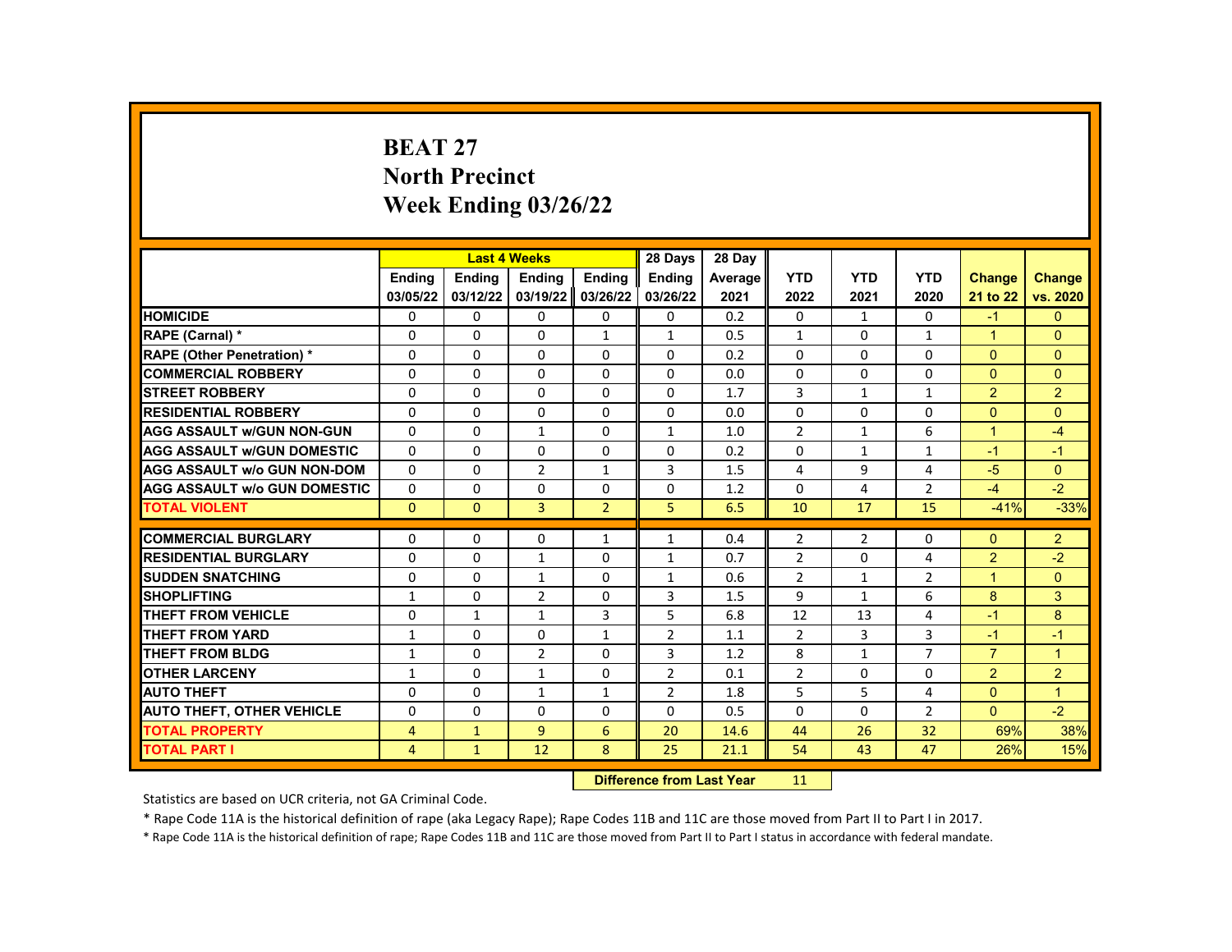# BEAT 27
# North Precinct
# Week Ending 03/26/22

| | Last 4 Weeks | | | | 28 Days | 28 Day | | | | | |
|---|---|---|---|---|---|---|---|---|---|---|---|
| | Ending 03/05/22 | Ending 03/12/22 | Ending 03/19/22 | Ending 03/26/22 | Ending 03/26/22 | Average 2021 | YTD 2022 | YTD 2021 | YTD 2020 | Change 21 to 22 | Change vs. 2020 |
| HOMICIDE | 0 | 0 | 0 | 0 | 0 | 0.2 | 0 | 1 | 0 | -1 | 0 |
| RAPE (Carnal) * | 0 | 0 | 0 | 1 | 1 | 0.5 | 1 | 0 | 1 | 1 | 0 |
| RAPE (Other Penetration) * | 0 | 0 | 0 | 0 | 0 | 0.2 | 0 | 0 | 0 | 0 | 0 |
| COMMERCIAL ROBBERY | 0 | 0 | 0 | 0 | 0 | 0.0 | 0 | 0 | 0 | 0 | 0 |
| STREET ROBBERY | 0 | 0 | 0 | 0 | 0 | 1.7 | 3 | 1 | 1 | 2 | 2 |
| RESIDENTIAL ROBBERY | 0 | 0 | 0 | 0 | 0 | 0.0 | 0 | 0 | 0 | 0 | 0 |
| AGG ASSAULT w/GUN NON-GUN | 0 | 0 | 1 | 0 | 1 | 1.0 | 2 | 1 | 6 | 1 | -4 |
| AGG ASSAULT w/GUN DOMESTIC | 0 | 0 | 0 | 0 | 0 | 0.2 | 0 | 1 | 1 | -1 | -1 |
| AGG ASSAULT w/o GUN NON-DOM | 0 | 0 | 2 | 1 | 3 | 1.5 | 4 | 9 | 4 | -5 | 0 |
| AGG ASSAULT w/o GUN DOMESTIC | 0 | 0 | 0 | 0 | 0 | 1.2 | 0 | 4 | 2 | -4 | -2 |
| TOTAL VIOLENT | 0 | 0 | 3 | 2 | 5 | 6.5 | 10 | 17 | 15 | -41% | -33% |
| COMMERCIAL BURGLARY | 0 | 0 | 0 | 1 | 1 | 0.4 | 2 | 2 | 0 | 0 | 2 |
| RESIDENTIAL BURGLARY | 0 | 0 | 1 | 0 | 1 | 0.7 | 2 | 0 | 4 | 2 | -2 |
| SUDDEN SNATCHING | 0 | 0 | 1 | 0 | 1 | 0.6 | 2 | 1 | 2 | 1 | 0 |
| SHOPLIFTING | 1 | 0 | 2 | 0 | 3 | 1.5 | 9 | 1 | 6 | 8 | 3 |
| THEFT FROM VEHICLE | 0 | 1 | 1 | 3 | 5 | 6.8 | 12 | 13 | 4 | -1 | 8 |
| THEFT FROM YARD | 1 | 0 | 0 | 1 | 2 | 1.1 | 2 | 3 | 3 | -1 | -1 |
| THEFT FROM BLDG | 1 | 0 | 2 | 0 | 3 | 1.2 | 8 | 1 | 7 | 7 | 1 |
| OTHER LARCENY | 1 | 0 | 1 | 0 | 2 | 0.1 | 2 | 0 | 0 | 2 | 2 |
| AUTO THEFT | 0 | 0 | 1 | 1 | 2 | 1.8 | 5 | 5 | 4 | 0 | 1 |
| AUTO THEFT, OTHER VEHICLE | 0 | 0 | 0 | 0 | 0 | 0.5 | 0 | 0 | 2 | 0 | -2 |
| TOTAL PROPERTY | 4 | 1 | 9 | 6 | 20 | 14.6 | 44 | 26 | 32 | 69% | 38% |
| TOTAL PART I | 4 | 1 | 12 | 8 | 25 | 21.1 | 54 | 43 | 47 | 26% | 15% |

**Difference from Last Year** 11

Statistics are based on UCR criteria, not GA Criminal Code.

* Rape Code 11A is the historical definition of rape (aka Legacy Rape); Rape Codes 11B and 11C are those moved from Part II to Part I in 2017.

* Rape Code 11A is the historical definition of rape; Rape Codes 11B and 11C are those moved from Part II to Part I status in accordance with federal mandate.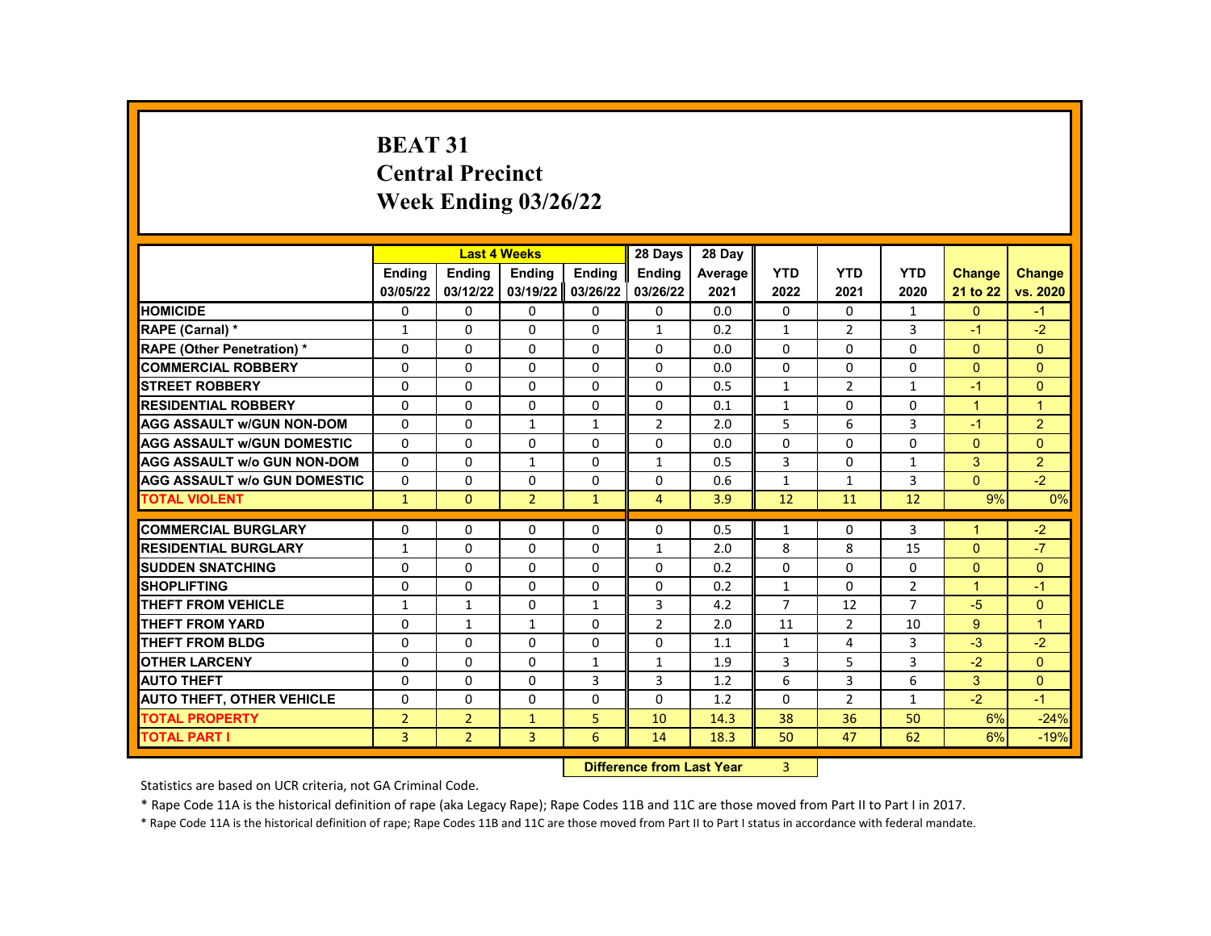# BEAT 31
## Central Precinct
## Week Ending 03/26/22

| | Last 4 Weeks | | | | 28 Days | 28 Day | | | | | |
|---|---|---|---|---|---|---|---|---|---|---|---|
| | Ending 03/05/22 | Ending 03/12/22 | Ending 03/19/22 | Ending 03/26/22 | Ending 03/26/22 | Average 2021 | YTD 2022 | YTD 2021 | YTD 2020 | Change 21 to 22 | Change vs. 2020 |
| HOMICIDE | 0 | 0 | 0 | 0 | 0 | 0.0 | 0 | 0 | 1 | 0 | -1 |
| RAPE (Carnal) * | 1 | 0 | 0 | 0 | 1 | 0.2 | 1 | 2 | 3 | -1 | -2 |
| RAPE (Other Penetration) * | 0 | 0 | 0 | 0 | 0 | 0.0 | 0 | 0 | 0 | 0 | 0 |
| COMMERCIAL ROBBERY | 0 | 0 | 0 | 0 | 0 | 0.0 | 0 | 0 | 0 | 0 | 0 |
| STREET ROBBERY | 0 | 0 | 0 | 0 | 0 | 0.5 | 1 | 2 | 1 | -1 | 0 |
| RESIDENTIAL ROBBERY | 0 | 0 | 0 | 0 | 0 | 0.1 | 1 | 0 | 0 | 1 | 1 |
| AGG ASSAULT w/GUN NON-DOM | 0 | 0 | 1 | 1 | 2 | 2.0 | 5 | 6 | 3 | -1 | 2 |
| AGG ASSAULT w/GUN DOMESTIC | 0 | 0 | 0 | 0 | 0 | 0.0 | 0 | 0 | 0 | 0 | 0 |
| AGG ASSAULT w/o GUN NON-DOM | 0 | 0 | 1 | 0 | 1 | 0.5 | 3 | 0 | 1 | 3 | 2 |
| AGG ASSAULT w/o GUN DOMESTIC | 0 | 0 | 0 | 0 | 0 | 0.6 | 1 | 1 | 3 | 0 | -2 |
| TOTAL VIOLENT | 1 | 0 | 2 | 1 | 4 | 3.9 | 12 | 11 | 12 | 9% | 0% |
| COMMERCIAL BURGLARY | 0 | 0 | 0 | 0 | 0 | 0.5 | 1 | 0 | 3 | 1 | -2 |
| RESIDENTIAL BURGLARY | 1 | 0 | 0 | 0 | 1 | 2.0 | 8 | 8 | 15 | 0 | -7 |
| SUDDEN SNATCHING | 0 | 0 | 0 | 0 | 0 | 0.2 | 0 | 0 | 0 | 0 | 0 |
| SHOPLIFTING | 0 | 0 | 0 | 0 | 0 | 0.2 | 1 | 0 | 2 | 1 | -1 |
| THEFT FROM VEHICLE | 1 | 1 | 0 | 1 | 3 | 4.2 | 7 | 12 | 7 | -5 | 0 |
| THEFT FROM YARD | 0 | 1 | 1 | 0 | 2 | 2.0 | 11 | 2 | 10 | 9 | 1 |
| THEFT FROM BLDG | 0 | 0 | 0 | 0 | 0 | 1.1 | 1 | 4 | 3 | -3 | -2 |
| OTHER LARCENY | 0 | 0 | 0 | 1 | 1 | 1.9 | 3 | 5 | 3 | -2 | 0 |
| AUTO THEFT | 0 | 0 | 0 | 3 | 3 | 1.2 | 6 | 3 | 6 | 3 | 0 |
| AUTO THEFT, OTHER VEHICLE | 0 | 0 | 0 | 0 | 0 | 1.2 | 0 | 2 | 1 | -2 | -1 |
| TOTAL PROPERTY | 2 | 2 | 1 | 5 | 10 | 14.3 | 38 | 36 | 50 | 6% | -24% |
| TOTAL PART I | 3 | 2 | 3 | 6 | 14 | 18.3 | 50 | 47 | 62 | 6% | -19% |

**Difference from Last Year** 3

Statistics are based on UCR criteria, not GA Criminal Code.

* Rape Code 11A is the historical definition of rape (aka Legacy Rape); Rape Codes 11B and 11C are those moved from Part II to Part I in 2017.

* Rape Code 11A is the historical definition of rape; Rape Codes 11B and 11C are those moved from Part II to Part I status in accordance with federal mandate.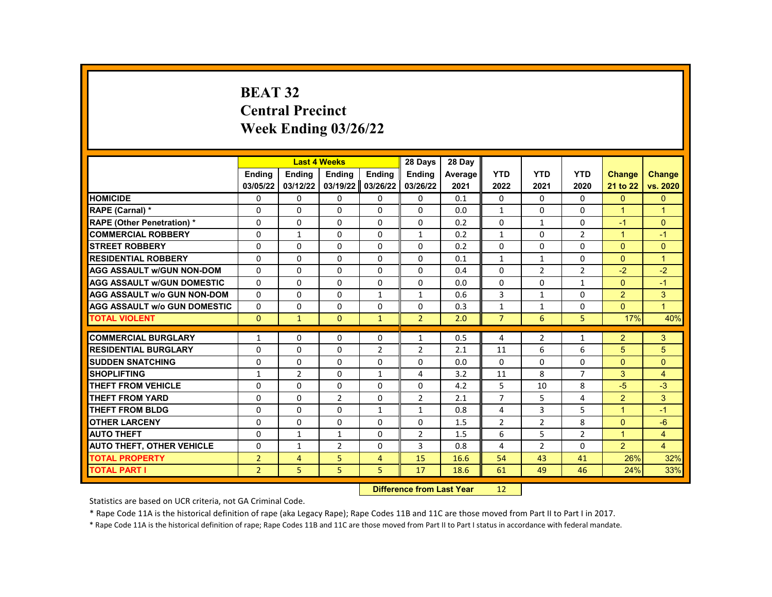# BEAT 32
## Central Precinct
## Week Ending 03/26/22

| | Last 4 Weeks | | | | 28 Days | 28 Day | | | | | |
|---|---|---|---|---|---|---|---|---|---|---|---|
| | Ending 03/05/22 | Ending 03/12/22 | Ending 03/19/22 | Ending 03/26/22 | Ending 03/26/22 | Average 2021 | YTD 2022 | YTD 2021 | YTD 2020 | Change 21 to 22 | Change vs. 2020 |
| HOMICIDE | 0 | 0 | 0 | 0 | 0 | 0.1 | 0 | 0 | 0 | 0 | 0 |
| RAPE (Carnal) * | 0 | 0 | 0 | 0 | 0 | 0.0 | 1 | 0 | 0 | 1 | 1 |
| RAPE (Other Penetration) * | 0 | 0 | 0 | 0 | 0 | 0.2 | 0 | 1 | 0 | -1 | 0 |
| COMMERCIAL ROBBERY | 0 | 1 | 0 | 0 | 1 | 0.2 | 1 | 0 | 2 | 1 | -1 |
| STREET ROBBERY | 0 | 0 | 0 | 0 | 0 | 0.2 | 0 | 0 | 0 | 0 | 0 |
| RESIDENTIAL ROBBERY | 0 | 0 | 0 | 0 | 0 | 0.1 | 1 | 1 | 0 | 0 | 1 |
| AGG ASSAULT w/GUN NON-DOM | 0 | 0 | 0 | 0 | 0 | 0.4 | 0 | 2 | 2 | -2 | -2 |
| AGG ASSAULT w/GUN DOMESTIC | 0 | 0 | 0 | 0 | 0 | 0.0 | 0 | 0 | 1 | 0 | -1 |
| AGG ASSAULT w/o GUN NON-DOM | 0 | 0 | 0 | 1 | 1 | 0.6 | 3 | 1 | 0 | 2 | 3 |
| AGG ASSAULT w/o GUN DOMESTIC | 0 | 0 | 0 | 0 | 0 | 0.3 | 1 | 1 | 0 | 0 | 1 |
| TOTAL VIOLENT | 0 | 1 | 0 | 1 | 2 | 2.0 | 7 | 6 | 5 | 17% | 40% |
| COMMERCIAL BURGLARY | 1 | 0 | 0 | 0 | 1 | 0.5 | 4 | 2 | 1 | 2 | 3 |
| RESIDENTIAL BURGLARY | 0 | 0 | 0 | 2 | 2 | 2.1 | 11 | 6 | 6 | 5 | 5 |
| SUDDEN SNATCHING | 0 | 0 | 0 | 0 | 0 | 0.0 | 0 | 0 | 0 | 0 | 0 |
| SHOPLIFTING | 1 | 2 | 0 | 1 | 4 | 3.2 | 11 | 8 | 7 | 3 | 4 |
| THEFT FROM VEHICLE | 0 | 0 | 0 | 0 | 0 | 4.2 | 5 | 10 | 8 | -5 | -3 |
| THEFT FROM YARD | 0 | 0 | 2 | 0 | 2 | 2.1 | 7 | 5 | 4 | 2 | 3 |
| THEFT FROM BLDG | 0 | 0 | 0 | 1 | 1 | 0.8 | 4 | 3 | 5 | 1 | -1 |
| OTHER LARCENY | 0 | 0 | 0 | 0 | 0 | 1.5 | 2 | 2 | 8 | 0 | -6 |
| AUTO THEFT | 0 | 1 | 1 | 0 | 2 | 1.5 | 6 | 5 | 2 | 1 | 4 |
| AUTO THEFT, OTHER VEHICLE | 0 | 1 | 2 | 0 | 3 | 0.8 | 4 | 2 | 0 | 2 | 4 |
| TOTAL PROPERTY | 2 | 4 | 5 | 4 | 15 | 16.6 | 54 | 43 | 41 | 26% | 32% |
| TOTAL PART I | 2 | 5 | 5 | 5 | 17 | 18.6 | 61 | 49 | 46 | 24% | 33% |

**Difference from Last Year** 12

Statistics are based on UCR criteria, not GA Criminal Code.

* Rape Code 11A is the historical definition of rape (aka Legacy Rape); Rape Codes 11B and 11C are those moved from Part II to Part I in 2017.

* Rape Code 11A is the historical definition of rape; Rape Codes 11B and 11C are those moved from Part II to Part I status in accordance with federal mandate.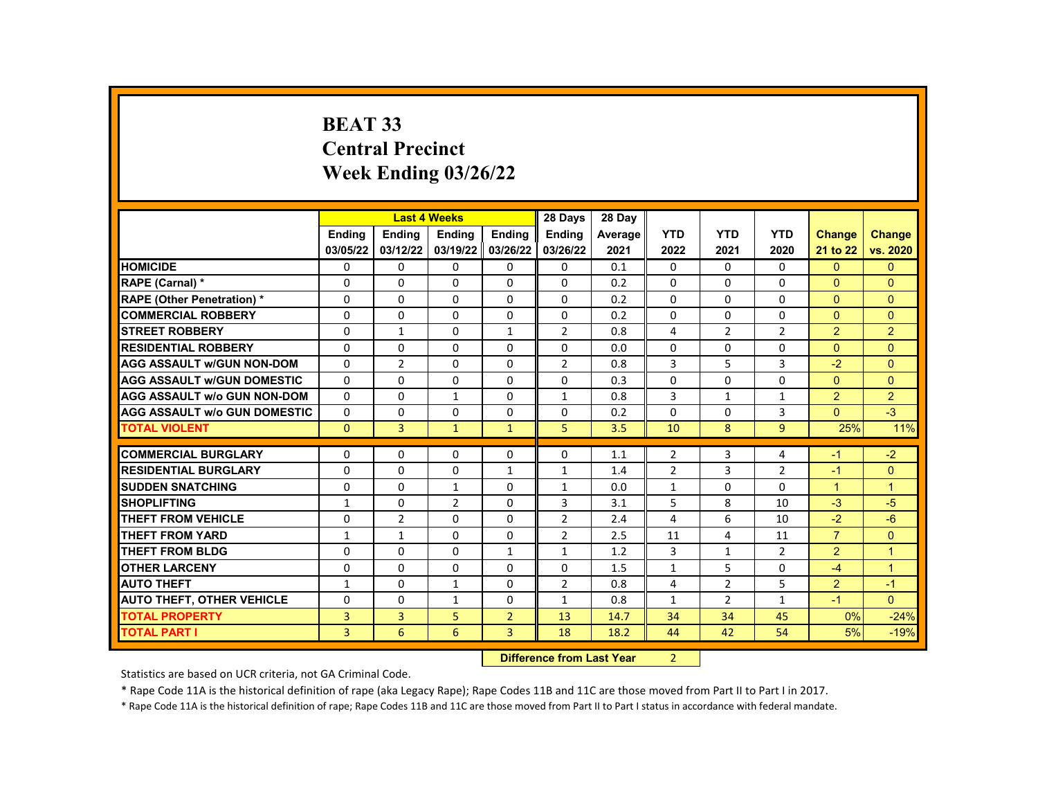# BEAT 33
# Central Precinct
# Week Ending 03/26/22

| | Last 4 Weeks | | | | 28 Days | 28 Day | | | | | |
|---|---|---|---|---|---|---|---|---|---|---|---|
| | Ending 03/05/22 | Ending 03/12/22 | Ending 03/19/22 | Ending 03/26/22 | Ending 03/26/22 | Average 2021 | YTD 2022 | YTD 2021 | YTD 2020 | Change 21 to 22 | Change vs. 2020 |
| HOMICIDE | 0 | 0 | 0 | 0 | 0 | 0.1 | 0 | 0 | 0 | 0 | 0 |
| RAPE (Carnal) * | 0 | 0 | 0 | 0 | 0 | 0.2 | 0 | 0 | 0 | 0 | 0 |
| RAPE (Other Penetration) * | 0 | 0 | 0 | 0 | 0 | 0.2 | 0 | 0 | 0 | 0 | 0 |
| COMMERCIAL ROBBERY | 0 | 0 | 0 | 0 | 0 | 0.2 | 0 | 0 | 0 | 0 | 0 |
| STREET ROBBERY | 0 | 1 | 0 | 1 | 2 | 0.8 | 4 | 2 | 2 | 2 | 2 |
| RESIDENTIAL ROBBERY | 0 | 0 | 0 | 0 | 0 | 0.0 | 0 | 0 | 0 | 0 | 0 |
| AGG ASSAULT w/GUN NON-DOM | 0 | 2 | 0 | 0 | 2 | 0.8 | 3 | 5 | 3 | -2 | 0 |
| AGG ASSAULT w/GUN DOMESTIC | 0 | 0 | 0 | 0 | 0 | 0.3 | 0 | 0 | 0 | 0 | 0 |
| AGG ASSAULT w/o GUN NON-DOM | 0 | 0 | 1 | 0 | 1 | 0.8 | 3 | 1 | 1 | 2 | 2 |
| AGG ASSAULT w/o GUN DOMESTIC | 0 | 0 | 0 | 0 | 0 | 0.2 | 0 | 0 | 3 | 0 | -3 |
| TOTAL VIOLENT | 0 | 3 | 1 | 1 | 5 | 3.5 | 10 | 8 | 9 | 25% | 11% |
| COMMERCIAL BURGLARY | 0 | 0 | 0 | 0 | 0 | 1.1 | 2 | 3 | 4 | -1 | -2 |
| RESIDENTIAL BURGLARY | 0 | 0 | 0 | 1 | 1 | 1.4 | 2 | 3 | 2 | -1 | 0 |
| SUDDEN SNATCHING | 0 | 0 | 1 | 0 | 1 | 0.0 | 1 | 0 | 0 | 1 | 1 |
| SHOPLIFTING | 1 | 0 | 2 | 0 | 3 | 3.1 | 5 | 8 | 10 | -3 | -5 |
| THEFT FROM VEHICLE | 0 | 2 | 0 | 0 | 2 | 2.4 | 4 | 6 | 10 | -2 | -6 |
| THEFT FROM YARD | 1 | 1 | 0 | 0 | 2 | 2.5 | 11 | 4 | 11 | 7 | 0 |
| THEFT FROM BLDG | 0 | 0 | 0 | 1 | 1 | 1.2 | 3 | 1 | 2 | 2 | 1 |
| OTHER LARCENY | 0 | 0 | 0 | 0 | 0 | 1.5 | 1 | 5 | 0 | -4 | 1 |
| AUTO THEFT | 1 | 0 | 1 | 0 | 2 | 0.8 | 4 | 2 | 5 | 2 | -1 |
| AUTO THEFT, OTHER VEHICLE | 0 | 0 | 1 | 0 | 1 | 0.8 | 1 | 2 | 1 | -1 | 0 |
| TOTAL PROPERTY | 3 | 3 | 5 | 2 | 13 | 14.7 | 34 | 34 | 45 | 0% | -24% |
| TOTAL PART I | 3 | 6 | 6 | 3 | 18 | 18.2 | 44 | 42 | 54 | 5% | -19% |

**Difference from Last Year** 2

Statistics are based on UCR criteria, not GA Criminal Code.

* Rape Code 11A is the historical definition of rape (aka Legacy Rape); Rape Codes 11B and 11C are those moved from Part II to Part I in 2017.

* Rape Code 11A is the historical definition of rape; Rape Codes 11B and 11C are those moved from Part II to Part I status in accordance with federal mandate.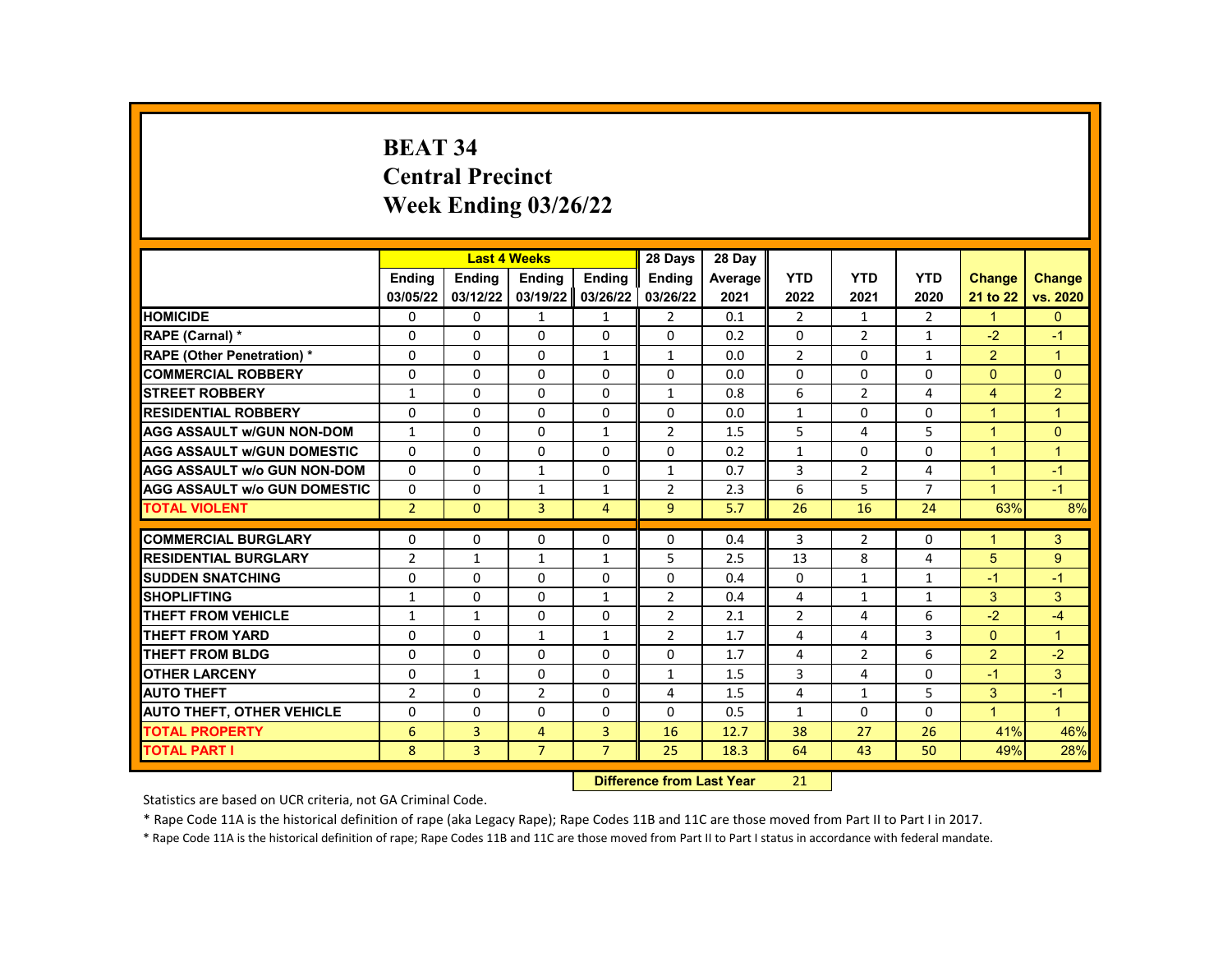# BEAT 34
# Central Precinct
# Week Ending 03/26/22

| | Last 4 Weeks | | | | 28 Days | 28 Day | | | | | |
|---|---|---|---|---|---|---|---|---|---|---|---|
| | Ending 03/05/22 | Ending 03/12/22 | Ending 03/19/22 | Ending 03/26/22 | Ending 03/26/22 | Average 2021 | YTD 2022 | YTD 2021 | YTD 2020 | Change 21 to 22 | Change vs. 2020 |
| HOMICIDE | 0 | 0 | 1 | 1 | 2 | 0.1 | 2 | 1 | 2 | 1 | 0 |
| RAPE (Carnal) * | 0 | 0 | 0 | 0 | 0 | 0.2 | 0 | 2 | 1 | -2 | -1 |
| RAPE (Other Penetration) * | 0 | 0 | 0 | 1 | 1 | 0.0 | 2 | 0 | 1 | 2 | 1 |
| COMMERCIAL ROBBERY | 0 | 0 | 0 | 0 | 0 | 0.0 | 0 | 0 | 0 | 0 | 0 |
| STREET ROBBERY | 1 | 0 | 0 | 0 | 1 | 0.8 | 6 | 2 | 4 | 4 | 2 |
| RESIDENTIAL ROBBERY | 0 | 0 | 0 | 0 | 0 | 0.0 | 1 | 0 | 0 | 1 | 1 |
| AGG ASSAULT w/GUN NON-DOM | 1 | 0 | 0 | 1 | 2 | 1.5 | 5 | 4 | 5 | 1 | 0 |
| AGG ASSAULT w/GUN DOMESTIC | 0 | 0 | 0 | 0 | 0 | 0.2 | 1 | 0 | 0 | 1 | 1 |
| AGG ASSAULT w/o GUN NON-DOM | 0 | 0 | 1 | 0 | 1 | 0.7 | 3 | 2 | 4 | 1 | -1 |
| AGG ASSAULT w/o GUN DOMESTIC | 0 | 0 | 1 | 1 | 2 | 2.3 | 6 | 5 | 7 | 1 | -1 |
| TOTAL VIOLENT | 2 | 0 | 3 | 4 | 9 | 5.7 | 26 | 16 | 24 | 63% | 8% |
| COMMERCIAL BURGLARY | 0 | 0 | 0 | 0 | 0 | 0.4 | 3 | 2 | 0 | 1 | 3 |
| RESIDENTIAL BURGLARY | 2 | 1 | 1 | 1 | 5 | 2.5 | 13 | 8 | 4 | 5 | 9 |
| SUDDEN SNATCHING | 0 | 0 | 0 | 0 | 0 | 0.4 | 0 | 1 | 1 | -1 | -1 |
| SHOPLIFTING | 1 | 0 | 0 | 1 | 2 | 0.4 | 4 | 1 | 1 | 3 | 3 |
| THEFT FROM VEHICLE | 1 | 1 | 0 | 0 | 2 | 2.1 | 2 | 4 | 6 | -2 | -4 |
| THEFT FROM YARD | 0 | 0 | 1 | 1 | 2 | 1.7 | 4 | 4 | 3 | 0 | 1 |
| THEFT FROM BLDG | 0 | 0 | 0 | 0 | 0 | 1.7 | 4 | 2 | 6 | 2 | -2 |
| OTHER LARCENY | 0 | 1 | 0 | 0 | 1 | 1.5 | 3 | 4 | 0 | -1 | 3 |
| AUTO THEFT | 2 | 0 | 2 | 0 | 4 | 1.5 | 4 | 1 | 5 | 3 | -1 |
| AUTO THEFT, OTHER VEHICLE | 0 | 0 | 0 | 0 | 0 | 0.5 | 1 | 0 | 0 | 1 | 1 |
| TOTAL PROPERTY | 6 | 3 | 4 | 3 | 16 | 12.7 | 38 | 27 | 26 | 41% | 46% |
| TOTAL PART I | 8 | 3 | 7 | 7 | 25 | 18.3 | 64 | 43 | 50 | 49% | 28% |

**Difference from Last Year** 21

Statistics are based on UCR criteria, not GA Criminal Code.

* Rape Code 11A is the historical definition of rape (aka Legacy Rape); Rape Codes 11B and 11C are those moved from Part II to Part I in 2017.

* Rape Code 11A is the historical definition of rape; Rape Codes 11B and 11C are those moved from Part II to Part I status in accordance with federal mandate.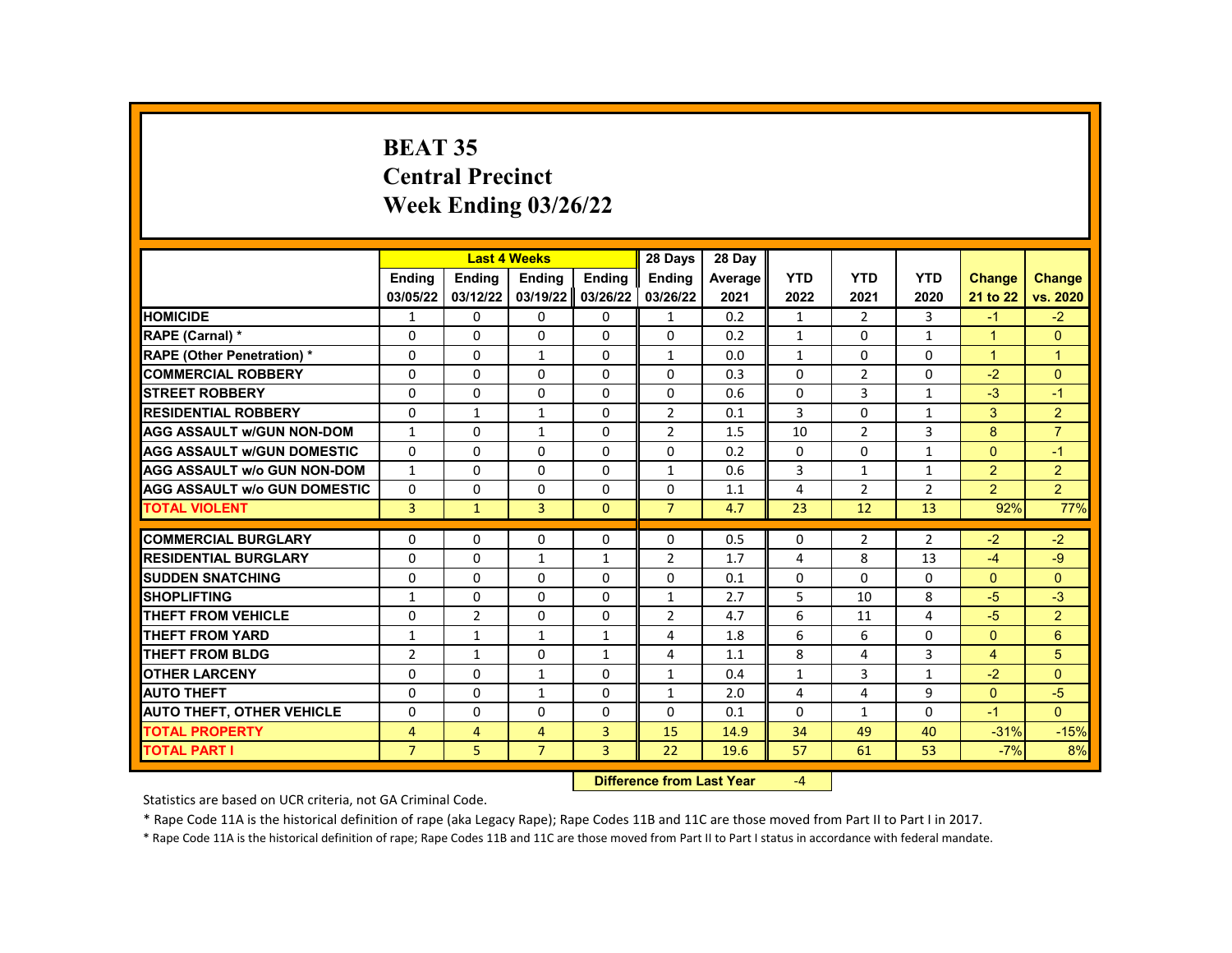# BEAT 35
## Central Precinct
## Week Ending 03/26/22

| | Last 4 Weeks | | | | 28 Days | 28 Day | | | | | |
|---|---|---|---|---|---|---|---|---|---|---|---|
| | Ending 03/05/22 | Ending 03/12/22 | Ending 03/19/22 | Ending 03/26/22 | Ending 03/26/22 | Average 2021 | YTD 2022 | YTD 2021 | YTD 2020 | Change 21 to 22 | Change vs. 2020 |
| HOMICIDE | 1 | 0 | 0 | 0 | 1 | 0.2 | 1 | 2 | 3 | -1 | -2 |
| RAPE (Carnal) * | 0 | 0 | 0 | 0 | 0 | 0.2 | 1 | 0 | 1 | 1 | 0 |
| RAPE (Other Penetration) * | 0 | 0 | 1 | 0 | 1 | 0.0 | 1 | 0 | 0 | 1 | 1 |
| COMMERCIAL ROBBERY | 0 | 0 | 0 | 0 | 0 | 0.3 | 0 | 2 | 0 | -2 | 0 |
| STREET ROBBERY | 0 | 0 | 0 | 0 | 0 | 0.6 | 0 | 3 | 1 | -3 | -1 |
| RESIDENTIAL ROBBERY | 0 | 1 | 1 | 0 | 2 | 0.1 | 3 | 0 | 1 | 3 | 2 |
| AGG ASSAULT w/GUN NON-DOM | 1 | 0 | 1 | 0 | 2 | 1.5 | 10 | 2 | 3 | 8 | 7 |
| AGG ASSAULT w/GUN DOMESTIC | 0 | 0 | 0 | 0 | 0 | 0.2 | 0 | 0 | 1 | 0 | -1 |
| AGG ASSAULT w/o GUN NON-DOM | 1 | 0 | 0 | 0 | 1 | 0.6 | 3 | 1 | 1 | 2 | 2 |
| AGG ASSAULT w/o GUN DOMESTIC | 0 | 0 | 0 | 0 | 0 | 1.1 | 4 | 2 | 2 | 2 | 2 |
| TOTAL VIOLENT | 3 | 1 | 3 | 0 | 7 | 4.7 | 23 | 12 | 13 | 92% | 77% |
| COMMERCIAL BURGLARY | 0 | 0 | 0 | 0 | 0 | 0.5 | 0 | 2 | 2 | -2 | -2 |
| RESIDENTIAL BURGLARY | 0 | 0 | 1 | 1 | 2 | 1.7 | 4 | 8 | 13 | -4 | -9 |
| SUDDEN SNATCHING | 0 | 0 | 0 | 0 | 0 | 0.1 | 0 | 0 | 0 | 0 | 0 |
| SHOPLIFTING | 1 | 0 | 0 | 0 | 1 | 2.7 | 5 | 10 | 8 | -5 | -3 |
| THEFT FROM VEHICLE | 0 | 2 | 0 | 0 | 2 | 4.7 | 6 | 11 | 4 | -5 | 2 |
| THEFT FROM YARD | 1 | 1 | 1 | 1 | 4 | 1.8 | 6 | 6 | 0 | 0 | 6 |
| THEFT FROM BLDG | 2 | 1 | 0 | 1 | 4 | 1.1 | 8 | 4 | 3 | 4 | 5 |
| OTHER LARCENY | 0 | 0 | 1 | 0 | 1 | 0.4 | 1 | 3 | 1 | -2 | 0 |
| AUTO THEFT | 0 | 0 | 1 | 0 | 1 | 2.0 | 4 | 4 | 9 | 0 | -5 |
| AUTO THEFT, OTHER VEHICLE | 0 | 0 | 0 | 0 | 0 | 0.1 | 0 | 1 | 0 | -1 | 0 |
| TOTAL PROPERTY | 4 | 4 | 4 | 3 | 15 | 14.9 | 34 | 49 | 40 | -31% | -15% |
| TOTAL PART I | 7 | 5 | 7 | 3 | 22 | 19.6 | 57 | 61 | 53 | -7% | 8% |

**Difference from Last Year** -4

Statistics are based on UCR criteria, not GA Criminal Code.

* Rape Code 11A is the historical definition of rape (aka Legacy Rape); Rape Codes 11B and 11C are those moved from Part II to Part I in 2017.

* Rape Code 11A is the historical definition of rape; Rape Codes 11B and 11C are those moved from Part II to Part I status in accordance with federal mandate.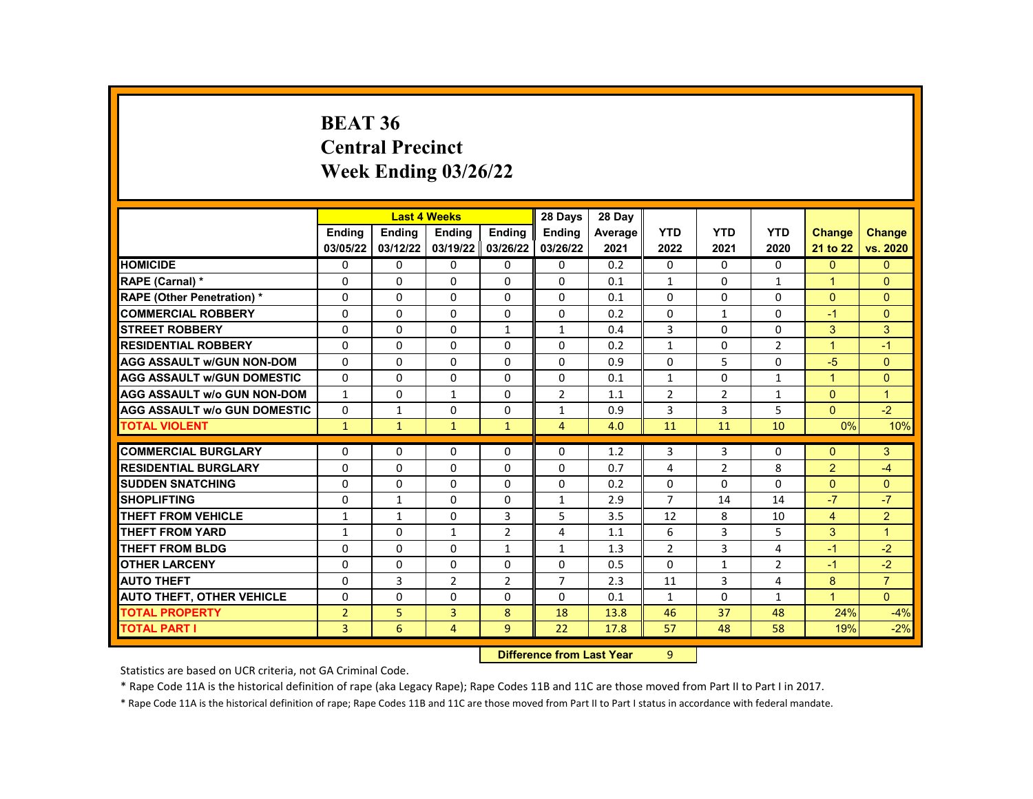# BEAT 36
## Central Precinct
## Week Ending 03/26/22

| | Last 4 Weeks | | | | 28 Days | 28 Day | | | | | |
|---|---|---|---|---|---|---|---|---|---|---|---|
| | Ending 03/05/22 | Ending 03/12/22 | Ending 03/19/22 | Ending 03/26/22 | Ending 03/26/22 | Average 2021 | YTD 2022 | YTD 2021 | YTD 2020 | Change 21 to 22 | Change vs. 2020 |
| HOMICIDE | 0 | 0 | 0 | 0 | 0 | 0.2 | 0 | 0 | 0 | 0 | 0 |
| RAPE (Carnal) * | 0 | 0 | 0 | 0 | 0 | 0.1 | 1 | 0 | 1 | 1 | 0 |
| RAPE (Other Penetration) * | 0 | 0 | 0 | 0 | 0 | 0.1 | 0 | 0 | 0 | 0 | 0 |
| COMMERCIAL ROBBERY | 0 | 0 | 0 | 0 | 0 | 0.2 | 0 | 1 | 0 | -1 | 0 |
| STREET ROBBERY | 0 | 0 | 0 | 1 | 1 | 0.4 | 3 | 0 | 0 | 3 | 3 |
| RESIDENTIAL ROBBERY | 0 | 0 | 0 | 0 | 0 | 0.2 | 1 | 0 | 2 | 1 | -1 |
| AGG ASSAULT w/GUN NON-DOM | 0 | 0 | 0 | 0 | 0 | 0.9 | 0 | 5 | 0 | -5 | 0 |
| AGG ASSAULT w/GUN DOMESTIC | 0 | 0 | 0 | 0 | 0 | 0.1 | 1 | 0 | 1 | 1 | 0 |
| AGG ASSAULT w/o GUN NON-DOM | 1 | 0 | 1 | 0 | 2 | 1.1 | 2 | 2 | 1 | 0 | 1 |
| AGG ASSAULT w/o GUN DOMESTIC | 0 | 1 | 0 | 0 | 1 | 0.9 | 3 | 3 | 5 | 0 | -2 |
| TOTAL VIOLENT | 1 | 1 | 1 | 1 | 4 | 4.0 | 11 | 11 | 10 | 0% | 10% |
| COMMERCIAL BURGLARY | 0 | 0 | 0 | 0 | 0 | 1.2 | 3 | 3 | 0 | 0 | 3 |
| RESIDENTIAL BURGLARY | 0 | 0 | 0 | 0 | 0 | 0.7 | 4 | 2 | 8 | 2 | -4 |
| SUDDEN SNATCHING | 0 | 0 | 0 | 0 | 0 | 0.2 | 0 | 0 | 0 | 0 | 0 |
| SHOPLIFTING | 0 | 1 | 0 | 0 | 1 | 2.9 | 7 | 14 | 14 | -7 | -7 |
| THEFT FROM VEHICLE | 1 | 1 | 0 | 3 | 5 | 3.5 | 12 | 8 | 10 | 4 | 2 |
| THEFT FROM YARD | 1 | 0 | 1 | 2 | 4 | 1.1 | 6 | 3 | 5 | 3 | 1 |
| THEFT FROM BLDG | 0 | 0 | 0 | 1 | 1 | 1.3 | 2 | 3 | 4 | -1 | -2 |
| OTHER LARCENY | 0 | 0 | 0 | 0 | 0 | 0.5 | 0 | 1 | 2 | -1 | -2 |
| AUTO THEFT | 0 | 3 | 2 | 2 | 7 | 2.3 | 11 | 3 | 4 | 8 | 7 |
| AUTO THEFT, OTHER VEHICLE | 0 | 0 | 0 | 0 | 0 | 0.1 | 1 | 0 | 1 | 1 | 0 |
| TOTAL PROPERTY | 2 | 5 | 3 | 8 | 18 | 13.8 | 46 | 37 | 48 | 24% | -4% |
| TOTAL PART I | 3 | 6 | 4 | 9 | 22 | 17.8 | 57 | 48 | 58 | 19% | -2% |

**Difference from Last Year** 9

Statistics are based on UCR criteria, not GA Criminal Code.

* Rape Code 11A is the historical definition of rape (aka Legacy Rape); Rape Codes 11B and 11C are those moved from Part II to Part I in 2017.

* Rape Code 11A is the historical definition of rape; Rape Codes 11B and 11C are those moved from Part II to Part I status in accordance with federal mandate.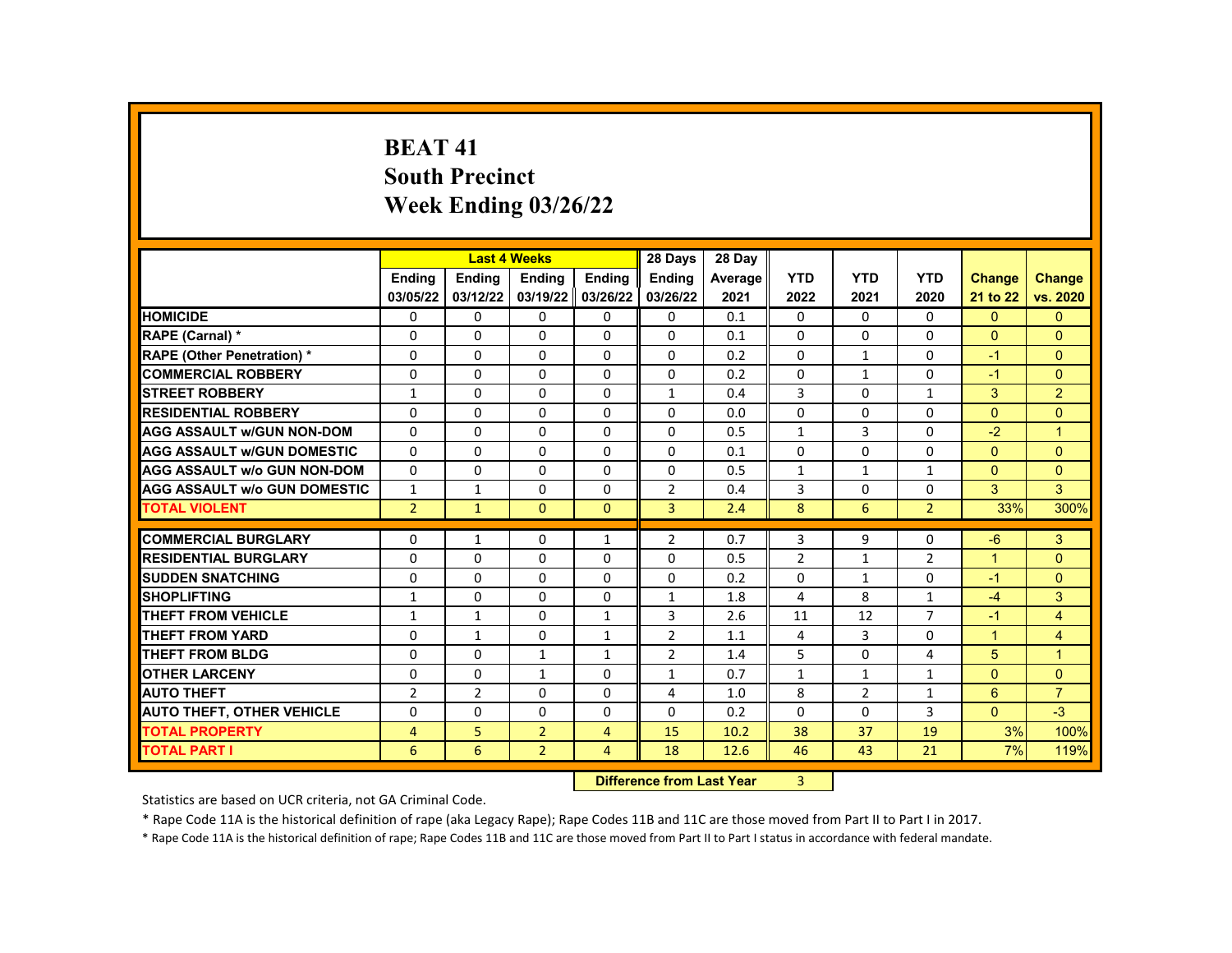# BEAT 41
## South Precinct
## Week Ending 03/26/22

| | Last 4 Weeks | | | | 28 Days | 28 Day | | | | | |
|---|---|---|---|---|---|---|---|---|---|---|---|
| | Ending 03/05/22 | Ending 03/12/22 | Ending 03/19/22 | Ending 03/26/22 | Ending 03/26/22 | Average 2021 | YTD 2022 | YTD 2021 | YTD 2020 | Change 21 to 22 | Change vs. 2020 |
| HOMICIDE | 0 | 0 | 0 | 0 | 0 | 0.1 | 0 | 0 | 0 | 0 | 0 |
| RAPE (Carnal) * | 0 | 0 | 0 | 0 | 0 | 0.1 | 0 | 0 | 0 | 0 | 0 |
| RAPE (Other Penetration) * | 0 | 0 | 0 | 0 | 0 | 0.2 | 0 | 1 | 0 | -1 | 0 |
| COMMERCIAL ROBBERY | 0 | 0 | 0 | 0 | 0 | 0.2 | 0 | 1 | 0 | -1 | 0 |
| STREET ROBBERY | 1 | 0 | 0 | 0 | 1 | 0.4 | 3 | 0 | 1 | 3 | 2 |
| RESIDENTIAL ROBBERY | 0 | 0 | 0 | 0 | 0 | 0.0 | 0 | 0 | 0 | 0 | 0 |
| AGG ASSAULT w/GUN NON-DOM | 0 | 0 | 0 | 0 | 0 | 0.5 | 1 | 3 | 0 | -2 | 1 |
| AGG ASSAULT w/GUN DOMESTIC | 0 | 0 | 0 | 0 | 0 | 0.1 | 0 | 0 | 0 | 0 | 0 |
| AGG ASSAULT w/o GUN NON-DOM | 0 | 0 | 0 | 0 | 0 | 0.5 | 1 | 1 | 1 | 0 | 0 |
| AGG ASSAULT w/o GUN DOMESTIC | 1 | 1 | 0 | 0 | 2 | 0.4 | 3 | 0 | 0 | 3 | 3 |
| TOTAL VIOLENT | 2 | 1 | 0 | 0 | 3 | 2.4 | 8 | 6 | 2 | 33% | 300% |
| COMMERCIAL BURGLARY | 0 | 1 | 0 | 1 | 2 | 0.7 | 3 | 9 | 0 | -6 | 3 |
| RESIDENTIAL BURGLARY | 0 | 0 | 0 | 0 | 0 | 0.5 | 2 | 1 | 2 | 1 | 0 |
| SUDDEN SNATCHING | 0 | 0 | 0 | 0 | 0 | 0.2 | 0 | 1 | 0 | -1 | 0 |
| SHOPLIFTING | 1 | 0 | 0 | 0 | 1 | 1.8 | 4 | 8 | 1 | -4 | 3 |
| THEFT FROM VEHICLE | 1 | 1 | 0 | 1 | 3 | 2.6 | 11 | 12 | 7 | -1 | 4 |
| THEFT FROM YARD | 0 | 1 | 0 | 1 | 2 | 1.1 | 4 | 3 | 0 | 1 | 4 |
| THEFT FROM BLDG | 0 | 0 | 1 | 1 | 2 | 1.4 | 5 | 0 | 4 | 5 | 1 |
| OTHER LARCENY | 0 | 0 | 1 | 0 | 1 | 0.7 | 1 | 1 | 1 | 0 | 0 |
| AUTO THEFT | 2 | 2 | 0 | 0 | 4 | 1.0 | 8 | 2 | 1 | 6 | 7 |
| AUTO THEFT, OTHER VEHICLE | 0 | 0 | 0 | 0 | 0 | 0.2 | 0 | 0 | 3 | 0 | -3 |
| TOTAL PROPERTY | 4 | 5 | 2 | 4 | 15 | 10.2 | 38 | 37 | 19 | 3% | 100% |
| TOTAL PART I | 6 | 6 | 2 | 4 | 18 | 12.6 | 46 | 43 | 21 | 7% | 119% |

**Difference from Last Year** 3

Statistics are based on UCR criteria, not GA Criminal Code.

* Rape Code 11A is the historical definition of rape (aka Legacy Rape); Rape Codes 11B and 11C are those moved from Part II to Part I in 2017.

* Rape Code 11A is the historical definition of rape; Rape Codes 11B and 11C are those moved from Part II to Part I status in accordance with federal mandate.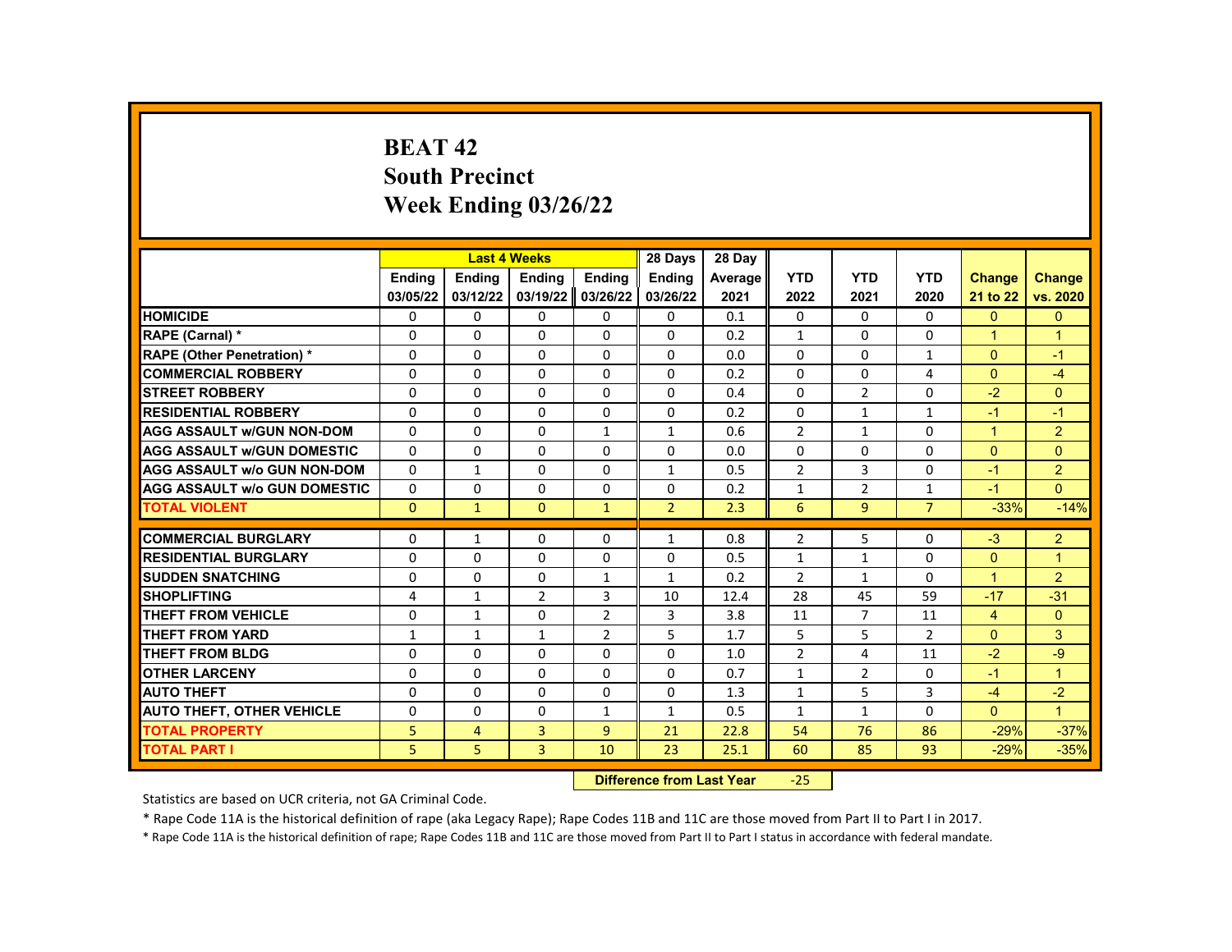# BEAT 42
## South Precinct
## Week Ending 03/26/22

| | Last 4 Weeks | | | | 28 Days | 28 Day | | | | | |
|---|---|---|---|---|---|---|---|---|---|---|---|
| | Ending 03/05/22 | Ending 03/12/22 | Ending 03/19/22 | Ending 03/26/22 | Ending 03/26/22 | Average 2021 | YTD 2022 | YTD 2021 | YTD 2020 | Change 21 to 22 | Change vs. 2020 |
| HOMICIDE | 0 | 0 | 0 | 0 | 0 | 0.1 | 0 | 0 | 0 | 0 | 0 |
| RAPE (Carnal) * | 0 | 0 | 0 | 0 | 0 | 0.2 | 1 | 0 | 0 | 1 | 1 |
| RAPE (Other Penetration) * | 0 | 0 | 0 | 0 | 0 | 0.0 | 0 | 0 | 1 | 0 | -1 |
| COMMERCIAL ROBBERY | 0 | 0 | 0 | 0 | 0 | 0.2 | 0 | 0 | 4 | 0 | -4 |
| STREET ROBBERY | 0 | 0 | 0 | 0 | 0 | 0.4 | 0 | 2 | 0 | -2 | 0 |
| RESIDENTIAL ROBBERY | 0 | 0 | 0 | 0 | 0 | 0.2 | 0 | 1 | 1 | -1 | -1 |
| AGG ASSAULT w/GUN NON-DOM | 0 | 0 | 0 | 1 | 1 | 0.6 | 2 | 1 | 0 | 1 | 2 |
| AGG ASSAULT w/GUN DOMESTIC | 0 | 0 | 0 | 0 | 0 | 0.0 | 0 | 0 | 0 | 0 | 0 |
| AGG ASSAULT w/o GUN NON-DOM | 0 | 1 | 0 | 0 | 1 | 0.5 | 2 | 3 | 0 | -1 | 2 |
| AGG ASSAULT w/o GUN DOMESTIC | 0 | 0 | 0 | 0 | 0 | 0.2 | 1 | 2 | 1 | -1 | 0 |
| TOTAL VIOLENT | 0 | 1 | 0 | 1 | 2 | 2.3 | 6 | 9 | 7 | -33% | -14% |
| COMMERCIAL BURGLARY | 0 | 1 | 0 | 0 | 1 | 0.8 | 2 | 5 | 0 | -3 | 2 |
| RESIDENTIAL BURGLARY | 0 | 0 | 0 | 0 | 0 | 0.5 | 1 | 1 | 0 | 0 | 1 |
| SUDDEN SNATCHING | 0 | 0 | 0 | 1 | 1 | 0.2 | 2 | 1 | 0 | 1 | 2 |
| SHOPLIFTING | 4 | 1 | 2 | 3 | 10 | 12.4 | 28 | 45 | 59 | -17 | -31 |
| THEFT FROM VEHICLE | 0 | 1 | 0 | 2 | 3 | 3.8 | 11 | 7 | 11 | 4 | 0 |
| THEFT FROM YARD | 1 | 1 | 1 | 2 | 5 | 1.7 | 5 | 5 | 2 | 0 | 3 |
| THEFT FROM BLDG | 0 | 0 | 0 | 0 | 0 | 1.0 | 2 | 4 | 11 | -2 | -9 |
| OTHER LARCENY | 0 | 0 | 0 | 0 | 0 | 0.7 | 1 | 2 | 0 | -1 | 1 |
| AUTO THEFT | 0 | 0 | 0 | 0 | 0 | 1.3 | 1 | 5 | 3 | -4 | -2 |
| AUTO THEFT, OTHER VEHICLE | 0 | 0 | 0 | 1 | 1 | 0.5 | 1 | 1 | 0 | 0 | 1 |
| TOTAL PROPERTY | 5 | 4 | 3 | 9 | 21 | 22.8 | 54 | 76 | 86 | -29% | -37% |
| TOTAL PART I | 5 | 5 | 3 | 10 | 23 | 25.1 | 60 | 85 | 93 | -29% | -35% |

**Difference from Last Year** -25

Statistics are based on UCR criteria, not GA Criminal Code.

* Rape Code 11A is the historical definition of rape (aka Legacy Rape); Rape Codes 11B and 11C are those moved from Part II to Part I in 2017.

* Rape Code 11A is the historical definition of rape; Rape Codes 11B and 11C are those moved from Part II to Part I status in accordance with federal mandate.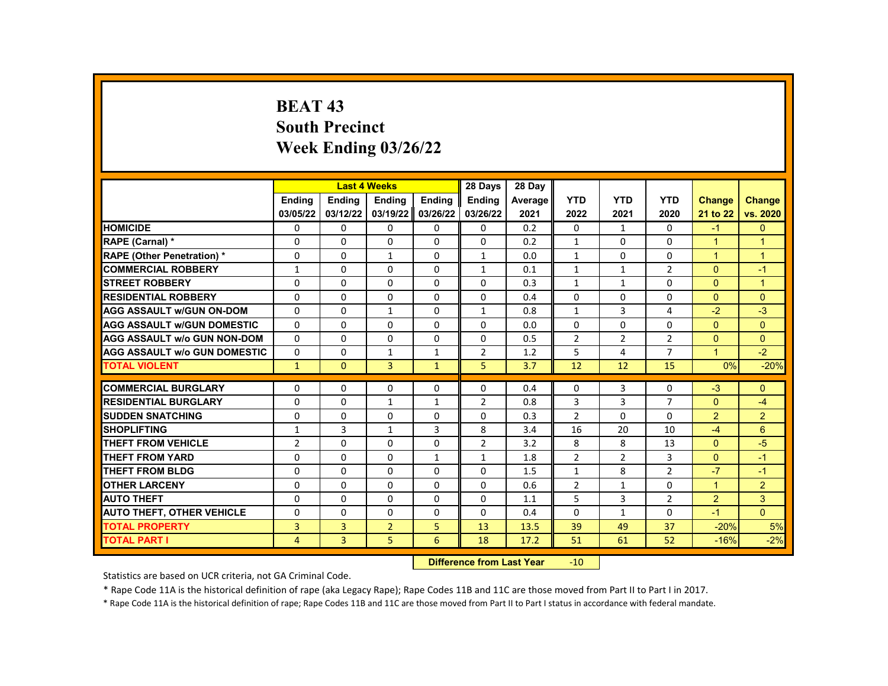# BEAT 43
## South Precinct
## Week Ending 03/26/22

| | Last 4 Weeks | | | | 28 Days | 28 Day | | | | | |
|---|---|---|---|---|---|---|---|---|---|---|---|
| | Ending 03/05/22 | Ending 03/12/22 | Ending 03/19/22 | Ending 03/26/22 | Ending 03/26/22 | Average 2021 | YTD 2022 | YTD 2021 | YTD 2020 | Change 21 to 22 | Change vs. 2020 |
| HOMICIDE | 0 | 0 | 0 | 0 | 0 | 0.2 | 0 | 1 | 0 | -1 | 0 |
| RAPE (Carnal) * | 0 | 0 | 0 | 0 | 0 | 0.2 | 1 | 0 | 0 | 1 | 1 |
| RAPE (Other Penetration) * | 0 | 0 | 1 | 0 | 1 | 0.0 | 1 | 0 | 0 | 1 | 1 |
| COMMERCIAL ROBBERY | 1 | 0 | 0 | 0 | 1 | 0.1 | 1 | 1 | 2 | 0 | -1 |
| STREET ROBBERY | 0 | 0 | 0 | 0 | 0 | 0.3 | 1 | 1 | 0 | 0 | 1 |
| RESIDENTIAL ROBBERY | 0 | 0 | 0 | 0 | 0 | 0.4 | 0 | 0 | 0 | 0 | 0 |
| AGG ASSAULT w/GUN ON-DOM | 0 | 0 | 1 | 0 | 1 | 0.8 | 1 | 3 | 4 | -2 | -3 |
| AGG ASSAULT w/GUN DOMESTIC | 0 | 0 | 0 | 0 | 0 | 0.0 | 0 | 0 | 0 | 0 | 0 |
| AGG ASSAULT w/o GUN NON-DOM | 0 | 0 | 0 | 0 | 0 | 0.5 | 2 | 2 | 2 | 0 | 0 |
| AGG ASSAULT w/o GUN DOMESTIC | 0 | 0 | 1 | 1 | 2 | 1.2 | 5 | 4 | 7 | 1 | -2 |
| TOTAL VIOLENT | 1 | 0 | 3 | 1 | 5 | 3.7 | 12 | 12 | 15 | 0% | -20% |
| COMMERCIAL BURGLARY | 0 | 0 | 0 | 0 | 0 | 0.4 | 0 | 3 | 0 | -3 | 0 |
| RESIDENTIAL BURGLARY | 0 | 0 | 1 | 1 | 2 | 0.8 | 3 | 3 | 7 | 0 | -4 |
| SUDDEN SNATCHING | 0 | 0 | 0 | 0 | 0 | 0.3 | 2 | 0 | 0 | 2 | 2 |
| SHOPLIFTING | 1 | 3 | 1 | 3 | 8 | 3.4 | 16 | 20 | 10 | -4 | 6 |
| THEFT FROM VEHICLE | 2 | 0 | 0 | 0 | 2 | 3.2 | 8 | 8 | 13 | 0 | -5 |
| THEFT FROM YARD | 0 | 0 | 0 | 1 | 1 | 1.8 | 2 | 2 | 3 | 0 | -1 |
| THEFT FROM BLDG | 0 | 0 | 0 | 0 | 0 | 1.5 | 1 | 8 | 2 | -7 | -1 |
| OTHER LARCENY | 0 | 0 | 0 | 0 | 0 | 0.6 | 2 | 1 | 0 | 1 | 2 |
| AUTO THEFT | 0 | 0 | 0 | 0 | 0 | 1.1 | 5 | 3 | 2 | 2 | 3 |
| AUTO THEFT, OTHER VEHICLE | 0 | 0 | 0 | 0 | 0 | 0.4 | 0 | 1 | 0 | -1 | 0 |
| TOTAL PROPERTY | 3 | 3 | 2 | 5 | 13 | 13.5 | 39 | 49 | 37 | -20% | 5% |
| TOTAL PART I | 4 | 3 | 5 | 6 | 18 | 17.2 | 51 | 61 | 52 | -16% | -2% |

**Difference from Last Year** -10

Statistics are based on UCR criteria, not GA Criminal Code.

* Rape Code 11A is the historical definition of rape (aka Legacy Rape); Rape Codes 11B and 11C are those moved from Part II to Part I in 2017.

* Rape Code 11A is the historical definition of rape; Rape Codes 11B and 11C are those moved from Part II to Part I status in accordance with federal mandate.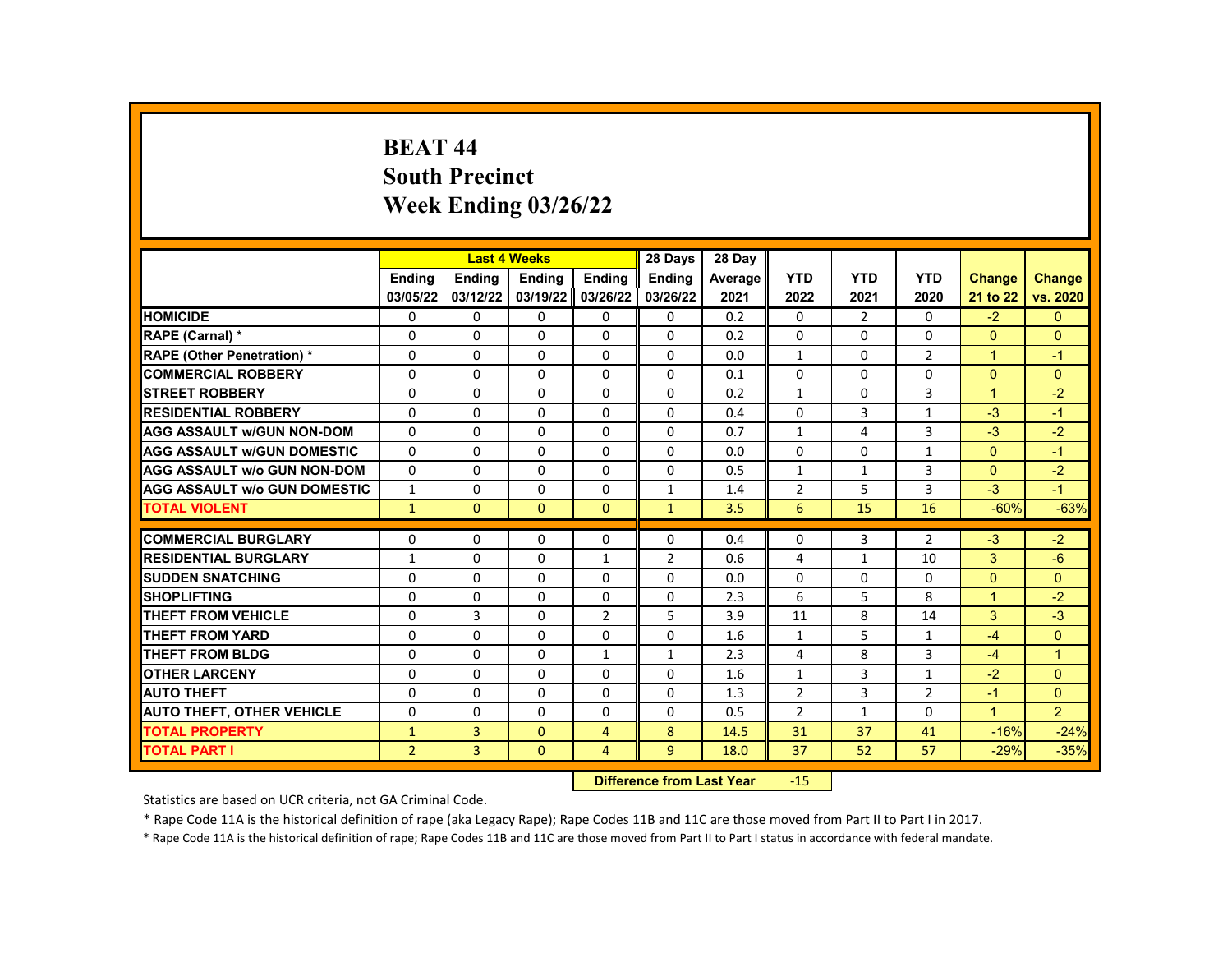# BEAT 44
## South Precinct
## Week Ending 03/26/22

| | Last 4 Weeks | | | | 28 Days | 28 Day | | | | | |
|---|---|---|---|---|---|---|---|---|---|---|---|
| | Ending 03/05/22 | Ending 03/12/22 | Ending 03/19/22 | Ending 03/26/22 | Ending 03/26/22 | Average 2021 | YTD 2022 | YTD 2021 | YTD 2020 | Change 21 to 22 | Change vs. 2020 |
| HOMICIDE | 0 | 0 | 0 | 0 | 0 | 0.2 | 0 | 2 | 0 | -2 | 0 |
| RAPE (Carnal) * | 0 | 0 | 0 | 0 | 0 | 0.2 | 0 | 0 | 0 | 0 | 0 |
| RAPE (Other Penetration) * | 0 | 0 | 0 | 0 | 0 | 0.0 | 1 | 0 | 2 | 1 | -1 |
| COMMERCIAL ROBBERY | 0 | 0 | 0 | 0 | 0 | 0.1 | 0 | 0 | 0 | 0 | 0 |
| STREET ROBBERY | 0 | 0 | 0 | 0 | 0 | 0.2 | 1 | 0 | 3 | 1 | -2 |
| RESIDENTIAL ROBBERY | 0 | 0 | 0 | 0 | 0 | 0.4 | 0 | 3 | 1 | -3 | -1 |
| AGG ASSAULT w/GUN NON-DOM | 0 | 0 | 0 | 0 | 0 | 0.7 | 1 | 4 | 3 | -3 | -2 |
| AGG ASSAULT w/GUN DOMESTIC | 0 | 0 | 0 | 0 | 0 | 0.0 | 0 | 0 | 1 | 0 | -1 |
| AGG ASSAULT w/o GUN NON-DOM | 0 | 0 | 0 | 0 | 0 | 0.5 | 1 | 1 | 3 | 0 | -2 |
| AGG ASSAULT w/o GUN DOMESTIC | 1 | 0 | 0 | 0 | 1 | 1.4 | 2 | 5 | 3 | -3 | -1 |
| TOTAL VIOLENT | 1 | 0 | 0 | 0 | 1 | 3.5 | 6 | 15 | 16 | -60% | -63% |
| COMMERCIAL BURGLARY | 0 | 0 | 0 | 0 | 0 | 0.4 | 0 | 3 | 2 | -3 | -2 |
| RESIDENTIAL BURGLARY | 1 | 0 | 0 | 1 | 2 | 0.6 | 4 | 1 | 10 | 3 | -6 |
| SUDDEN SNATCHING | 0 | 0 | 0 | 0 | 0 | 0.0 | 0 | 0 | 0 | 0 | 0 |
| SHOPLIFTING | 0 | 0 | 0 | 0 | 0 | 2.3 | 6 | 5 | 8 | 1 | -2 |
| THEFT FROM VEHICLE | 0 | 3 | 0 | 2 | 5 | 3.9 | 11 | 8 | 14 | 3 | -3 |
| THEFT FROM YARD | 0 | 0 | 0 | 0 | 0 | 1.6 | 1 | 5 | 1 | -4 | 0 |
| THEFT FROM BLDG | 0 | 0 | 0 | 1 | 1 | 2.3 | 4 | 8 | 3 | -4 | 1 |
| OTHER LARCENY | 0 | 0 | 0 | 0 | 0 | 1.6 | 1 | 3 | 1 | -2 | 0 |
| AUTO THEFT | 0 | 0 | 0 | 0 | 0 | 1.3 | 2 | 3 | 2 | -1 | 0 |
| AUTO THEFT, OTHER VEHICLE | 0 | 0 | 0 | 0 | 0 | 0.5 | 2 | 1 | 0 | 1 | 2 |
| TOTAL PROPERTY | 1 | 3 | 0 | 4 | 8 | 14.5 | 31 | 37 | 41 | -16% | -24% |
| TOTAL PART I | 2 | 3 | 0 | 4 | 9 | 18.0 | 37 | 52 | 57 | -29% | -35% |

**Difference from Last Year** -15

Statistics are based on UCR criteria, not GA Criminal Code.

* Rape Code 11A is the historical definition of rape (aka Legacy Rape); Rape Codes 11B and 11C are those moved from Part II to Part I in 2017.

* Rape Code 11A is the historical definition of rape; Rape Codes 11B and 11C are those moved from Part II to Part I status in accordance with federal mandate.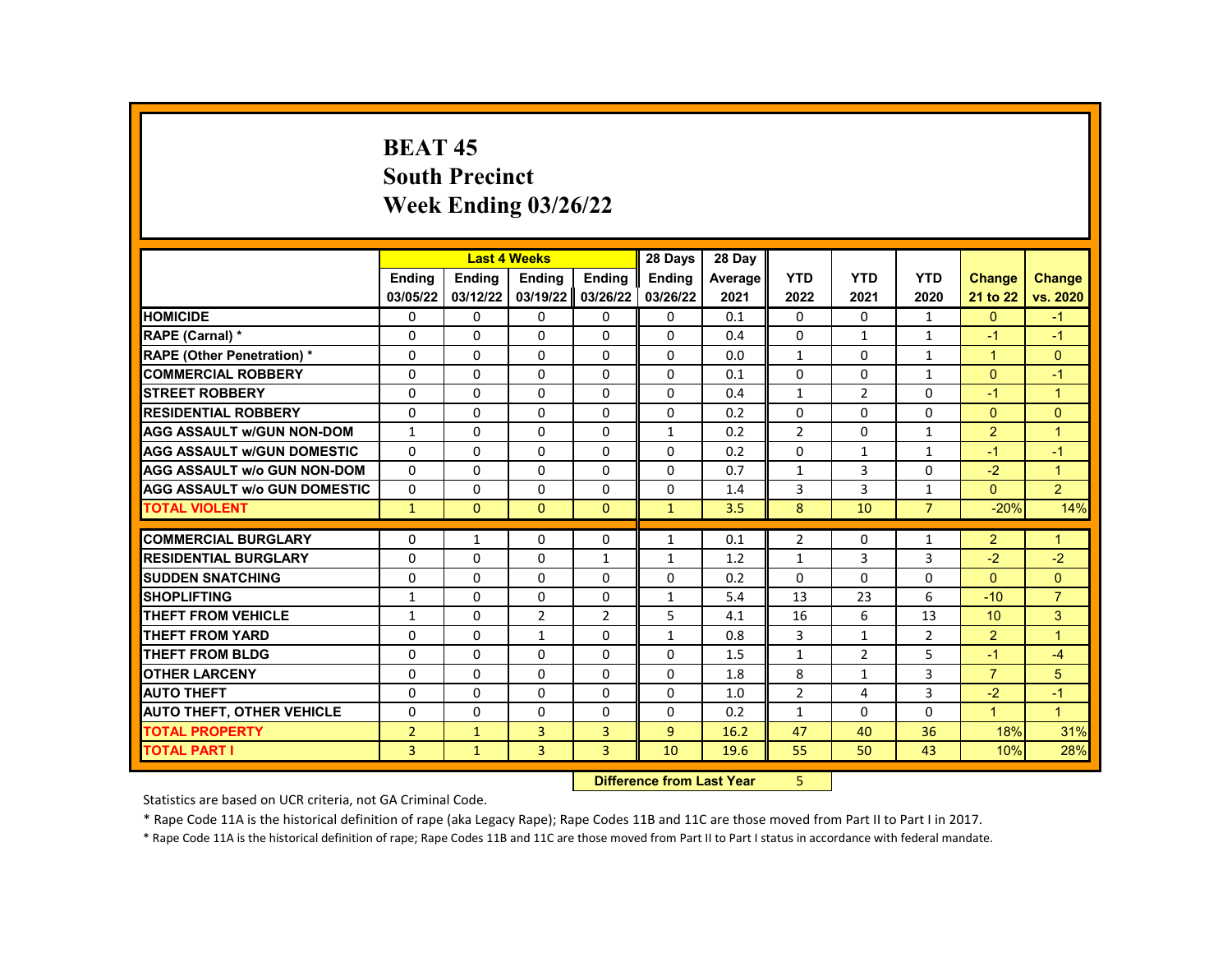# BEAT 45
## South Precinct
## Week Ending 03/26/22

| | Last 4 Weeks | | | | 28 Days | 28 Day | | | | | |
|---|---|---|---|---|---|---|---|---|---|---|---|
| | Ending 03/05/22 | Ending 03/12/22 | Ending 03/19/22 | Ending 03/26/22 | Ending 03/26/22 | Average 2021 | YTD 2022 | YTD 2021 | YTD 2020 | Change 21 to 22 | Change vs. 2020 |
| **HOMICIDE** | 0 | 0 | 0 | 0 | 0 | 0.1 | 0 | 0 | 1 | 0 | -1 |
| **RAPE (Carnal) *** | 0 | 0 | 0 | 0 | 0 | 0.4 | 0 | 1 | 1 | -1 | -1 |
| **RAPE (Other Penetration) *** | 0 | 0 | 0 | 0 | 0 | 0.0 | 1 | 0 | 1 | 1 | 0 |
| **COMMERCIAL ROBBERY** | 0 | 0 | 0 | 0 | 0 | 0.1 | 0 | 0 | 1 | 0 | -1 |
| **STREET ROBBERY** | 0 | 0 | 0 | 0 | 0 | 0.4 | 1 | 2 | 0 | -1 | 1 |
| **RESIDENTIAL ROBBERY** | 0 | 0 | 0 | 0 | 0 | 0.2 | 0 | 0 | 0 | 0 | 0 |
| **AGG ASSAULT w/GUN NON-DOM** | 1 | 0 | 0 | 0 | 1 | 0.2 | 2 | 0 | 1 | 2 | 1 |
| **AGG ASSAULT w/GUN DOMESTIC** | 0 | 0 | 0 | 0 | 0 | 0.2 | 0 | 1 | 1 | -1 | -1 |
| **AGG ASSAULT w/o GUN NON-DOM** | 0 | 0 | 0 | 0 | 0 | 0.7 | 1 | 3 | 0 | -2 | 1 |
| **AGG ASSAULT w/o GUN DOMESTIC** | 0 | 0 | 0 | 0 | 0 | 1.4 | 3 | 3 | 1 | 0 | 2 |
| **TOTAL VIOLENT** | 1 | 0 | 0 | 0 | 1 | 3.5 | 8 | 10 | 7 | -20% | 14% |
| **COMMERCIAL BURGLARY** | 0 | 1 | 0 | 0 | 1 | 0.1 | 2 | 0 | 1 | 2 | 1 |
| **RESIDENTIAL BURGLARY** | 0 | 0 | 0 | 1 | 1 | 1.2 | 1 | 3 | 3 | -2 | -2 |
| **SUDDEN SNATCHING** | 0 | 0 | 0 | 0 | 0 | 0.2 | 0 | 0 | 0 | 0 | 0 |
| **SHOPLIFTING** | 1 | 0 | 0 | 0 | 1 | 5.4 | 13 | 23 | 6 | -10 | 7 |
| **THEFT FROM VEHICLE** | 1 | 0 | 2 | 2 | 5 | 4.1 | 16 | 6 | 13 | 10 | 3 |
| **THEFT FROM YARD** | 0 | 0 | 1 | 0 | 1 | 0.8 | 3 | 1 | 2 | 2 | 1 |
| **THEFT FROM BLDG** | 0 | 0 | 0 | 0 | 0 | 1.5 | 1 | 2 | 5 | -1 | -4 |
| **OTHER LARCENY** | 0 | 0 | 0 | 0 | 0 | 1.8 | 8 | 1 | 3 | 7 | 5 |
| **AUTO THEFT** | 0 | 0 | 0 | 0 | 0 | 1.0 | 2 | 4 | 3 | -2 | -1 |
| **AUTO THEFT, OTHER VEHICLE** | 0 | 0 | 0 | 0 | 0 | 0.2 | 1 | 0 | 0 | 1 | 1 |
| **TOTAL PROPERTY** | 2 | 1 | 3 | 3 | 9 | 16.2 | 47 | 40 | 36 | 18% | 31% |
| **TOTAL PART I** | 3 | 1 | 3 | 3 | 10 | 19.6 | 55 | 50 | 43 | 10% | 28% |

**Difference from Last Year** 5

Statistics are based on UCR criteria, not GA Criminal Code.

* Rape Code 11A is the historical definition of rape (aka Legacy Rape); Rape Codes 11B and 11C are those moved from Part II to Part I in 2017.

* Rape Code 11A is the historical definition of rape; Rape Codes 11B and 11C are those moved from Part II to Part I status in accordance with federal mandate.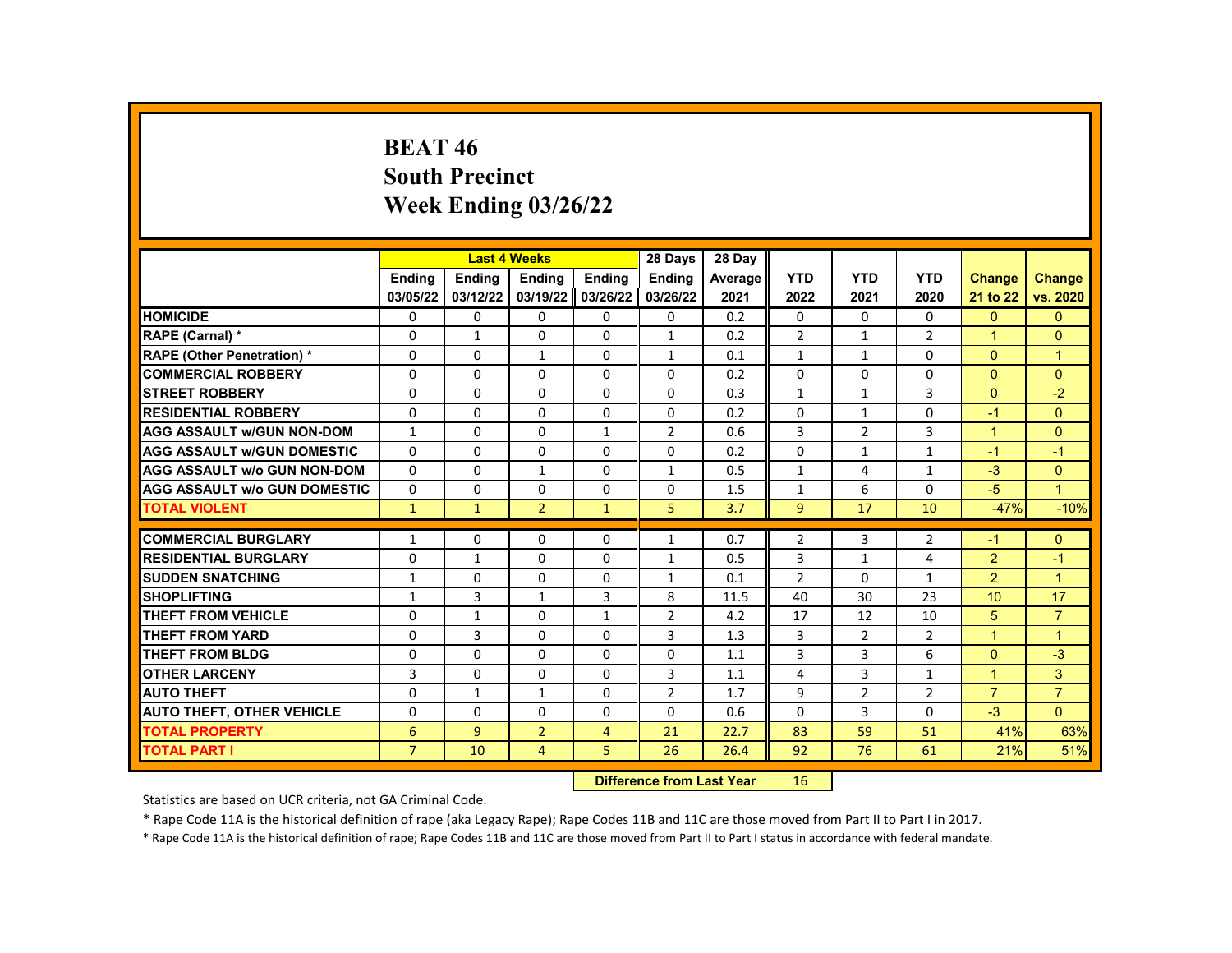# BEAT 46
## South Precinct
## Week Ending 03/26/22

| | Last 4 Weeks | | | | 28 Days | 28 Day | | | | | |
|---|---|---|---|---|---|---|---|---|---|---|---|
| | Ending 03/05/22 | Ending 03/12/22 | Ending 03/19/22 | Ending 03/26/22 | Ending 03/26/22 | Average 2021 | YTD 2022 | YTD 2021 | YTD 2020 | Change 21 to 22 | Change vs. 2020 |
| HOMICIDE | 0 | 0 | 0 | 0 | 0 | 0.2 | 0 | 0 | 0 | 0 | 0 |
| RAPE (Carnal) * | 0 | 1 | 0 | 0 | 1 | 0.2 | 2 | 1 | 2 | 1 | 0 |
| RAPE (Other Penetration) * | 0 | 0 | 1 | 0 | 1 | 0.1 | 1 | 1 | 0 | 0 | 1 |
| COMMERCIAL ROBBERY | 0 | 0 | 0 | 0 | 0 | 0.2 | 0 | 0 | 0 | 0 | 0 |
| STREET ROBBERY | 0 | 0 | 0 | 0 | 0 | 0.3 | 1 | 1 | 3 | 0 | -2 |
| RESIDENTIAL ROBBERY | 0 | 0 | 0 | 0 | 0 | 0.2 | 0 | 1 | 0 | -1 | 0 |
| AGG ASSAULT w/GUN NON-DOM | 1 | 0 | 0 | 1 | 2 | 0.6 | 3 | 2 | 3 | 1 | 0 |
| AGG ASSAULT w/GUN DOMESTIC | 0 | 0 | 0 | 0 | 0 | 0.2 | 0 | 1 | 1 | -1 | -1 |
| AGG ASSAULT w/o GUN NON-DOM | 0 | 0 | 1 | 0 | 1 | 0.5 | 1 | 4 | 1 | -3 | 0 |
| AGG ASSAULT w/o GUN DOMESTIC | 0 | 0 | 0 | 0 | 0 | 1.5 | 1 | 6 | 0 | -5 | 1 |
| TOTAL VIOLENT | 1 | 1 | 2 | 1 | 5 | 3.7 | 9 | 17 | 10 | -47% | -10% |
| COMMERCIAL BURGLARY | 1 | 0 | 0 | 0 | 1 | 0.7 | 2 | 3 | 2 | -1 | 0 |
| RESIDENTIAL BURGLARY | 0 | 1 | 0 | 0 | 1 | 0.5 | 3 | 1 | 4 | 2 | -1 |
| SUDDEN SNATCHING | 1 | 0 | 0 | 0 | 1 | 0.1 | 2 | 0 | 1 | 2 | 1 |
| SHOPLIFTING | 1 | 3 | 1 | 3 | 8 | 11.5 | 40 | 30 | 23 | 10 | 17 |
| THEFT FROM VEHICLE | 0 | 1 | 0 | 1 | 2 | 4.2 | 17 | 12 | 10 | 5 | 7 |
| THEFT FROM YARD | 0 | 3 | 0 | 0 | 3 | 1.3 | 3 | 2 | 2 | 1 | 1 |
| THEFT FROM BLDG | 0 | 0 | 0 | 0 | 0 | 1.1 | 3 | 3 | 6 | 0 | -3 |
| OTHER LARCENY | 3 | 0 | 0 | 0 | 3 | 1.1 | 4 | 3 | 1 | 1 | 3 |
| AUTO THEFT | 0 | 1 | 1 | 0 | 2 | 1.7 | 9 | 2 | 2 | 7 | 7 |
| AUTO THEFT, OTHER VEHICLE | 0 | 0 | 0 | 0 | 0 | 0.6 | 0 | 3 | 0 | -3 | 0 |
| TOTAL PROPERTY | 6 | 9 | 2 | 4 | 21 | 22.7 | 83 | 59 | 51 | 41% | 63% |
| TOTAL PART I | 7 | 10 | 4 | 5 | 26 | 26.4 | 92 | 76 | 61 | 21% | 51% |

**Difference from Last Year** 16

Statistics are based on UCR criteria, not GA Criminal Code.

* Rape Code 11A is the historical definition of rape (aka Legacy Rape); Rape Codes 11B and 11C are those moved from Part II to Part I in 2017.

* Rape Code 11A is the historical definition of rape; Rape Codes 11B and 11C are those moved from Part II to Part I status in accordance with federal mandate.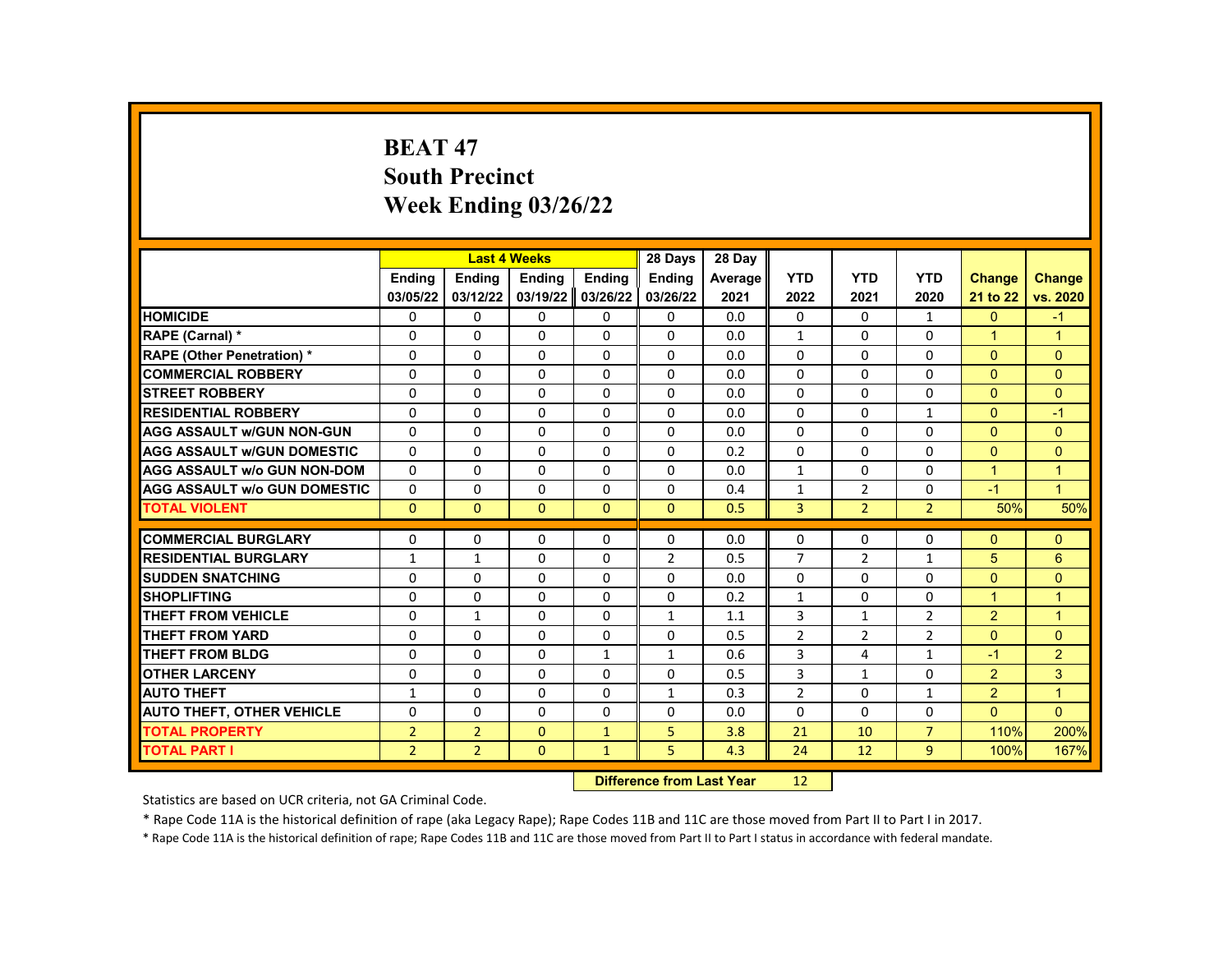# BEAT 47
## South Precinct
## Week Ending 03/26/22

| | Last 4 Weeks | | | | 28 Days | 28 Day | | | | | |
|---|---|---|---|---|---|---|---|---|---|---|---|
| | Ending 03/05/22 | Ending 03/12/22 | Ending 03/19/22 | Ending 03/26/22 | Ending 03/26/22 | Average 2021 | YTD 2022 | YTD 2021 | YTD 2020 | Change 21 to 22 | Change vs. 2020 |
| HOMICIDE | 0 | 0 | 0 | 0 | 0 | 0.0 | 0 | 0 | 1 | 0 | -1 |
| RAPE (Carnal) * | 0 | 0 | 0 | 0 | 0 | 0.0 | 1 | 0 | 0 | 1 | 1 |
| RAPE (Other Penetration) * | 0 | 0 | 0 | 0 | 0 | 0.0 | 0 | 0 | 0 | 0 | 0 |
| COMMERCIAL ROBBERY | 0 | 0 | 0 | 0 | 0 | 0.0 | 0 | 0 | 0 | 0 | 0 |
| STREET ROBBERY | 0 | 0 | 0 | 0 | 0 | 0.0 | 0 | 0 | 0 | 0 | 0 |
| RESIDENTIAL ROBBERY | 0 | 0 | 0 | 0 | 0 | 0.0 | 0 | 0 | 1 | 0 | -1 |
| AGG ASSAULT w/GUN NON-GUN | 0 | 0 | 0 | 0 | 0 | 0.0 | 0 | 0 | 0 | 0 | 0 |
| AGG ASSAULT w/GUN DOMESTIC | 0 | 0 | 0 | 0 | 0 | 0.2 | 0 | 0 | 0 | 0 | 0 |
| AGG ASSAULT w/o GUN NON-DOM | 0 | 0 | 0 | 0 | 0 | 0.0 | 1 | 0 | 0 | 1 | 1 |
| AGG ASSAULT w/o GUN DOMESTIC | 0 | 0 | 0 | 0 | 0 | 0.4 | 1 | 2 | 0 | -1 | 1 |
| TOTAL VIOLENT | 0 | 0 | 0 | 0 | 0 | 0.5 | 3 | 2 | 2 | 50% | 50% |
| COMMERCIAL BURGLARY | 0 | 0 | 0 | 0 | 0 | 0.0 | 0 | 0 | 0 | 0 | 0 |
| RESIDENTIAL BURGLARY | 1 | 1 | 0 | 0 | 2 | 0.5 | 7 | 2 | 1 | 5 | 6 |
| SUDDEN SNATCHING | 0 | 0 | 0 | 0 | 0 | 0.0 | 0 | 0 | 0 | 0 | 0 |
| SHOPLIFTING | 0 | 0 | 0 | 0 | 0 | 0.2 | 1 | 0 | 0 | 1 | 1 |
| THEFT FROM VEHICLE | 0 | 1 | 0 | 0 | 1 | 1.1 | 3 | 1 | 2 | 2 | 1 |
| THEFT FROM YARD | 0 | 0 | 0 | 0 | 0 | 0.5 | 2 | 2 | 2 | 0 | 0 |
| THEFT FROM BLDG | 0 | 0 | 0 | 1 | 1 | 0.6 | 3 | 4 | 1 | -1 | 2 |
| OTHER LARCENY | 0 | 0 | 0 | 0 | 0 | 0.5 | 3 | 1 | 0 | 2 | 3 |
| AUTO THEFT | 1 | 0 | 0 | 0 | 1 | 0.3 | 2 | 0 | 1 | 2 | 1 |
| AUTO THEFT, OTHER VEHICLE | 0 | 0 | 0 | 0 | 0 | 0.0 | 0 | 0 | 0 | 0 | 0 |
| TOTAL PROPERTY | 2 | 2 | 0 | 1 | 5 | 3.8 | 21 | 10 | 7 | 110% | 200% |
| TOTAL PART I | 2 | 2 | 0 | 1 | 5 | 4.3 | 24 | 12 | 9 | 100% | 167% |

**Difference from Last Year** 12

Statistics are based on UCR criteria, not GA Criminal Code.

* Rape Code 11A is the historical definition of rape (aka Legacy Rape); Rape Codes 11B and 11C are those moved from Part II to Part I in 2017.

* Rape Code 11A is the historical definition of rape; Rape Codes 11B and 11C are those moved from Part II to Part I status in accordance with federal mandate.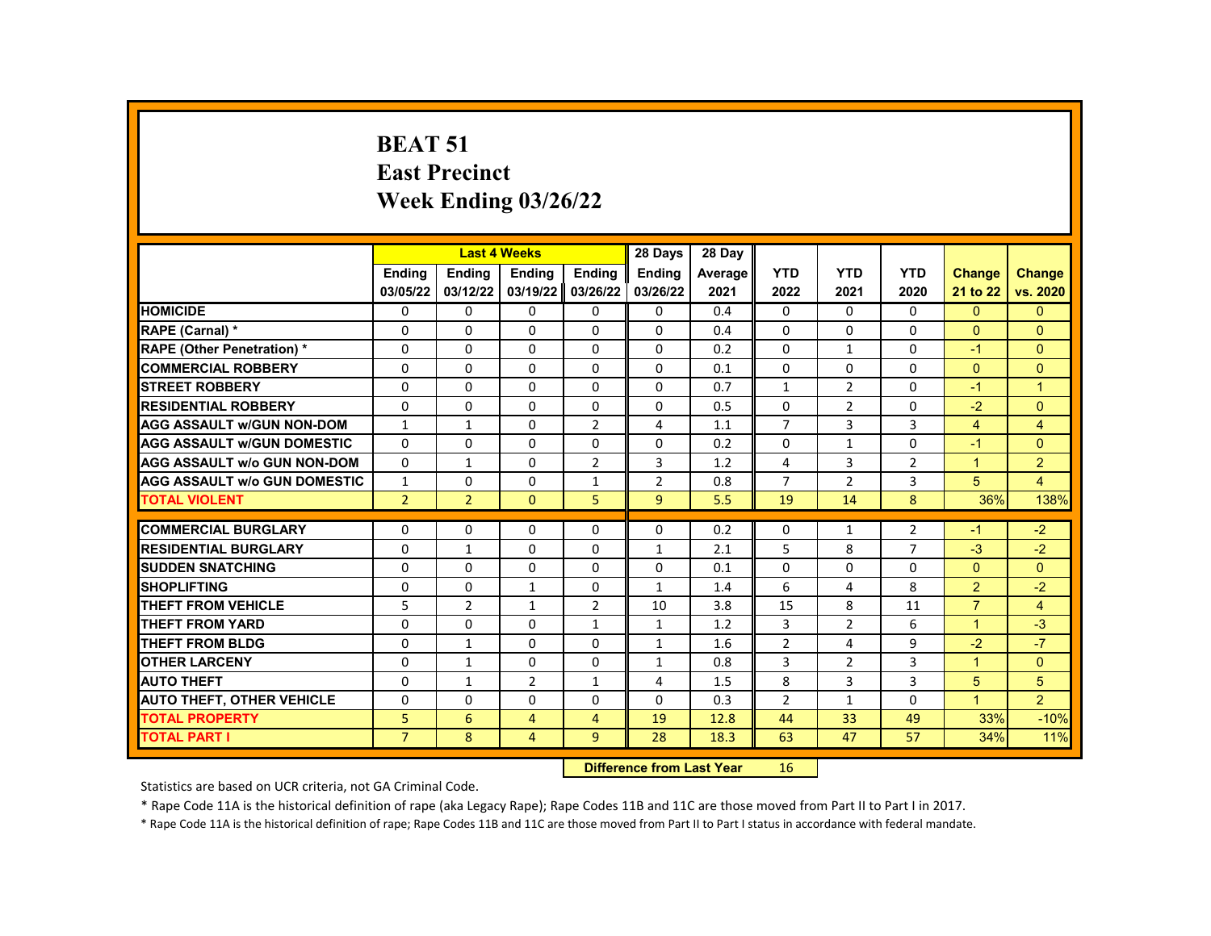# BEAT 51
# East Precinct
# Week Ending 03/26/22

| | Last 4 Weeks | | | | 28 Days | 28 Day | | | | | |
|---|---|---|---|---|---|---|---|---|---|---|---|
| | Ending 03/05/22 | Ending 03/12/22 | Ending 03/19/22 | Ending 03/26/22 | Ending 03/26/22 | Average 2021 | YTD 2022 | YTD 2021 | YTD 2020 | Change 21 to 22 | Change vs. 2020 |
| HOMICIDE | 0 | 0 | 0 | 0 | 0 | 0.4 | 0 | 0 | 0 | 0 | 0 |
| RAPE (Carnal) * | 0 | 0 | 0 | 0 | 0 | 0.4 | 0 | 0 | 0 | 0 | 0 |
| RAPE (Other Penetration) * | 0 | 0 | 0 | 0 | 0 | 0.2 | 0 | 1 | 0 | -1 | 0 |
| COMMERCIAL ROBBERY | 0 | 0 | 0 | 0 | 0 | 0.1 | 0 | 0 | 0 | 0 | 0 |
| STREET ROBBERY | 0 | 0 | 0 | 0 | 0 | 0.7 | 1 | 2 | 0 | -1 | 1 |
| RESIDENTIAL ROBBERY | 0 | 0 | 0 | 0 | 0 | 0.5 | 0 | 2 | 0 | -2 | 0 |
| AGG ASSAULT w/GUN NON-DOM | 1 | 1 | 0 | 2 | 4 | 1.1 | 7 | 3 | 3 | 4 | 4 |
| AGG ASSAULT w/GUN DOMESTIC | 0 | 0 | 0 | 0 | 0 | 0.2 | 0 | 1 | 0 | -1 | 0 |
| AGG ASSAULT w/o GUN NON-DOM | 0 | 1 | 0 | 2 | 3 | 1.2 | 4 | 3 | 2 | 1 | 2 |
| AGG ASSAULT w/o GUN DOMESTIC | 1 | 0 | 0 | 1 | 2 | 0.8 | 7 | 2 | 3 | 5 | 4 |
| TOTAL VIOLENT | 2 | 2 | 0 | 5 | 9 | 5.5 | 19 | 14 | 8 | 36% | 138% |
| COMMERCIAL BURGLARY | 0 | 0 | 0 | 0 | 0 | 0.2 | 0 | 1 | 2 | -1 | -2 |
| RESIDENTIAL BURGLARY | 0 | 1 | 0 | 0 | 1 | 2.1 | 5 | 8 | 7 | -3 | -2 |
| SUDDEN SNATCHING | 0 | 0 | 0 | 0 | 0 | 0.1 | 0 | 0 | 0 | 0 | 0 |
| SHOPLIFTING | 0 | 0 | 1 | 0 | 1 | 1.4 | 6 | 4 | 8 | 2 | -2 |
| THEFT FROM VEHICLE | 5 | 2 | 1 | 2 | 10 | 3.8 | 15 | 8 | 11 | 7 | 4 |
| THEFT FROM YARD | 0 | 0 | 0 | 1 | 1 | 1.2 | 3 | 2 | 6 | 1 | -3 |
| THEFT FROM BLDG | 0 | 1 | 0 | 0 | 1 | 1.6 | 2 | 4 | 9 | -2 | -7 |
| OTHER LARCENY | 0 | 1 | 0 | 0 | 1 | 0.8 | 3 | 2 | 3 | 1 | 0 |
| AUTO THEFT | 0 | 1 | 2 | 1 | 4 | 1.5 | 8 | 3 | 3 | 5 | 5 |
| AUTO THEFT, OTHER VEHICLE | 0 | 0 | 0 | 0 | 0 | 0.3 | 2 | 1 | 0 | 1 | 2 |
| TOTAL PROPERTY | 5 | 6 | 4 | 4 | 19 | 12.8 | 44 | 33 | 49 | 33% | -10% |
| TOTAL PART I | 7 | 8 | 4 | 9 | 28 | 18.3 | 63 | 47 | 57 | 34% | 11% |

**Difference from Last Year** 16

Statistics are based on UCR criteria, not GA Criminal Code.

* Rape Code 11A is the historical definition of rape (aka Legacy Rape); Rape Codes 11B and 11C are those moved from Part II to Part I in 2017.

* Rape Code 11A is the historical definition of rape; Rape Codes 11B and 11C are those moved from Part II to Part I status in accordance with federal mandate.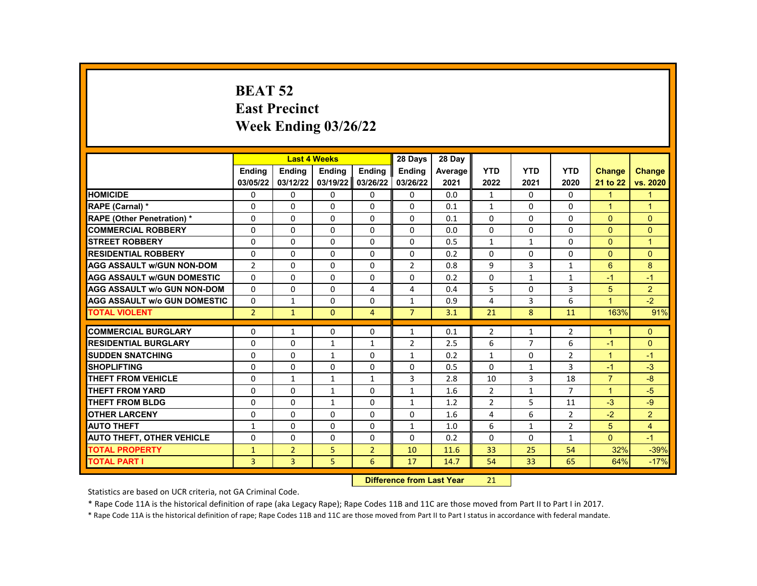# BEAT 52
## East Precinct
## Week Ending 03/26/22

| | Last 4 Weeks | | | | 28 Days | 28 Day | | | | | |
|---|---|---|---|---|---|---|---|---|---|---|---|
| | Ending 03/05/22 | Ending 03/12/22 | Ending 03/19/22 | Ending 03/26/22 | Ending 03/26/22 | Average 2021 | YTD 2022 | YTD 2021 | YTD 2020 | Change 21 to 22 | Change vs. 2020 |
| HOMICIDE | 0 | 0 | 0 | 0 | 0 | 0.0 | 1 | 0 | 0 | 1 | 1 |
| RAPE (Carnal) * | 0 | 0 | 0 | 0 | 0 | 0.1 | 1 | 0 | 0 | 1 | 1 |
| RAPE (Other Penetration) * | 0 | 0 | 0 | 0 | 0 | 0.1 | 0 | 0 | 0 | 0 | 0 |
| COMMERCIAL ROBBERY | 0 | 0 | 0 | 0 | 0 | 0.0 | 0 | 0 | 0 | 0 | 0 |
| STREET ROBBERY | 0 | 0 | 0 | 0 | 0 | 0.5 | 1 | 1 | 0 | 0 | 1 |
| RESIDENTIAL ROBBERY | 0 | 0 | 0 | 0 | 0 | 0.2 | 0 | 0 | 0 | 0 | 0 |
| AGG ASSAULT w/GUN NON-DOM | 2 | 0 | 0 | 0 | 2 | 0.8 | 9 | 3 | 1 | 6 | 8 |
| AGG ASSAULT w/GUN DOMESTIC | 0 | 0 | 0 | 0 | 0 | 0.2 | 0 | 1 | 1 | -1 | -1 |
| AGG ASSAULT w/o GUN NON-DOM | 0 | 0 | 0 | 4 | 4 | 0.4 | 5 | 0 | 3 | 5 | 2 |
| AGG ASSAULT w/o GUN DOMESTIC | 0 | 1 | 0 | 0 | 1 | 0.9 | 4 | 3 | 6 | 1 | -2 |
| TOTAL VIOLENT | 2 | 1 | 0 | 4 | 7 | 3.1 | 21 | 8 | 11 | 163% | 91% |
| COMMERCIAL BURGLARY | 0 | 1 | 0 | 0 | 1 | 0.1 | 2 | 1 | 2 | 1 | 0 |
| RESIDENTIAL BURGLARY | 0 | 0 | 1 | 1 | 2 | 2.5 | 6 | 7 | 6 | -1 | 0 |
| SUDDEN SNATCHING | 0 | 0 | 1 | 0 | 1 | 0.2 | 1 | 0 | 2 | 1 | -1 |
| SHOPLIFTING | 0 | 0 | 0 | 0 | 0 | 0.5 | 0 | 1 | 3 | -1 | -3 |
| THEFT FROM VEHICLE | 0 | 1 | 1 | 1 | 3 | 2.8 | 10 | 3 | 18 | 7 | -8 |
| THEFT FROM YARD | 0 | 0 | 1 | 0 | 1 | 1.6 | 2 | 1 | 7 | 1 | -5 |
| THEFT FROM BLDG | 0 | 0 | 1 | 0 | 1 | 1.2 | 2 | 5 | 11 | -3 | -9 |
| OTHER LARCENY | 0 | 0 | 0 | 0 | 0 | 1.6 | 4 | 6 | 2 | -2 | 2 |
| AUTO THEFT | 1 | 0 | 0 | 0 | 1 | 1.0 | 6 | 1 | 2 | 5 | 4 |
| AUTO THEFT, OTHER VEHICLE | 0 | 0 | 0 | 0 | 0 | 0.2 | 0 | 0 | 1 | 0 | -1 |
| TOTAL PROPERTY | 1 | 2 | 5 | 2 | 10 | 11.6 | 33 | 25 | 54 | 32% | -39% |
| TOTAL PART I | 3 | 3 | 5 | 6 | 17 | 14.7 | 54 | 33 | 65 | 64% | -17% |

**Difference from Last Year** 21

Statistics are based on UCR criteria, not GA Criminal Code.

* Rape Code 11A is the historical definition of rape (aka Legacy Rape); Rape Codes 11B and 11C are those moved from Part II to Part I in 2017.

* Rape Code 11A is the historical definition of rape; Rape Codes 11B and 11C are those moved from Part II to Part I status in accordance with federal mandate.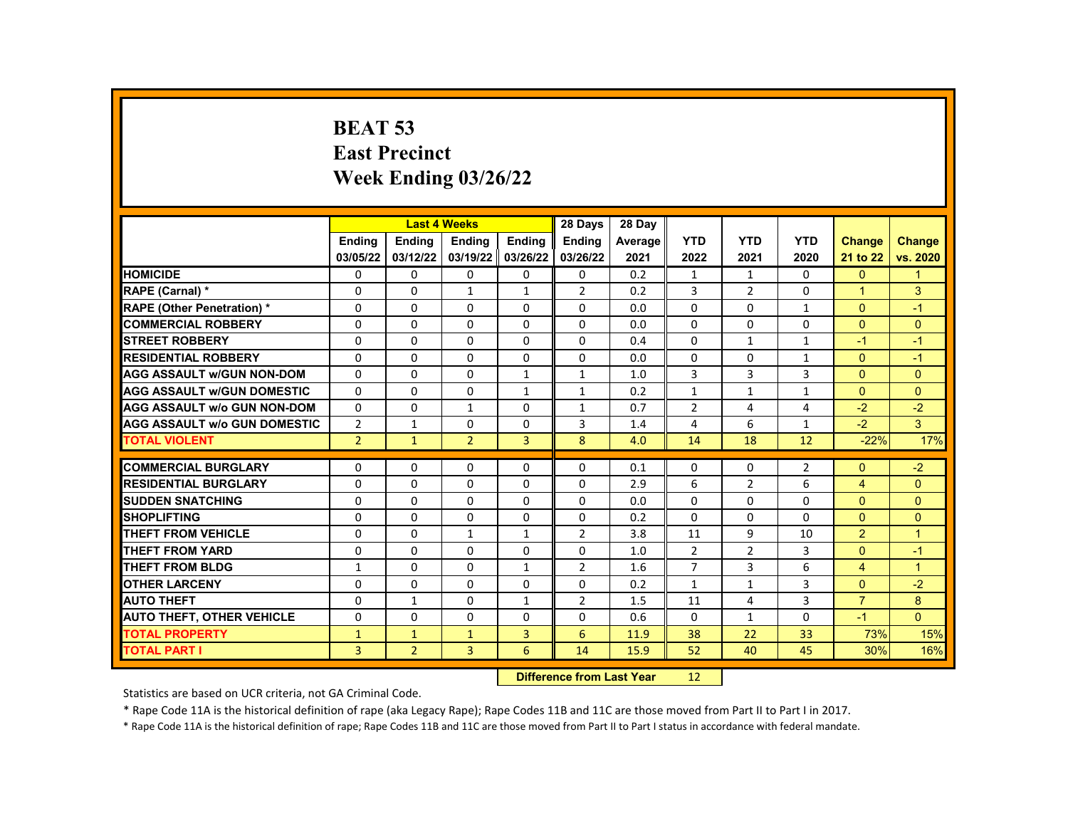# BEAT 53
# East Precinct
# Week Ending 03/26/22

| | Last 4 Weeks | | | | 28 Days | 28 Day | | | | | |
|---|---|---|---|---|---|---|---|---|---|---|---|
| | Ending 03/05/22 | Ending 03/12/22 | Ending 03/19/22 | Ending 03/26/22 | Ending 03/26/22 | Average 2021 | YTD 2022 | YTD 2021 | YTD 2020 | Change 21 to 22 | Change vs. 2020 |
| HOMICIDE | 0 | 0 | 0 | 0 | 0 | 0.2 | 1 | 1 | 0 | 0 | 1 |
| RAPE (Carnal) * | 0 | 0 | 1 | 1 | 2 | 0.2 | 3 | 2 | 0 | 1 | 3 |
| RAPE (Other Penetration) * | 0 | 0 | 0 | 0 | 0 | 0.0 | 0 | 0 | 1 | 0 | -1 |
| COMMERCIAL ROBBERY | 0 | 0 | 0 | 0 | 0 | 0.0 | 0 | 0 | 0 | 0 | 0 |
| STREET ROBBERY | 0 | 0 | 0 | 0 | 0 | 0.4 | 0 | 1 | 1 | -1 | -1 |
| RESIDENTIAL ROBBERY | 0 | 0 | 0 | 0 | 0 | 0.0 | 0 | 0 | 1 | 0 | -1 |
| AGG ASSAULT w/GUN NON-DOM | 0 | 0 | 0 | 1 | 1 | 1.0 | 3 | 3 | 3 | 0 | 0 |
| AGG ASSAULT w/GUN DOMESTIC | 0 | 0 | 0 | 1 | 1 | 0.2 | 1 | 1 | 1 | 0 | 0 |
| AGG ASSAULT w/o GUN NON-DOM | 0 | 0 | 1 | 0 | 1 | 0.7 | 2 | 4 | 4 | -2 | -2 |
| AGG ASSAULT w/o GUN DOMESTIC | 2 | 1 | 0 | 0 | 3 | 1.4 | 4 | 6 | 1 | -2 | 3 |
| TOTAL VIOLENT | 2 | 1 | 2 | 3 | 8 | 4.0 | 14 | 18 | 12 | -22% | 17% |
| COMMERCIAL BURGLARY | 0 | 0 | 0 | 0 | 0 | 0.1 | 0 | 0 | 2 | 0 | -2 |
| RESIDENTIAL BURGLARY | 0 | 0 | 0 | 0 | 0 | 2.9 | 6 | 2 | 6 | 4 | 0 |
| SUDDEN SNATCHING | 0 | 0 | 0 | 0 | 0 | 0.0 | 0 | 0 | 0 | 0 | 0 |
| SHOPLIFTING | 0 | 0 | 0 | 0 | 0 | 0.2 | 0 | 0 | 0 | 0 | 0 |
| THEFT FROM VEHICLE | 0 | 0 | 1 | 1 | 2 | 3.8 | 11 | 9 | 10 | 2 | 1 |
| THEFT FROM YARD | 0 | 0 | 0 | 0 | 0 | 1.0 | 2 | 2 | 3 | 0 | -1 |
| THEFT FROM BLDG | 1 | 0 | 0 | 1 | 2 | 1.6 | 7 | 3 | 6 | 4 | 1 |
| OTHER LARCENY | 0 | 0 | 0 | 0 | 0 | 0.2 | 1 | 1 | 3 | 0 | -2 |
| AUTO THEFT | 0 | 1 | 0 | 1 | 2 | 1.5 | 11 | 4 | 3 | 7 | 8 |
| AUTO THEFT, OTHER VEHICLE | 0 | 0 | 0 | 0 | 0 | 0.6 | 0 | 1 | 0 | -1 | 0 |
| TOTAL PROPERTY | 1 | 1 | 1 | 3 | 6 | 11.9 | 38 | 22 | 33 | 73% | 15% |
| TOTAL PART I | 3 | 2 | 3 | 6 | 14 | 15.9 | 52 | 40 | 45 | 30% | 16% |

**Difference from Last Year** 12

Statistics are based on UCR criteria, not GA Criminal Code.

* Rape Code 11A is the historical definition of rape (aka Legacy Rape); Rape Codes 11B and 11C are those moved from Part II to Part I in 2017.

* Rape Code 11A is the historical definition of rape; Rape Codes 11B and 11C are those moved from Part II to Part I status in accordance with federal mandate.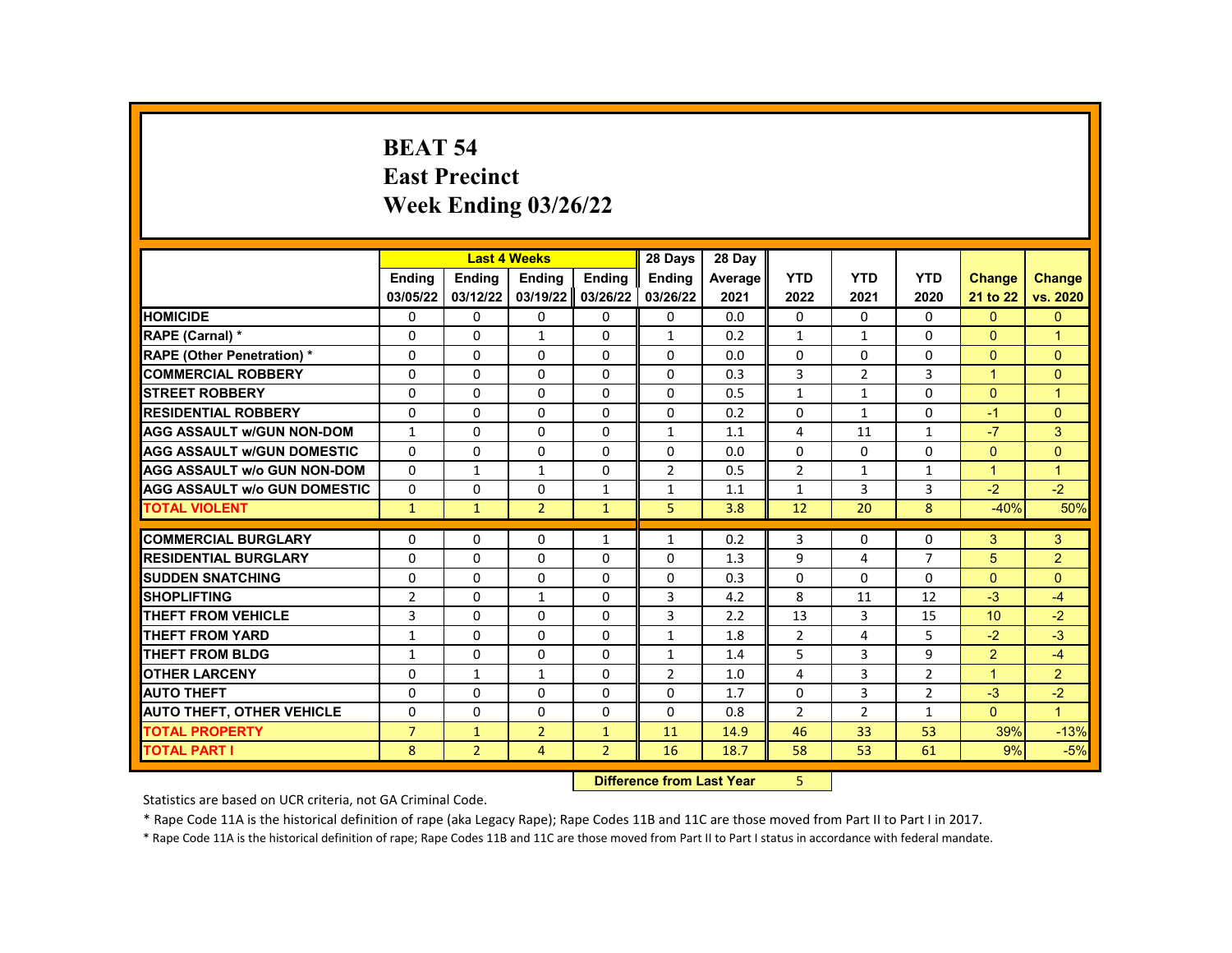# BEAT 54
## East Precinct
## Week Ending 03/26/22

| | Last 4 Weeks | | | | 28 Days | 28 Day | | | | | |
|---|---|---|---|---|---|---|---|---|---|---|---|
| | Ending 03/05/22 | Ending 03/12/22 | Ending 03/19/22 | Ending 03/26/22 | Ending 03/26/22 | Average 2021 | YTD 2022 | YTD 2021 | YTD 2020 | Change 21 to 22 | Change vs. 2020 |
| HOMICIDE | 0 | 0 | 0 | 0 | 0 | 0.0 | 0 | 0 | 0 | 0 | 0 |
| RAPE (Carnal) * | 0 | 0 | 1 | 0 | 1 | 0.2 | 1 | 1 | 0 | 0 | 1 |
| RAPE (Other Penetration) * | 0 | 0 | 0 | 0 | 0 | 0.0 | 0 | 0 | 0 | 0 | 0 |
| COMMERCIAL ROBBERY | 0 | 0 | 0 | 0 | 0 | 0.3 | 3 | 2 | 3 | 1 | 0 |
| STREET ROBBERY | 0 | 0 | 0 | 0 | 0 | 0.5 | 1 | 1 | 0 | 0 | 1 |
| RESIDENTIAL ROBBERY | 0 | 0 | 0 | 0 | 0 | 0.2 | 0 | 1 | 0 | -1 | 0 |
| AGG ASSAULT w/GUN NON-DOM | 1 | 0 | 0 | 0 | 1 | 1.1 | 4 | 11 | 1 | -7 | 3 |
| AGG ASSAULT w/GUN DOMESTIC | 0 | 0 | 0 | 0 | 0 | 0.0 | 0 | 0 | 0 | 0 | 0 |
| AGG ASSAULT w/o GUN NON-DOM | 0 | 1 | 1 | 0 | 2 | 0.5 | 2 | 1 | 1 | 1 | 1 |
| AGG ASSAULT w/o GUN DOMESTIC | 0 | 0 | 0 | 1 | 1 | 1.1 | 1 | 3 | 3 | -2 | -2 |
| TOTAL VIOLENT | 1 | 1 | 2 | 1 | 5 | 3.8 | 12 | 20 | 8 | -40% | 50% |
| COMMERCIAL BURGLARY | 0 | 0 | 0 | 1 | 1 | 0.2 | 3 | 0 | 0 | 3 | 3 |
| RESIDENTIAL BURGLARY | 0 | 0 | 0 | 0 | 0 | 1.3 | 9 | 4 | 7 | 5 | 2 |
| SUDDEN SNATCHING | 0 | 0 | 0 | 0 | 0 | 0.3 | 0 | 0 | 0 | 0 | 0 |
| SHOPLIFTING | 2 | 0 | 1 | 0 | 3 | 4.2 | 8 | 11 | 12 | -3 | -4 |
| THEFT FROM VEHICLE | 3 | 0 | 0 | 0 | 3 | 2.2 | 13 | 3 | 15 | 10 | -2 |
| THEFT FROM YARD | 1 | 0 | 0 | 0 | 1 | 1.8 | 2 | 4 | 5 | -2 | -3 |
| THEFT FROM BLDG | 1 | 0 | 0 | 0 | 1 | 1.4 | 5 | 3 | 9 | 2 | -4 |
| OTHER LARCENY | 0 | 1 | 1 | 0 | 2 | 1.0 | 4 | 3 | 2 | 1 | 2 |
| AUTO THEFT | 0 | 0 | 0 | 0 | 0 | 1.7 | 0 | 3 | 2 | -3 | -2 |
| AUTO THEFT, OTHER VEHICLE | 0 | 0 | 0 | 0 | 0 | 0.8 | 2 | 2 | 1 | 0 | 1 |
| TOTAL PROPERTY | 7 | 1 | 2 | 1 | 11 | 14.9 | 46 | 33 | 53 | 39% | -13% |
| TOTAL PART I | 8 | 2 | 4 | 2 | 16 | 18.7 | 58 | 53 | 61 | 9% | -5% |

**Difference from Last Year** 5

Statistics are based on UCR criteria, not GA Criminal Code.

* Rape Code 11A is the historical definition of rape (aka Legacy Rape); Rape Codes 11B and 11C are those moved from Part II to Part I in 2017.

* Rape Code 11A is the historical definition of rape; Rape Codes 11B and 11C are those moved from Part II to Part I status in accordance with federal mandate.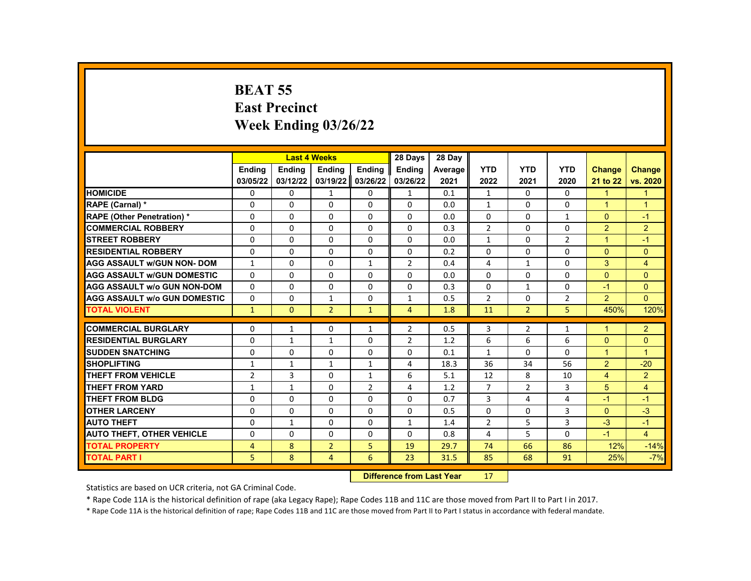# BEAT 55
# East Precinct
# Week Ending 03/26/22

| | Last 4 Weeks | | | | 28 Days | 28 Day | | | | | |
|---|---|---|---|---|---|---|---|---|---|---|---|
| | Ending 03/05/22 | Ending 03/12/22 | Ending 03/19/22 | Ending 03/26/22 | Ending 03/26/22 | Average 2021 | YTD 2022 | YTD 2021 | YTD 2020 | Change 21 to 22 | Change vs. 2020 |
| HOMICIDE | 0 | 0 | 1 | 0 | 1 | 0.1 | 1 | 0 | 0 | 1 | 1 |
| RAPE (Carnal) * | 0 | 0 | 0 | 0 | 0 | 0.0 | 1 | 0 | 0 | 1 | 1 |
| RAPE (Other Penetration) * | 0 | 0 | 0 | 0 | 0 | 0.0 | 0 | 0 | 1 | 0 | -1 |
| COMMERCIAL ROBBERY | 0 | 0 | 0 | 0 | 0 | 0.3 | 2 | 0 | 0 | 2 | 2 |
| STREET ROBBERY | 0 | 0 | 0 | 0 | 0 | 0.0 | 1 | 0 | 2 | 1 | -1 |
| RESIDENTIAL ROBBERY | 0 | 0 | 0 | 0 | 0 | 0.2 | 0 | 0 | 0 | 0 | 0 |
| AGG ASSAULT w/GUN NON- DOM | 1 | 0 | 0 | 1 | 2 | 0.4 | 4 | 1 | 0 | 3 | 4 |
| AGG ASSAULT w/GUN DOMESTIC | 0 | 0 | 0 | 0 | 0 | 0.0 | 0 | 0 | 0 | 0 | 0 |
| AGG ASSAULT w/o GUN NON-DOM | 0 | 0 | 0 | 0 | 0 | 0.3 | 0 | 1 | 0 | -1 | 0 |
| AGG ASSAULT w/o GUN DOMESTIC | 0 | 0 | 1 | 0 | 1 | 0.5 | 2 | 0 | 2 | 2 | 0 |
| TOTAL VIOLENT | 1 | 0 | 2 | 1 | 4 | 1.8 | 11 | 2 | 5 | 450% | 120% |
| COMMERCIAL BURGLARY | 0 | 1 | 0 | 1 | 2 | 0.5 | 3 | 2 | 1 | 1 | 2 |
| RESIDENTIAL BURGLARY | 0 | 1 | 1 | 0 | 2 | 1.2 | 6 | 6 | 6 | 0 | 0 |
| SUDDEN SNATCHING | 0 | 0 | 0 | 0 | 0 | 0.1 | 1 | 0 | 0 | 1 | 1 |
| SHOPLIFTING | 1 | 1 | 1 | 1 | 4 | 18.3 | 36 | 34 | 56 | 2 | -20 |
| THEFT FROM VEHICLE | 2 | 3 | 0 | 1 | 6 | 5.1 | 12 | 8 | 10 | 4 | 2 |
| THEFT FROM YARD | 1 | 1 | 0 | 2 | 4 | 1.2 | 7 | 2 | 3 | 5 | 4 |
| THEFT FROM BLDG | 0 | 0 | 0 | 0 | 0 | 0.7 | 3 | 4 | 4 | -1 | -1 |
| OTHER LARCENY | 0 | 0 | 0 | 0 | 0 | 0.5 | 0 | 0 | 3 | 0 | -3 |
| AUTO THEFT | 0 | 1 | 0 | 0 | 1 | 1.4 | 2 | 5 | 3 | -3 | -1 |
| AUTO THEFT, OTHER VEHICLE | 0 | 0 | 0 | 0 | 0 | 0.8 | 4 | 5 | 0 | -1 | 4 |
| TOTAL PROPERTY | 4 | 8 | 2 | 5 | 19 | 29.7 | 74 | 66 | 86 | 12% | -14% |
| TOTAL PART I | 5 | 8 | 4 | 6 | 23 | 31.5 | 85 | 68 | 91 | 25% | -7% |

**Difference from Last Year** 17

Statistics are based on UCR criteria, not GA Criminal Code.

* Rape Code 11A is the historical definition of rape (aka Legacy Rape); Rape Codes 11B and 11C are those moved from Part II to Part I in 2017.

* Rape Code 11A is the historical definition of rape; Rape Codes 11B and 11C are those moved from Part II to Part I status in accordance with federal mandate.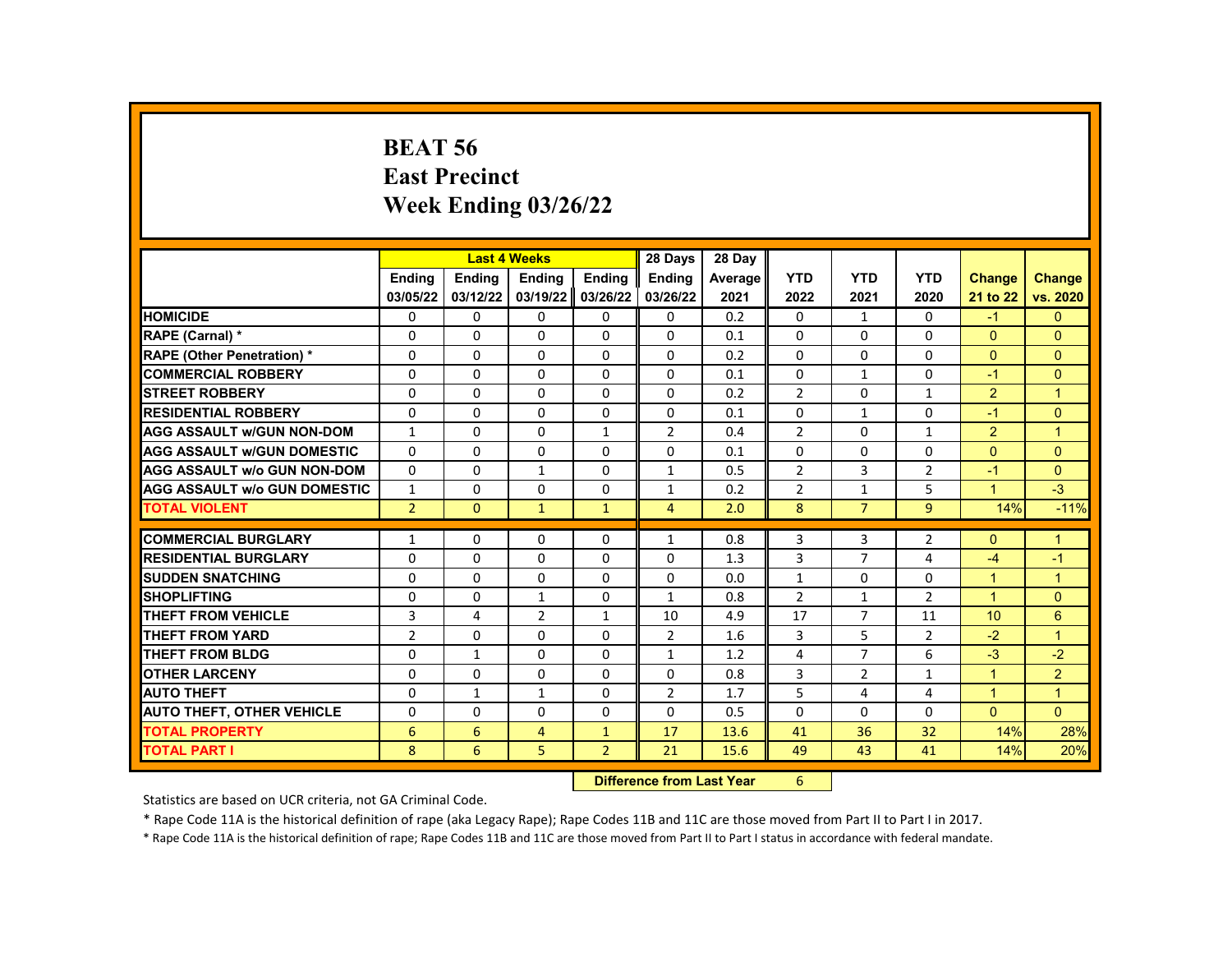# BEAT 56
# East Precinct
# Week Ending 03/26/22

| | Last 4 Weeks | | | | 28 Days | 28 Day | | | | | |
|---|---|---|---|---|---|---|---|---|---|---|---|
| | Ending 03/05/22 | Ending 03/12/22 | Ending 03/19/22 | Ending 03/26/22 | Ending 03/26/22 | Average 2021 | YTD 2022 | YTD 2021 | YTD 2020 | Change 21 to 22 | Change vs. 2020 |
| HOMICIDE | 0 | 0 | 0 | 0 | 0 | 0.2 | 0 | 1 | 0 | -1 | 0 |
| RAPE (Carnal) * | 0 | 0 | 0 | 0 | 0 | 0.1 | 0 | 0 | 0 | 0 | 0 |
| RAPE (Other Penetration) * | 0 | 0 | 0 | 0 | 0 | 0.2 | 0 | 0 | 0 | 0 | 0 |
| COMMERCIAL ROBBERY | 0 | 0 | 0 | 0 | 0 | 0.1 | 0 | 1 | 0 | -1 | 0 |
| STREET ROBBERY | 0 | 0 | 0 | 0 | 0 | 0.2 | 2 | 0 | 1 | 2 | 1 |
| RESIDENTIAL ROBBERY | 0 | 0 | 0 | 0 | 0 | 0.1 | 0 | 1 | 0 | -1 | 0 |
| AGG ASSAULT w/GUN NON-DOM | 1 | 0 | 0 | 1 | 2 | 0.4 | 2 | 0 | 1 | 2 | 1 |
| AGG ASSAULT w/GUN DOMESTIC | 0 | 0 | 0 | 0 | 0 | 0.1 | 0 | 0 | 0 | 0 | 0 |
| AGG ASSAULT w/o GUN NON-DOM | 0 | 0 | 1 | 0 | 1 | 0.5 | 2 | 3 | 2 | -1 | 0 |
| AGG ASSAULT w/o GUN DOMESTIC | 1 | 0 | 0 | 0 | 1 | 0.2 | 2 | 1 | 5 | 1 | -3 |
| TOTAL VIOLENT | 2 | 0 | 1 | 1 | 4 | 2.0 | 8 | 7 | 9 | 14% | -11% |
| COMMERCIAL BURGLARY | 1 | 0 | 0 | 0 | 1 | 0.8 | 3 | 3 | 2 | 0 | 1 |
| RESIDENTIAL BURGLARY | 0 | 0 | 0 | 0 | 0 | 1.3 | 3 | 7 | 4 | -4 | -1 |
| SUDDEN SNATCHING | 0 | 0 | 0 | 0 | 0 | 0.0 | 1 | 0 | 0 | 1 | 1 |
| SHOPLIFTING | 0 | 0 | 1 | 0 | 1 | 0.8 | 2 | 1 | 2 | 1 | 0 |
| THEFT FROM VEHICLE | 3 | 4 | 2 | 1 | 10 | 4.9 | 17 | 7 | 11 | 10 | 6 |
| THEFT FROM YARD | 2 | 0 | 0 | 0 | 2 | 1.6 | 3 | 5 | 2 | -2 | 1 |
| THEFT FROM BLDG | 0 | 1 | 0 | 0 | 1 | 1.2 | 4 | 7 | 6 | -3 | -2 |
| OTHER LARCENY | 0 | 0 | 0 | 0 | 0 | 0.8 | 3 | 2 | 1 | 1 | 2 |
| AUTO THEFT | 0 | 1 | 1 | 0 | 2 | 1.7 | 5 | 4 | 4 | 1 | 1 |
| AUTO THEFT, OTHER VEHICLE | 0 | 0 | 0 | 0 | 0 | 0.5 | 0 | 0 | 0 | 0 | 0 |
| TOTAL PROPERTY | 6 | 6 | 4 | 1 | 17 | 13.6 | 41 | 36 | 32 | 14% | 28% |
| TOTAL PART I | 8 | 6 | 5 | 2 | 21 | 15.6 | 49 | 43 | 41 | 14% | 20% |

**Difference from Last Year** 6

Statistics are based on UCR criteria, not GA Criminal Code.

* Rape Code 11A is the historical definition of rape (aka Legacy Rape); Rape Codes 11B and 11C are those moved from Part II to Part I in 2017.

* Rape Code 11A is the historical definition of rape; Rape Codes 11B and 11C are those moved from Part II to Part I status in accordance with federal mandate.